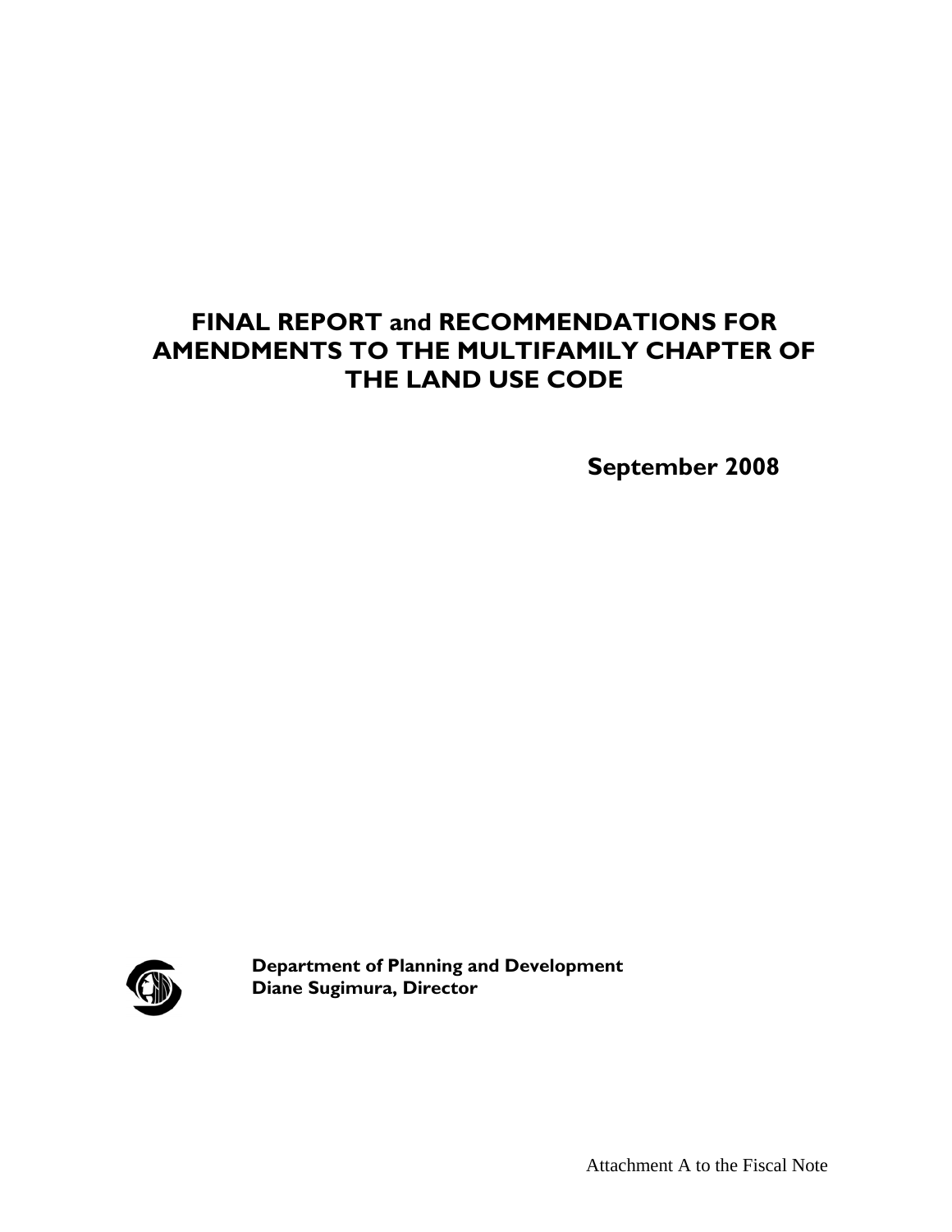# FINAL REPORT and RECOMMENDATIONS FOR AMENDMENTS TO THE MULTIFAMILY CHAPTER OF THE LAND USE CODE

**September 2008**

**Department of Planning and Development**
**Diane Sugimura, Director**

Attachment A to the Fiscal Note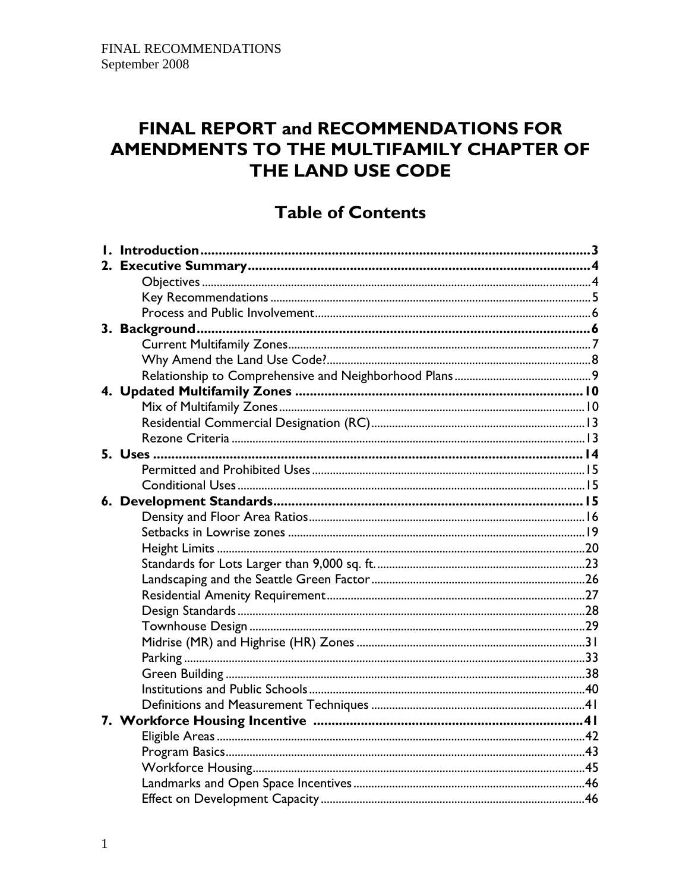FINAL RECOMMENDATIONS
September 2008

# FINAL REPORT and RECOMMENDATIONS FOR AMENDMENTS TO THE MULTIFAMILY CHAPTER OF THE LAND USE CODE

## Table of Contents

**1. Introduction** .......... **3**

**2. Executive Summary** .......... **4**
- Objectives .......... 4
- Key Recommendations .......... 5
- Process and Public Involvement .......... 6

**3. Background** .......... **6**
- Current Multifamily Zones .......... 7
- Why Amend the Land Use Code? .......... 8
- Relationship to Comprehensive and Neighborhood Plans .......... 9

**4. Updated Multifamily Zones** .......... **10**
- Mix of Multifamily Zones .......... 10
- Residential Commercial Designation (RC) .......... 13
- Rezone Criteria .......... 13

**5. Uses** .......... **14**
- Permitted and Prohibited Uses .......... 15
- Conditional Uses .......... 15

**6. Development Standards** .......... **15**
- Density and Floor Area Ratios .......... 16
- Setbacks in Lowrise zones .......... 19
- Height Limits .......... 20
- Standards for Lots Larger than 9,000 sq. ft. .......... 23
- Landscaping and the Seattle Green Factor .......... 26
- Residential Amenity Requirement .......... 27
- Design Standards .......... 28
- Townhouse Design .......... 29
- Midrise (MR) and Highrise (HR) Zones .......... 31
- Parking .......... 33
- Green Building .......... 38
- Institutions and Public Schools .......... 40
- Definitions and Measurement Techniques .......... 41

**7. Workforce Housing Incentive** .......... **41**
- Eligible Areas .......... 42
- Program Basics .......... 43
- Workforce Housing .......... 45
- Landmarks and Open Space Incentives .......... 46
- Effect on Development Capacity .......... 46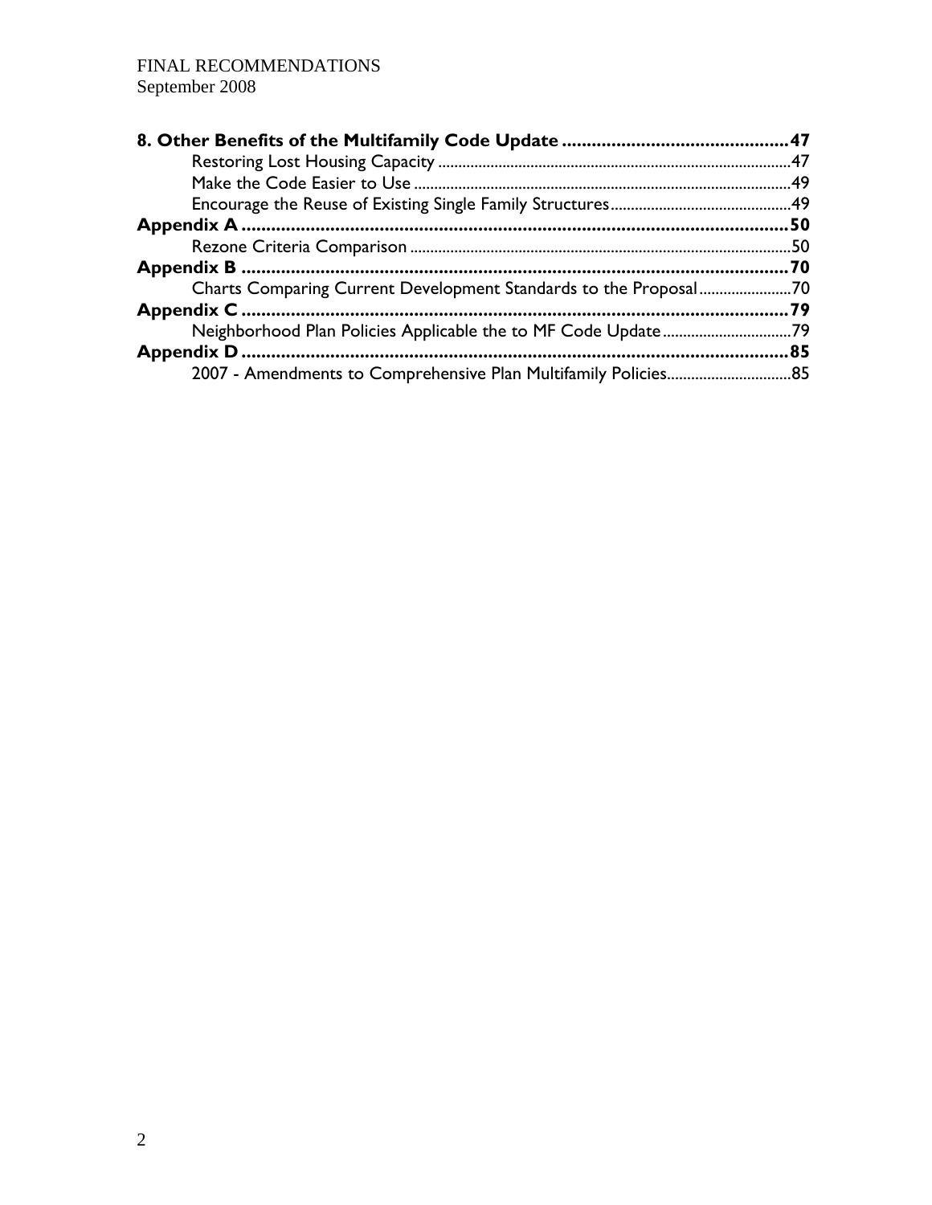**8. Other Benefits of the Multifamily Code Update** .......................................... **47**

- Restoring Lost Housing Capacity .......................................... 47
- Make the Code Easier to Use .......................................... 49
- Encourage the Reuse of Existing Single Family Structures .......................................... 49

**Appendix A** .......................................... **50**

- Rezone Criteria Comparison .......................................... 50

**Appendix B** .......................................... **70**

- Charts Comparing Current Development Standards to the Proposal .......................................... 70

**Appendix C** .......................................... **79**

- Neighborhood Plan Policies Applicable the to MF Code Update .......................................... 79

**Appendix D** .......................................... **85**

- 2007 - Amendments to Comprehensive Plan Multifamily Policies .......................................... 85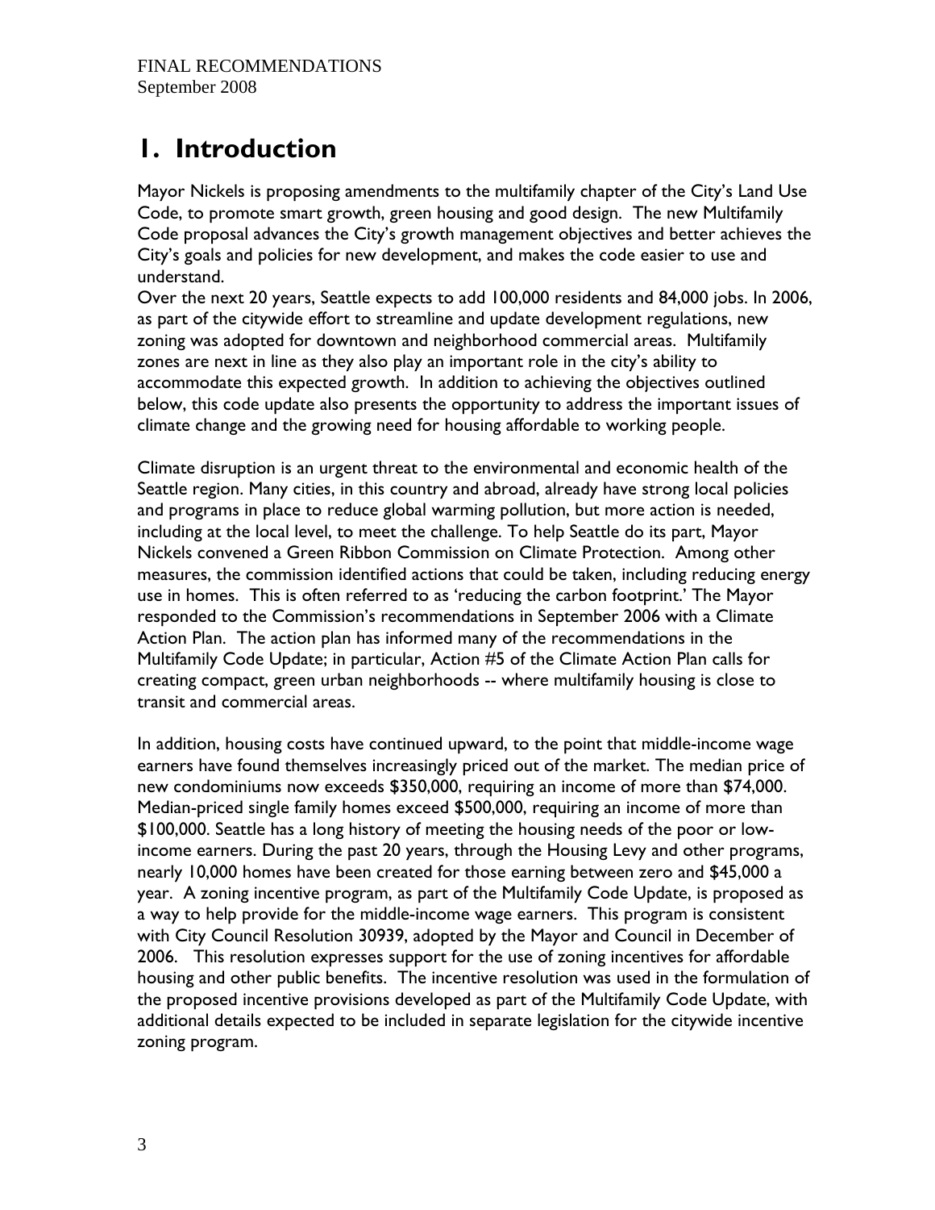# 1. Introduction

Mayor Nickels is proposing amendments to the multifamily chapter of the City's Land Use Code, to promote smart growth, green housing and good design. The new Multifamily Code proposal advances the City's growth management objectives and better achieves the City's goals and policies for new development, and makes the code easier to use and understand.

Over the next 20 years, Seattle expects to add 100,000 residents and 84,000 jobs. In 2006, as part of the citywide effort to streamline and update development regulations, new zoning was adopted for downtown and neighborhood commercial areas. Multifamily zones are next in line as they also play an important role in the city's ability to accommodate this expected growth. In addition to achieving the objectives outlined below, this code update also presents the opportunity to address the important issues of climate change and the growing need for housing affordable to working people.

Climate disruption is an urgent threat to the environmental and economic health of the Seattle region. Many cities, in this country and abroad, already have strong local policies and programs in place to reduce global warming pollution, but more action is needed, including at the local level, to meet the challenge. To help Seattle do its part, Mayor Nickels convened a Green Ribbon Commission on Climate Protection. Among other measures, the commission identified actions that could be taken, including reducing energy use in homes. This is often referred to as 'reducing the carbon footprint.' The Mayor responded to the Commission's recommendations in September 2006 with a Climate Action Plan. The action plan has informed many of the recommendations in the Multifamily Code Update; in particular, Action #5 of the Climate Action Plan calls for creating compact, green urban neighborhoods -- where multifamily housing is close to transit and commercial areas.

In addition, housing costs have continued upward, to the point that middle-income wage earners have found themselves increasingly priced out of the market. The median price of new condominiums now exceeds $350,000, requiring an income of more than $74,000. Median-priced single family homes exceed $500,000, requiring an income of more than $100,000. Seattle has a long history of meeting the housing needs of the poor or low-income earners. During the past 20 years, through the Housing Levy and other programs, nearly 10,000 homes have been created for those earning between zero and $45,000 a year. A zoning incentive program, as part of the Multifamily Code Update, is proposed as a way to help provide for the middle-income wage earners. This program is consistent with City Council Resolution 30939, adopted by the Mayor and Council in December of 2006. This resolution expresses support for the use of zoning incentives for affordable housing and other public benefits. The incentive resolution was used in the formulation of the proposed incentive provisions developed as part of the Multifamily Code Update, with additional details expected to be included in separate legislation for the citywide incentive zoning program.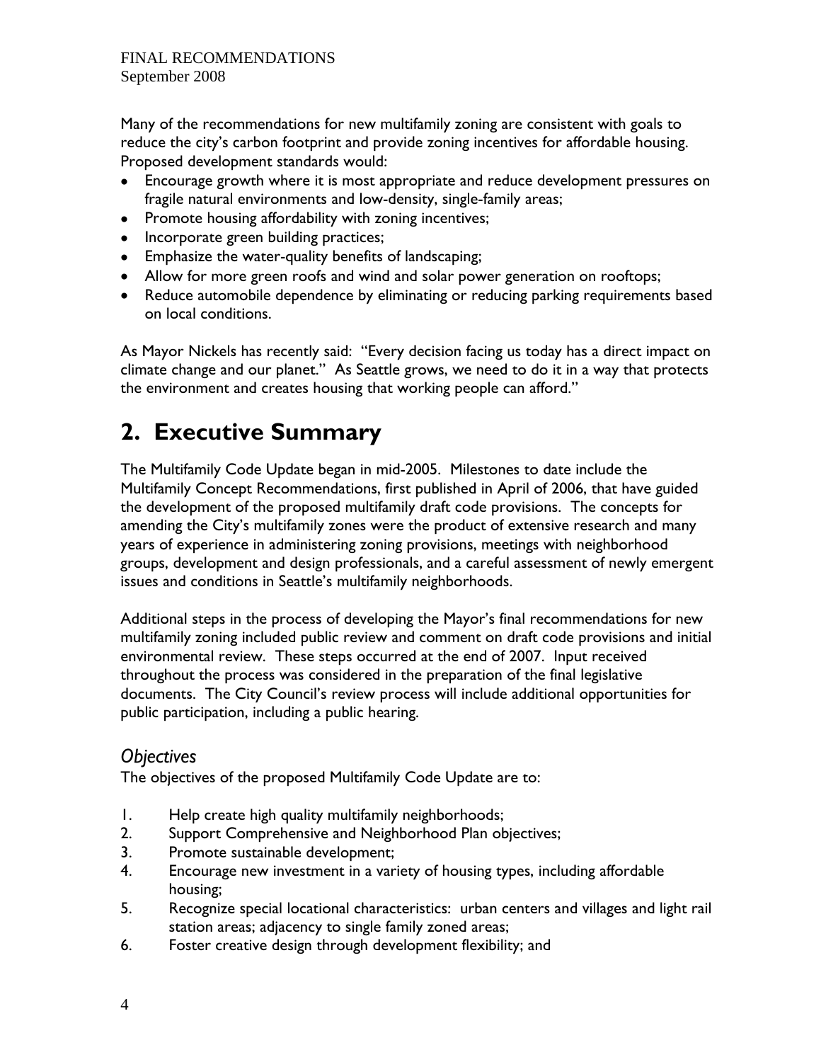Many of the recommendations for new multifamily zoning are consistent with goals to reduce the city's carbon footprint and provide zoning incentives for affordable housing. Proposed development standards would:

- Encourage growth where it is most appropriate and reduce development pressures on fragile natural environments and low-density, single-family areas;
- Promote housing affordability with zoning incentives;
- Incorporate green building practices;
- Emphasize the water-quality benefits of landscaping;
- Allow for more green roofs and wind and solar power generation on rooftops;
- Reduce automobile dependence by eliminating or reducing parking requirements based on local conditions.

As Mayor Nickels has recently said: "Every decision facing us today has a direct impact on climate change and our planet." As Seattle grows, we need to do it in a way that protects the environment and creates housing that working people can afford."

# 2. Executive Summary

The Multifamily Code Update began in mid-2005. Milestones to date include the Multifamily Concept Recommendations, first published in April of 2006, that have guided the development of the proposed multifamily draft code provisions. The concepts for amending the City's multifamily zones were the product of extensive research and many years of experience in administering zoning provisions, meetings with neighborhood groups, development and design professionals, and a careful assessment of newly emergent issues and conditions in Seattle's multifamily neighborhoods.

Additional steps in the process of developing the Mayor's final recommendations for new multifamily zoning included public review and comment on draft code provisions and initial environmental review. These steps occurred at the end of 2007. Input received throughout the process was considered in the preparation of the final legislative documents. The City Council's review process will include additional opportunities for public participation, including a public hearing.

## *Objectives*

The objectives of the proposed Multifamily Code Update are to:

1. Help create high quality multifamily neighborhoods;
2. Support Comprehensive and Neighborhood Plan objectives;
3. Promote sustainable development;
4. Encourage new investment in a variety of housing types, including affordable housing;
5. Recognize special locational characteristics: urban centers and villages and light rail station areas; adjacency to single family zoned areas;
6. Foster creative design through development flexibility; and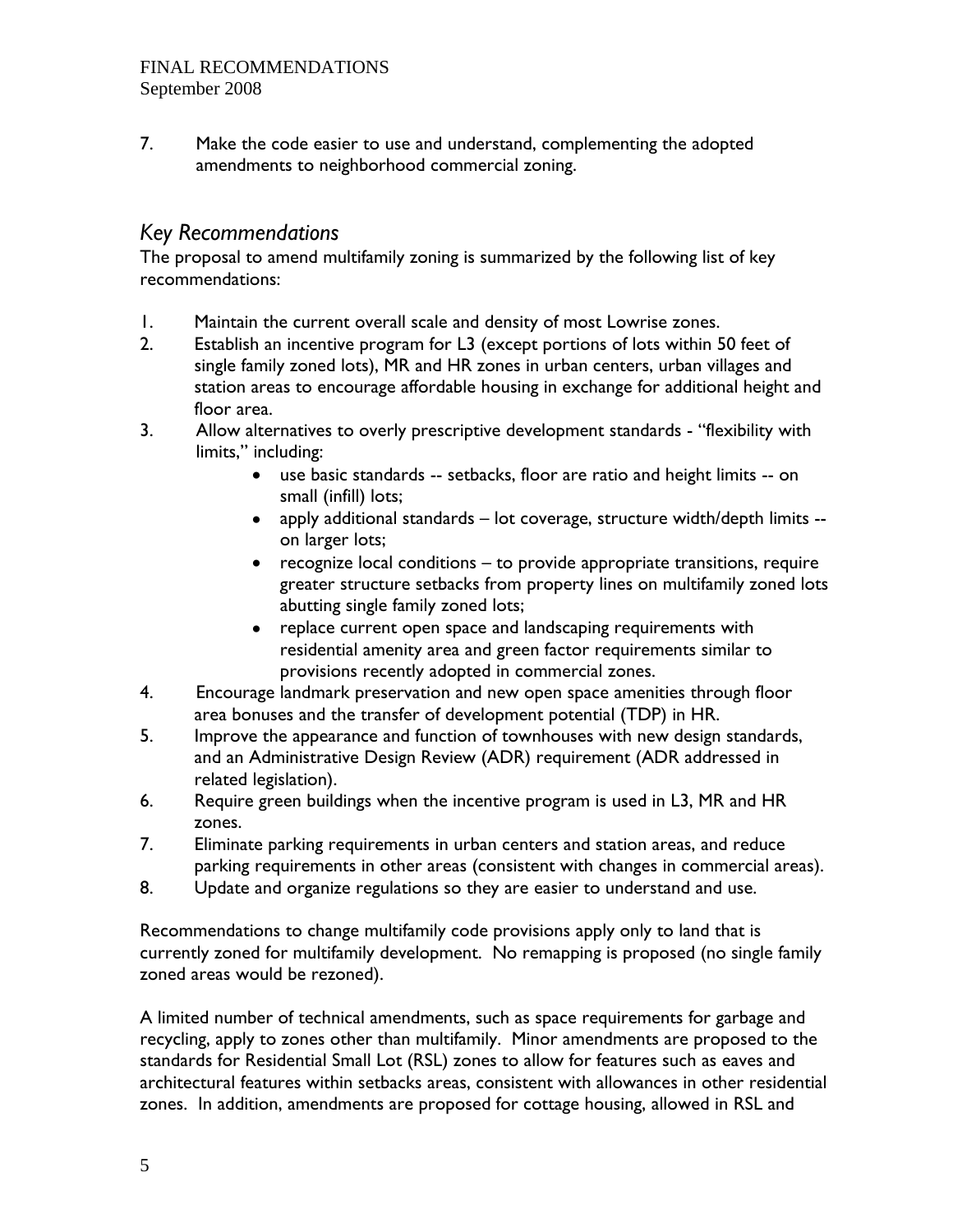7. Make the code easier to use and understand, complementing the adopted amendments to neighborhood commercial zoning.

## *Key Recommendations*

The proposal to amend multifamily zoning is summarized by the following list of key recommendations:

1. Maintain the current overall scale and density of most Lowrise zones.
2. Establish an incentive program for L3 (except portions of lots within 50 feet of single family zoned lots), MR and HR zones in urban centers, urban villages and station areas to encourage affordable housing in exchange for additional height and floor area.
3. Allow alternatives to overly prescriptive development standards - "flexibility with limits," including:
   - use basic standards -- setbacks, floor are ratio and height limits -- on small (infill) lots;
   - apply additional standards – lot coverage, structure width/depth limits -- on larger lots;
   - recognize local conditions – to provide appropriate transitions, require greater structure setbacks from property lines on multifamily zoned lots abutting single family zoned lots;
   - replace current open space and landscaping requirements with residential amenity area and green factor requirements similar to provisions recently adopted in commercial zones.
4. Encourage landmark preservation and new open space amenities through floor area bonuses and the transfer of development potential (TDP) in HR.
5. Improve the appearance and function of townhouses with new design standards, and an Administrative Design Review (ADR) requirement (ADR addressed in related legislation).
6. Require green buildings when the incentive program is used in L3, MR and HR zones.
7. Eliminate parking requirements in urban centers and station areas, and reduce parking requirements in other areas (consistent with changes in commercial areas).
8. Update and organize regulations so they are easier to understand and use.

Recommendations to change multifamily code provisions apply only to land that is currently zoned for multifamily development. No remapping is proposed (no single family zoned areas would be rezoned).

A limited number of technical amendments, such as space requirements for garbage and recycling, apply to zones other than multifamily. Minor amendments are proposed to the standards for Residential Small Lot (RSL) zones to allow for features such as eaves and architectural features within setbacks areas, consistent with allowances in other residential zones. In addition, amendments are proposed for cottage housing, allowed in RSL and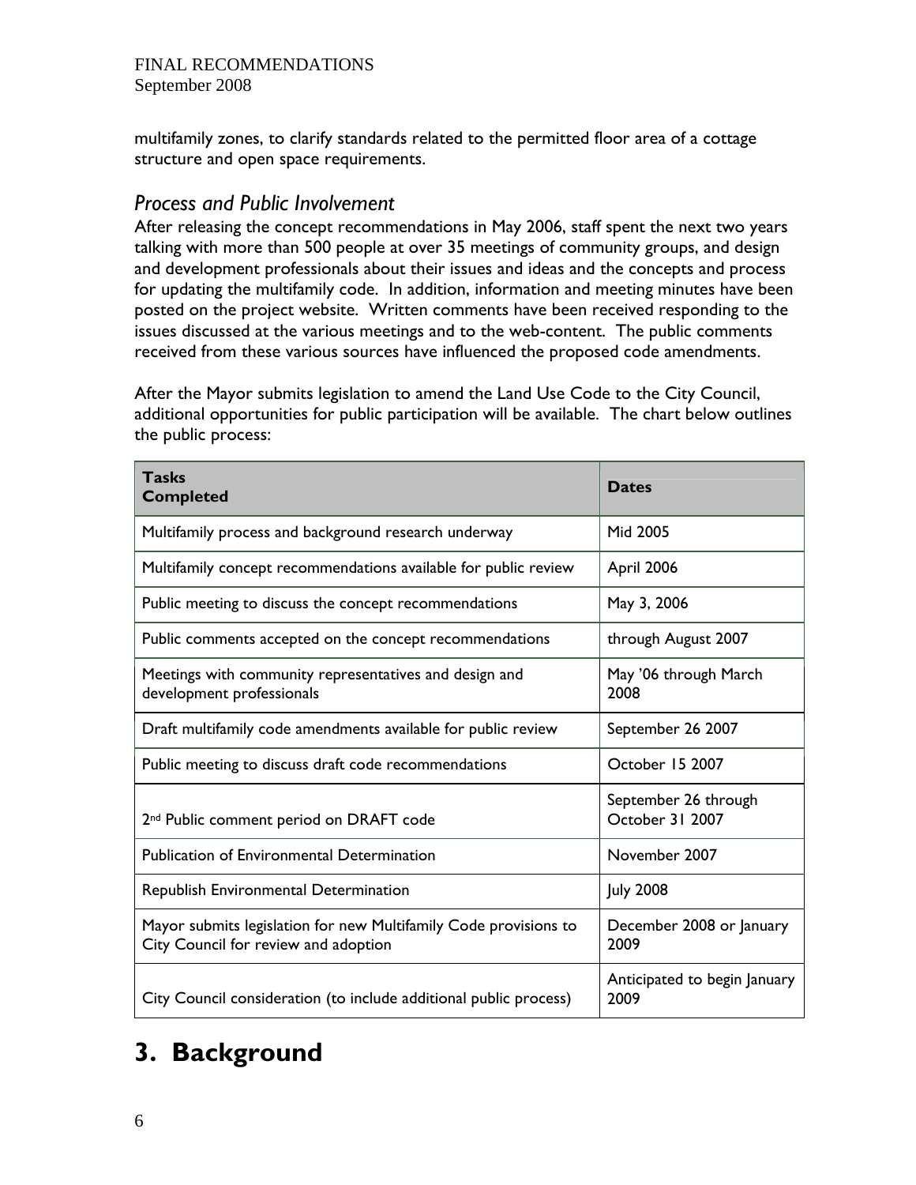multifamily zones, to clarify standards related to the permitted floor area of a cottage structure and open space requirements.

### *Process and Public Involvement*

After releasing the concept recommendations in May 2006, staff spent the next two years talking with more than 500 people at over 35 meetings of community groups, and design and development professionals about their issues and ideas and the concepts and process for updating the multifamily code. In addition, information and meeting minutes have been posted on the project website. Written comments have been received responding to the issues discussed at the various meetings and to the web-content. The public comments received from these various sources have influenced the proposed code amendments.

After the Mayor submits legislation to amend the Land Use Code to the City Council, additional opportunities for public participation will be available. The chart below outlines the public process:

| **Tasks Completed** | **Dates** |
|---|---|
| Multifamily process and background research underway | Mid 2005 |
| Multifamily concept recommendations available for public review | April 2006 |
| Public meeting to discuss the concept recommendations | May 3, 2006 |
| Public comments accepted on the concept recommendations | through August 2007 |
| Meetings with community representatives and design and development professionals | May '06 through March 2008 |
| Draft multifamily code amendments available for public review | September 26 2007 |
| Public meeting to discuss draft code recommendations | October 15 2007 |
| 2nd Public comment period on DRAFT code | September 26 through October 31 2007 |
| Publication of Environmental Determination | November 2007 |
| Republish Environmental Determination | July 2008 |
| Mayor submits legislation for new Multifamily Code provisions to City Council for review and adoption | December 2008 or January 2009 |
| City Council consideration (to include additional public process) | Anticipated to begin January 2009 |

# 3. Background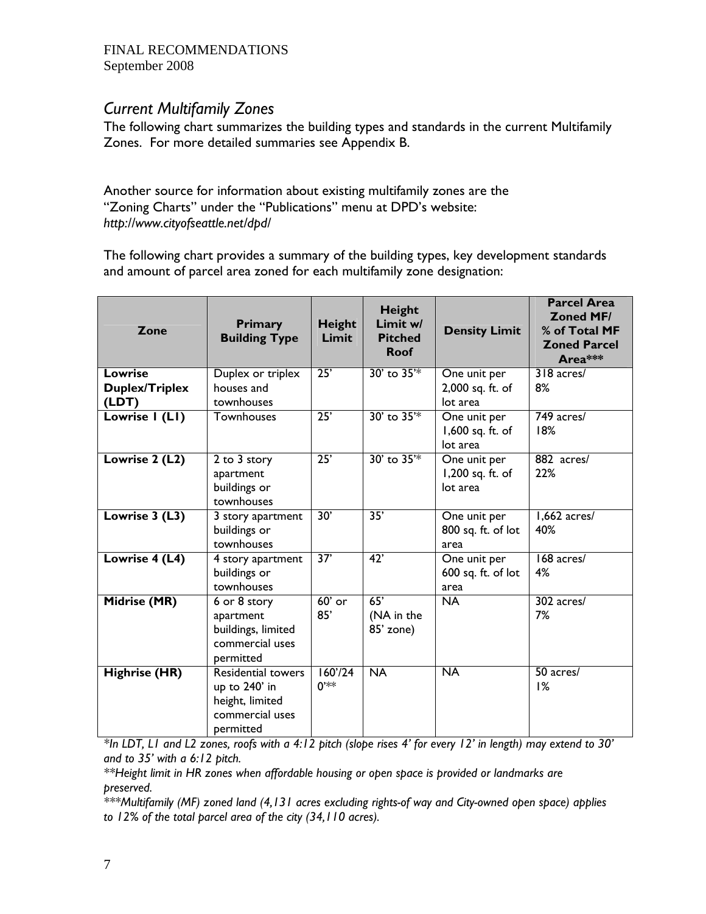FINAL RECOMMENDATIONS
September 2008

## *Current Multifamily Zones*

The following chart summarizes the building types and standards in the current Multifamily Zones. For more detailed summaries see Appendix B.

Another source for information about existing multifamily zones are the "Zoning Charts" under the "Publications" menu at DPD's website: *http://www.cityofseattle.net/dpd/*

The following chart provides a summary of the building types, key development standards and amount of parcel area zoned for each multifamily zone designation:

| Zone | Primary Building Type | Height Limit | Height Limit w/ Pitched Roof | Density Limit | Parcel Area Zoned MF/ % of Total MF Zoned Parcel Area*** |
|---|---|---|---|---|---|
| **Lowrise Duplex/Triplex (LDT)** | Duplex or triplex houses and townhouses | 25' | 30' to 35'* | One unit per 2,000 sq. ft. of lot area | 318 acres/ 8% |
| **Lowrise 1 (L1)** | Townhouses | 25' | 30' to 35'* | One unit per 1,600 sq. ft. of lot area | 749 acres/ 18% |
| **Lowrise 2 (L2)** | 2 to 3 story apartment buildings or townhouses | 25' | 30' to 35'* | One unit per 1,200 sq. ft. of lot area | 882 acres/ 22% |
| **Lowrise 3 (L3)** | 3 story apartment buildings or townhouses | 30' | 35' | One unit per 800 sq. ft. of lot area | 1,662 acres/ 40% |
| **Lowrise 4 (L4)** | 4 story apartment buildings or townhouses | 37' | 42' | One unit per 600 sq. ft. of lot area | 168 acres/ 4% |
| **Midrise (MR)** | 6 or 8 story apartment buildings, limited commercial uses permitted | 60' or 85' | 65' (NA in the 85' zone) | NA | 302 acres/ 7% |
| **Highrise (HR)** | Residential towers up to 240' in height, limited commercial uses permitted | 160'/240'** | NA | NA | 50 acres/ 1% |

*\*In LDT, L1 and L2 zones, roofs with a 4:12 pitch (slope rises 4' for every 12' in length) may extend to 30' and to 35' with a 6:12 pitch.*

*\*\*Height limit in HR zones when affordable housing or open space is provided or landmarks are preserved.*

*\*\*\*Multifamily (MF) zoned land (4,131 acres excluding rights-of way and City-owned open space) applies to 12% of the total parcel area of the city (34,110 acres).*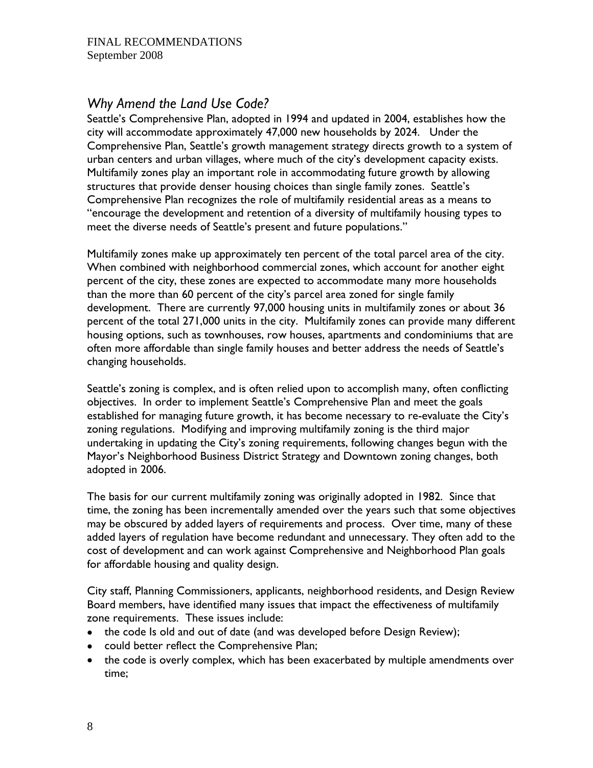## *Why Amend the Land Use Code?*

Seattle's Comprehensive Plan, adopted in 1994 and updated in 2004, establishes how the city will accommodate approximately 47,000 new households by 2024. Under the Comprehensive Plan, Seattle's growth management strategy directs growth to a system of urban centers and urban villages, where much of the city's development capacity exists. Multifamily zones play an important role in accommodating future growth by allowing structures that provide denser housing choices than single family zones. Seattle's Comprehensive Plan recognizes the role of multifamily residential areas as a means to "encourage the development and retention of a diversity of multifamily housing types to meet the diverse needs of Seattle's present and future populations."

Multifamily zones make up approximately ten percent of the total parcel area of the city. When combined with neighborhood commercial zones, which account for another eight percent of the city, these zones are expected to accommodate many more households than the more than 60 percent of the city's parcel area zoned for single family development. There are currently 97,000 housing units in multifamily zones or about 36 percent of the total 271,000 units in the city. Multifamily zones can provide many different housing options, such as townhouses, row houses, apartments and condominiums that are often more affordable than single family houses and better address the needs of Seattle's changing households.

Seattle's zoning is complex, and is often relied upon to accomplish many, often conflicting objectives. In order to implement Seattle's Comprehensive Plan and meet the goals established for managing future growth, it has become necessary to re-evaluate the City's zoning regulations. Modifying and improving multifamily zoning is the third major undertaking in updating the City's zoning requirements, following changes begun with the Mayor's Neighborhood Business District Strategy and Downtown zoning changes, both adopted in 2006.

The basis for our current multifamily zoning was originally adopted in 1982. Since that time, the zoning has been incrementally amended over the years such that some objectives may be obscured by added layers of requirements and process. Over time, many of these added layers of regulation have become redundant and unnecessary. They often add to the cost of development and can work against Comprehensive and Neighborhood Plan goals for affordable housing and quality design.

City staff, Planning Commissioners, applicants, neighborhood residents, and Design Review Board members, have identified many issues that impact the effectiveness of multifamily zone requirements. These issues include:

- the code Is old and out of date (and was developed before Design Review);
- could better reflect the Comprehensive Plan;
- the code is overly complex, which has been exacerbated by multiple amendments over time;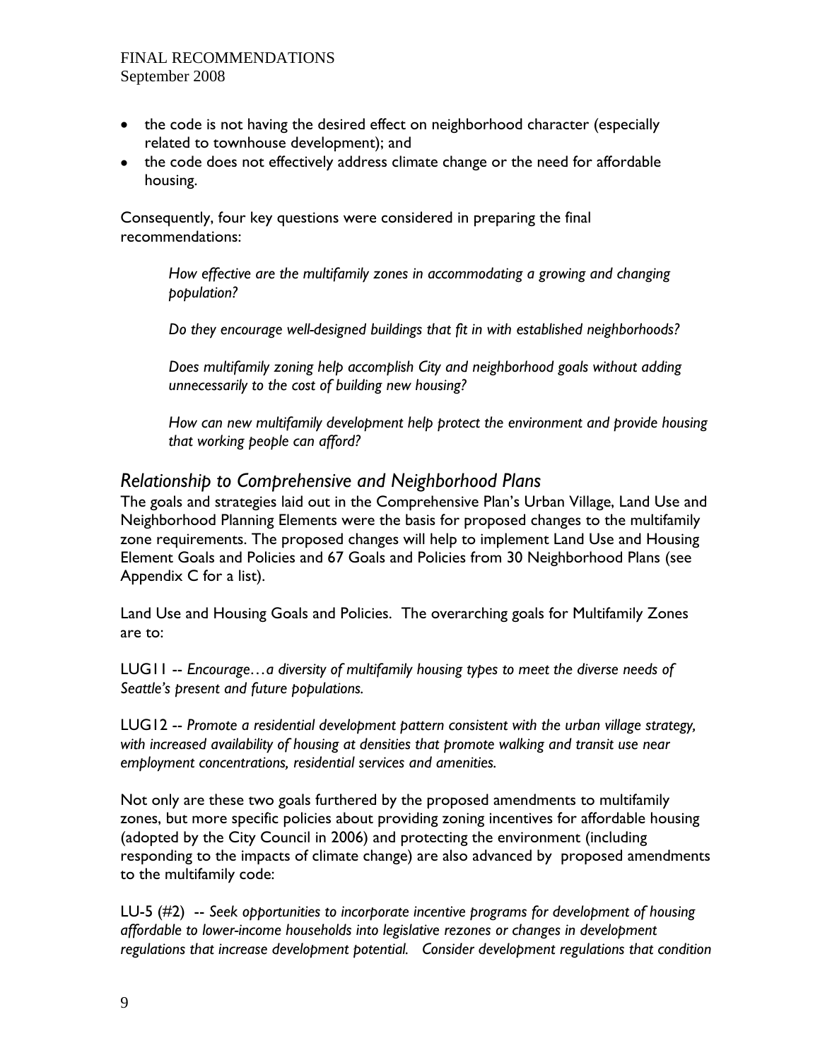- the code is not having the desired effect on neighborhood character (especially related to townhouse development); and
- the code does not effectively address climate change or the need for affordable housing.

Consequently, four key questions were considered in preparing the final recommendations:

> *How effective are the multifamily zones in accommodating a growing and changing population?*
>
> *Do they encourage well-designed buildings that fit in with established neighborhoods?*
>
> *Does multifamily zoning help accomplish City and neighborhood goals without adding unnecessarily to the cost of building new housing?*
>
> *How can new multifamily development help protect the environment and provide housing that working people can afford?*

## *Relationship to Comprehensive and Neighborhood Plans*

The goals and strategies laid out in the Comprehensive Plan's Urban Village, Land Use and Neighborhood Planning Elements were the basis for proposed changes to the multifamily zone requirements. The proposed changes will help to implement Land Use and Housing Element Goals and Policies and 67 Goals and Policies from 30 Neighborhood Plans (see Appendix C for a list).

Land Use and Housing Goals and Policies. The overarching goals for Multifamily Zones are to:

LUG11 -- *Encourage…a diversity of multifamily housing types to meet the diverse needs of Seattle's present and future populations.*

LUG12 -- *Promote a residential development pattern consistent with the urban village strategy, with increased availability of housing at densities that promote walking and transit use near employment concentrations, residential services and amenities.*

Not only are these two goals furthered by the proposed amendments to multifamily zones, but more specific policies about providing zoning incentives for affordable housing (adopted by the City Council in 2006) and protecting the environment (including responding to the impacts of climate change) are also advanced by proposed amendments to the multifamily code:

LU-5 (#2) -- *Seek opportunities to incorporate incentive programs for development of housing affordable to lower-income households into legislative rezones or changes in development regulations that increase development potential. Consider development regulations that condition*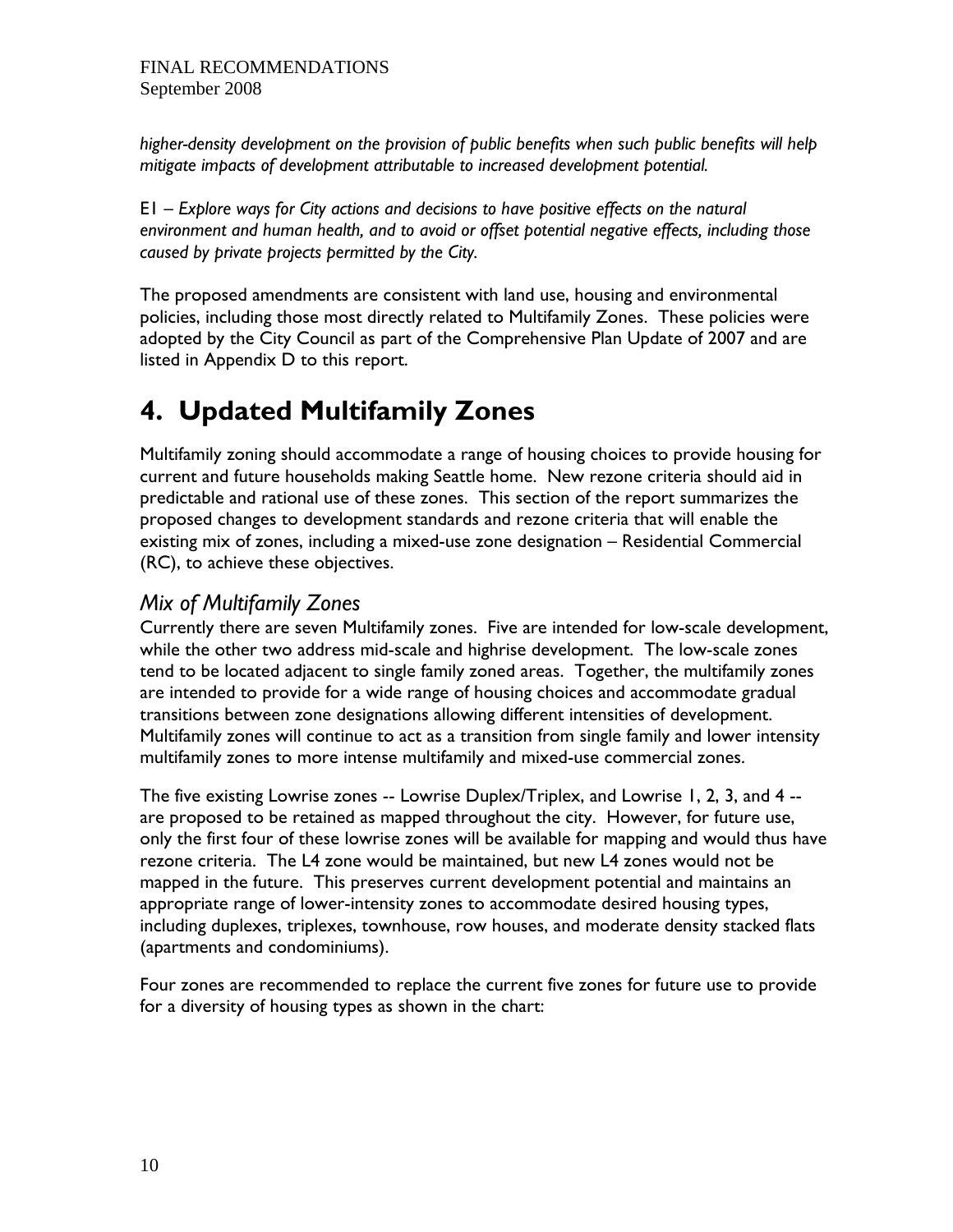*higher-density development on the provision of public benefits when such public benefits will help mitigate impacts of development attributable to increased development potential.*

E1 – *Explore ways for City actions and decisions to have positive effects on the natural environment and human health, and to avoid or offset potential negative effects, including those caused by private projects permitted by the City.*

The proposed amendments are consistent with land use, housing and environmental policies, including those most directly related to Multifamily Zones. These policies were adopted by the City Council as part of the Comprehensive Plan Update of 2007 and are listed in Appendix D to this report.

# 4. Updated Multifamily Zones

Multifamily zoning should accommodate a range of housing choices to provide housing for current and future households making Seattle home. New rezone criteria should aid in predictable and rational use of these zones. This section of the report summarizes the proposed changes to development standards and rezone criteria that will enable the existing mix of zones, including a mixed-use zone designation – Residential Commercial (RC), to achieve these objectives.

## *Mix of Multifamily Zones*

Currently there are seven Multifamily zones. Five are intended for low-scale development, while the other two address mid-scale and highrise development. The low-scale zones tend to be located adjacent to single family zoned areas. Together, the multifamily zones are intended to provide for a wide range of housing choices and accommodate gradual transitions between zone designations allowing different intensities of development. Multifamily zones will continue to act as a transition from single family and lower intensity multifamily zones to more intense multifamily and mixed-use commercial zones.

The five existing Lowrise zones -- Lowrise Duplex/Triplex, and Lowrise 1, 2, 3, and 4 -- are proposed to be retained as mapped throughout the city. However, for future use, only the first four of these lowrise zones will be available for mapping and would thus have rezone criteria. The L4 zone would be maintained, but new L4 zones would not be mapped in the future. This preserves current development potential and maintains an appropriate range of lower-intensity zones to accommodate desired housing types, including duplexes, triplexes, townhouse, row houses, and moderate density stacked flats (apartments and condominiums).

Four zones are recommended to replace the current five zones for future use to provide for a diversity of housing types as shown in the chart: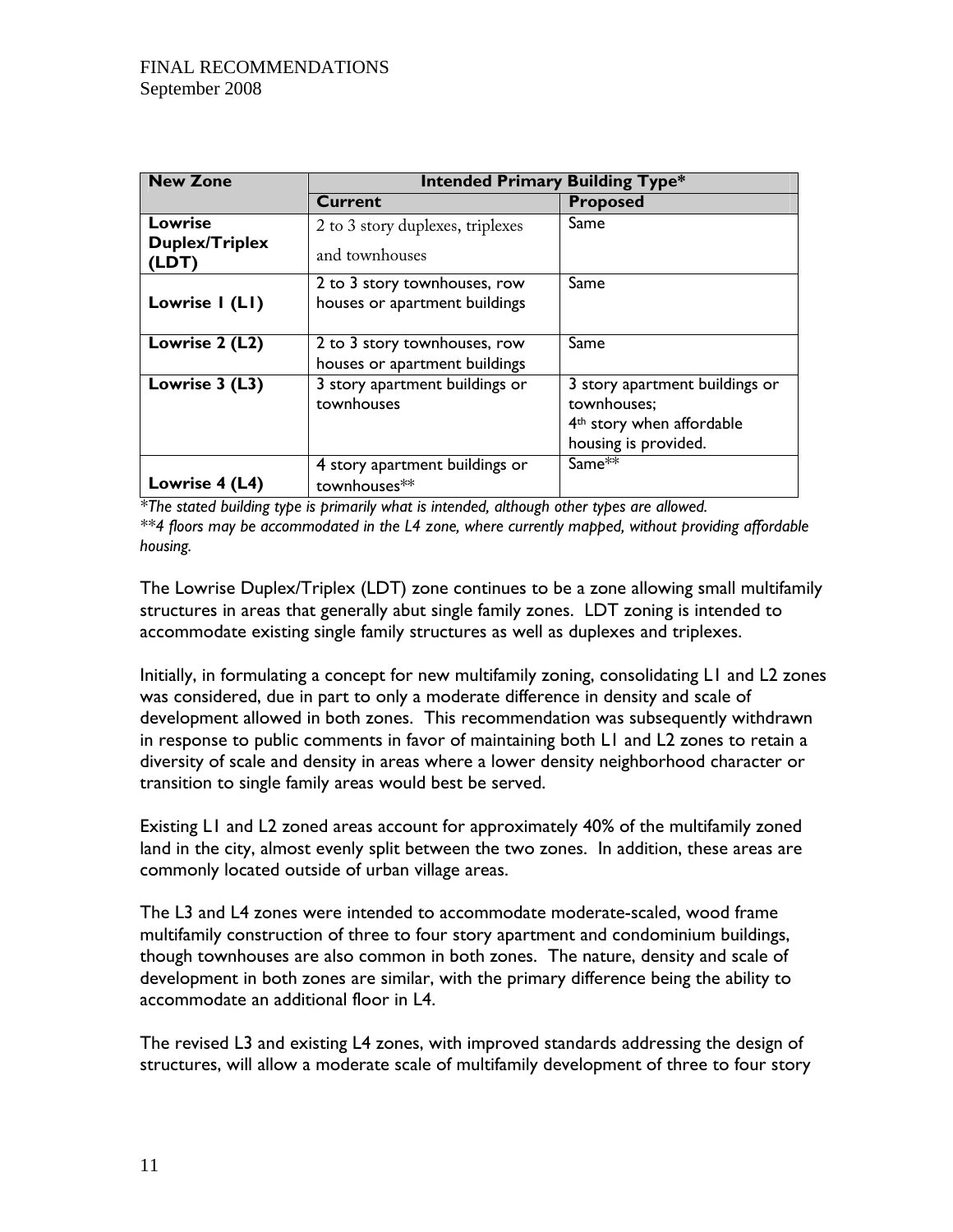| New Zone | Intended Primary Building Type* | |
|---|---|---|
| | **Current** | **Proposed** |
| **Lowrise Duplex/Triplex (LDT)** | 2 to 3 story duplexes, triplexes and townhouses | Same |
| **Lowrise 1 (L1)** | 2 to 3 story townhouses, row houses or apartment buildings | Same |
| **Lowrise 2 (L2)** | 2 to 3 story townhouses, row houses or apartment buildings | Same |
| **Lowrise 3 (L3)** | 3 story apartment buildings or townhouses | 3 story apartment buildings or townhouses; 4th story when affordable housing is provided. |
| **Lowrise 4 (L4)** | 4 story apartment buildings or townhouses** | Same** |

*\*The stated building type is primarily what is intended, although other types are allowed.*
*\*\*4 floors may be accommodated in the L4 zone, where currently mapped, without providing affordable housing.*

The Lowrise Duplex/Triplex (LDT) zone continues to be a zone allowing small multifamily structures in areas that generally abut single family zones. LDT zoning is intended to accommodate existing single family structures as well as duplexes and triplexes.

Initially, in formulating a concept for new multifamily zoning, consolidating L1 and L2 zones was considered, due in part to only a moderate difference in density and scale of development allowed in both zones. This recommendation was subsequently withdrawn in response to public comments in favor of maintaining both L1 and L2 zones to retain a diversity of scale and density in areas where a lower density neighborhood character or transition to single family areas would best be served.

Existing L1 and L2 zoned areas account for approximately 40% of the multifamily zoned land in the city, almost evenly split between the two zones. In addition, these areas are commonly located outside of urban village areas.

The L3 and L4 zones were intended to accommodate moderate-scaled, wood frame multifamily construction of three to four story apartment and condominium buildings, though townhouses are also common in both zones. The nature, density and scale of development in both zones are similar, with the primary difference being the ability to accommodate an additional floor in L4.

The revised L3 and existing L4 zones, with improved standards addressing the design of structures, will allow a moderate scale of multifamily development of three to four story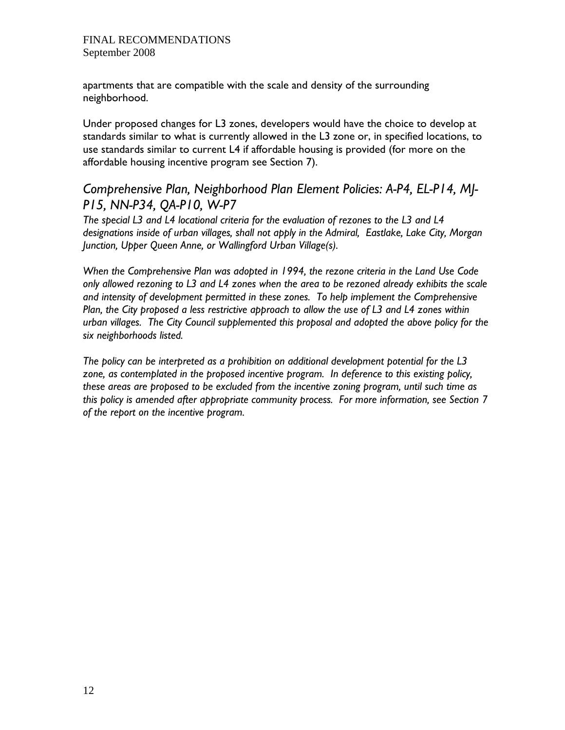apartments that are compatible with the scale and density of the surrounding neighborhood.

Under proposed changes for L3 zones, developers would have the choice to develop at standards similar to what is currently allowed in the L3 zone or, in specified locations, to use standards similar to current L4 if affordable housing is provided (for more on the affordable housing incentive program see Section 7).

## *Comprehensive Plan, Neighborhood Plan Element Policies: A-P4, EL-P14, MJ-P15, NN-P34, QA-P10, W-P7*

*The special L3 and L4 locational criteria for the evaluation of rezones to the L3 and L4 designations inside of urban villages, shall not apply in the Admiral, Eastlake, Lake City, Morgan Junction, Upper Queen Anne, or Wallingford Urban Village(s).*

*When the Comprehensive Plan was adopted in 1994, the rezone criteria in the Land Use Code only allowed rezoning to L3 and L4 zones when the area to be rezoned already exhibits the scale and intensity of development permitted in these zones. To help implement the Comprehensive Plan, the City proposed a less restrictive approach to allow the use of L3 and L4 zones within urban villages. The City Council supplemented this proposal and adopted the above policy for the six neighborhoods listed.*

*The policy can be interpreted as a prohibition on additional development potential for the L3 zone, as contemplated in the proposed incentive program. In deference to this existing policy, these areas are proposed to be excluded from the incentive zoning program, until such time as this policy is amended after appropriate community process. For more information, see Section 7 of the report on the incentive program.*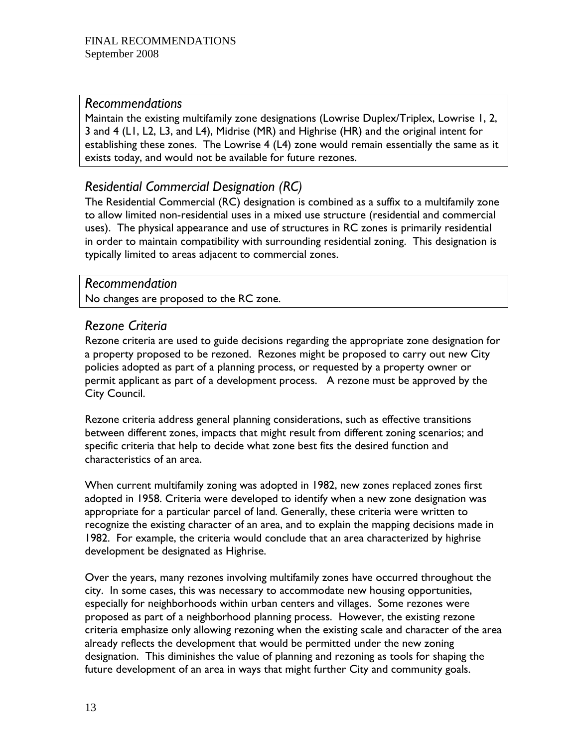### *Recommendations*

Maintain the existing multifamily zone designations (Lowrise Duplex/Triplex, Lowrise 1, 2, 3 and 4 (L1, L2, L3, and L4), Midrise (MR) and Highrise (HR) and the original intent for establishing these zones. The Lowrise 4 (L4) zone would remain essentially the same as it exists today, and would not be available for future rezones.

## *Residential Commercial Designation (RC)*

The Residential Commercial (RC) designation is combined as a suffix to a multifamily zone to allow limited non-residential uses in a mixed use structure (residential and commercial uses). The physical appearance and use of structures in RC zones is primarily residential in order to maintain compatibility with surrounding residential zoning. This designation is typically limited to areas adjacent to commercial zones.

### *Recommendation*

No changes are proposed to the RC zone.

## *Rezone Criteria*

Rezone criteria are used to guide decisions regarding the appropriate zone designation for a property proposed to be rezoned. Rezones might be proposed to carry out new City policies adopted as part of a planning process, or requested by a property owner or permit applicant as part of a development process. A rezone must be approved by the City Council.

Rezone criteria address general planning considerations, such as effective transitions between different zones, impacts that might result from different zoning scenarios; and specific criteria that help to decide what zone best fits the desired function and characteristics of an area.

When current multifamily zoning was adopted in 1982, new zones replaced zones first adopted in 1958. Criteria were developed to identify when a new zone designation was appropriate for a particular parcel of land. Generally, these criteria were written to recognize the existing character of an area, and to explain the mapping decisions made in 1982. For example, the criteria would conclude that an area characterized by highrise development be designated as Highrise.

Over the years, many rezones involving multifamily zones have occurred throughout the city. In some cases, this was necessary to accommodate new housing opportunities, especially for neighborhoods within urban centers and villages. Some rezones were proposed as part of a neighborhood planning process. However, the existing rezone criteria emphasize only allowing rezoning when the existing scale and character of the area already reflects the development that would be permitted under the new zoning designation. This diminishes the value of planning and rezoning as tools for shaping the future development of an area in ways that might further City and community goals.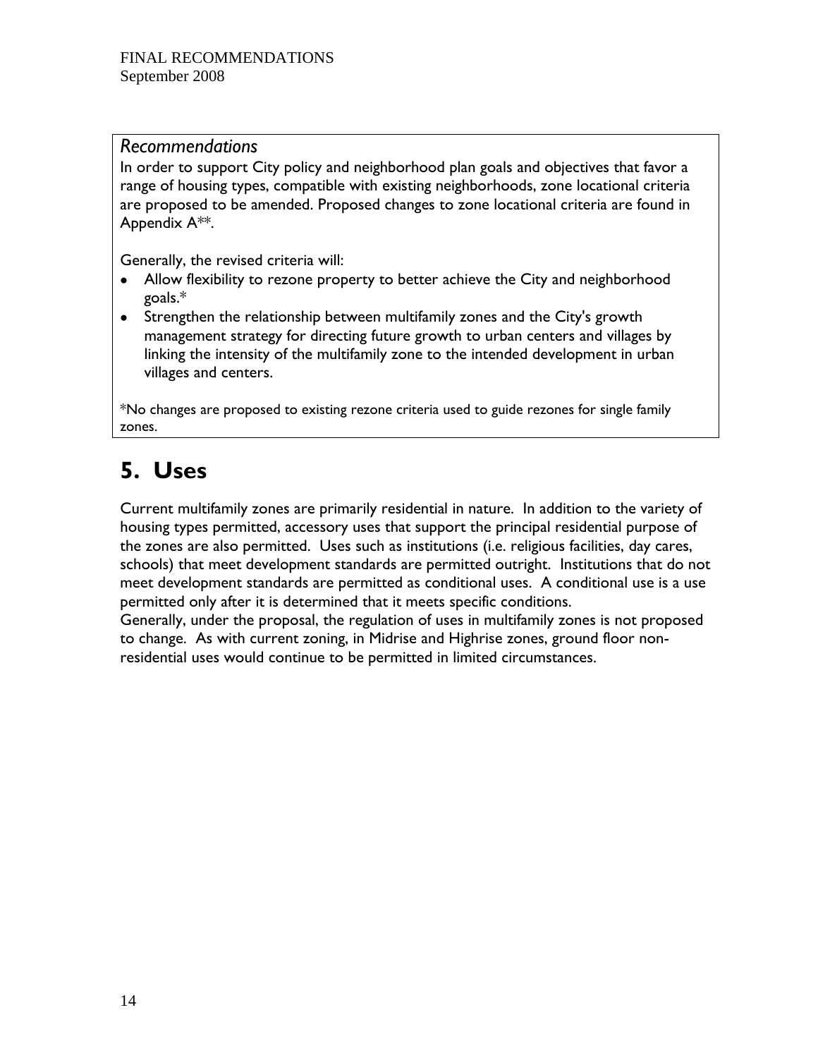### *Recommendations*

In order to support City policy and neighborhood plan goals and objectives that favor a range of housing types, compatible with existing neighborhoods, zone locational criteria are proposed to be amended. Proposed changes to zone locational criteria are found in Appendix A**.

Generally, the revised criteria will:

- Allow flexibility to rezone property to better achieve the City and neighborhood goals.*
- Strengthen the relationship between multifamily zones and the City's growth management strategy for directing future growth to urban centers and villages by linking the intensity of the multifamily zone to the intended development in urban villages and centers.

*No changes are proposed to existing rezone criteria used to guide rezones for single family zones.

## 5. Uses

Current multifamily zones are primarily residential in nature. In addition to the variety of housing types permitted, accessory uses that support the principal residential purpose of the zones are also permitted. Uses such as institutions (i.e. religious facilities, day cares, schools) that meet development standards are permitted outright. Institutions that do not meet development standards are permitted as conditional uses. A conditional use is a use permitted only after it is determined that it meets specific conditions.

Generally, under the proposal, the regulation of uses in multifamily zones is not proposed to change. As with current zoning, in Midrise and Highrise zones, ground floor non-residential uses would continue to be permitted in limited circumstances.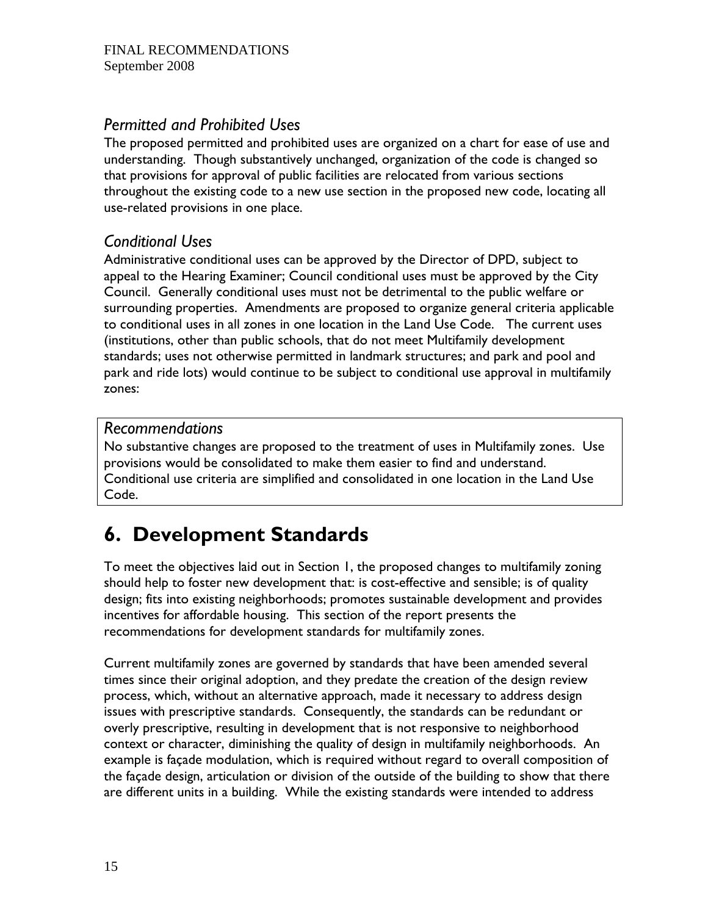### *Permitted and Prohibited Uses*

The proposed permitted and prohibited uses are organized on a chart for ease of use and understanding. Though substantively unchanged, organization of the code is changed so that provisions for approval of public facilities are relocated from various sections throughout the existing code to a new use section in the proposed new code, locating all use-related provisions in one place.

### *Conditional Uses*

Administrative conditional uses can be approved by the Director of DPD, subject to appeal to the Hearing Examiner; Council conditional uses must be approved by the City Council. Generally conditional uses must not be detrimental to the public welfare or surrounding properties. Amendments are proposed to organize general criteria applicable to conditional uses in all zones in one location in the Land Use Code. The current uses (institutions, other than public schools, that do not meet Multifamily development standards; uses not otherwise permitted in landmark structures; and park and pool and park and ride lots) would continue to be subject to conditional use approval in multifamily zones:

### *Recommendations*

No substantive changes are proposed to the treatment of uses in Multifamily zones. Use provisions would be consolidated to make them easier to find and understand. Conditional use criteria are simplified and consolidated in one location in the Land Use Code.

# 6. Development Standards

To meet the objectives laid out in Section 1, the proposed changes to multifamily zoning should help to foster new development that: is cost-effective and sensible; is of quality design; fits into existing neighborhoods; promotes sustainable development and provides incentives for affordable housing. This section of the report presents the recommendations for development standards for multifamily zones.

Current multifamily zones are governed by standards that have been amended several times since their original adoption, and they predate the creation of the design review process, which, without an alternative approach, made it necessary to address design issues with prescriptive standards. Consequently, the standards can be redundant or overly prescriptive, resulting in development that is not responsive to neighborhood context or character, diminishing the quality of design in multifamily neighborhoods. An example is façade modulation, which is required without regard to overall composition of the façade design, articulation or division of the outside of the building to show that there are different units in a building. While the existing standards were intended to address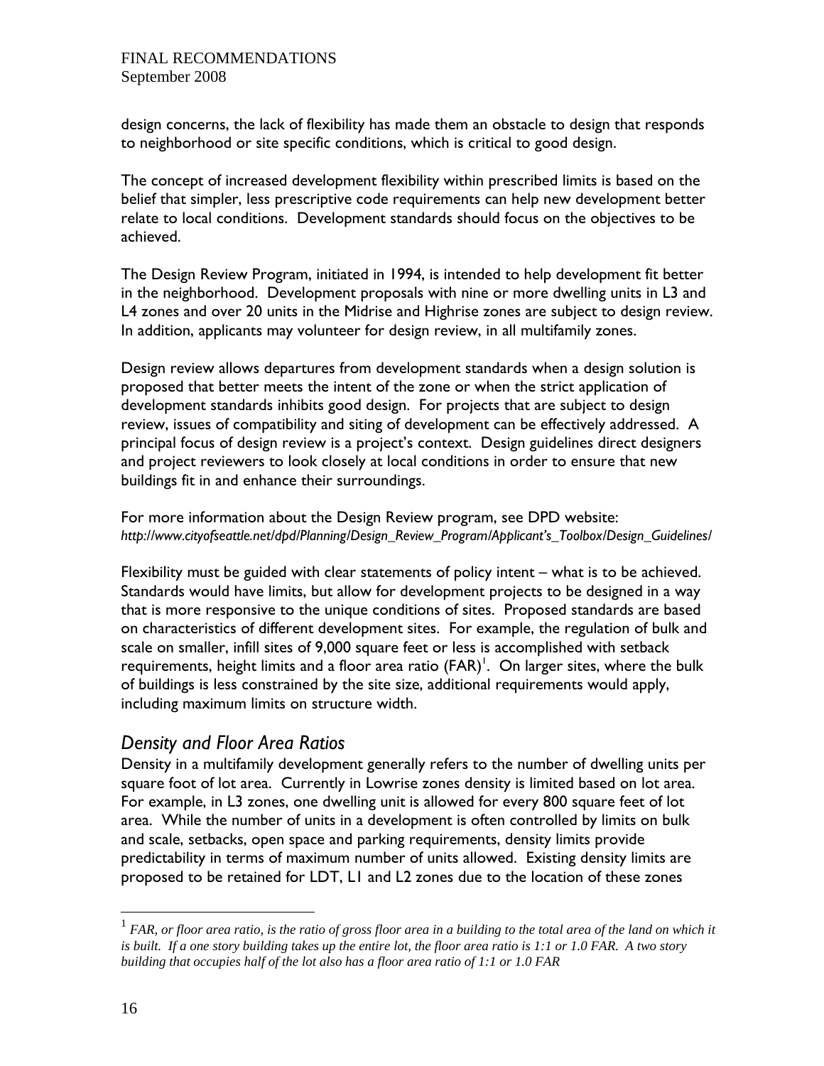design concerns, the lack of flexibility has made them an obstacle to design that responds to neighborhood or site specific conditions, which is critical to good design.

The concept of increased development flexibility within prescribed limits is based on the belief that simpler, less prescriptive code requirements can help new development better relate to local conditions. Development standards should focus on the objectives to be achieved.

The Design Review Program, initiated in 1994, is intended to help development fit better in the neighborhood. Development proposals with nine or more dwelling units in L3 and L4 zones and over 20 units in the Midrise and Highrise zones are subject to design review. In addition, applicants may volunteer for design review, in all multifamily zones.

Design review allows departures from development standards when a design solution is proposed that better meets the intent of the zone or when the strict application of development standards inhibits good design. For projects that are subject to design review, issues of compatibility and siting of development can be effectively addressed. A principal focus of design review is a project's context. Design guidelines direct designers and project reviewers to look closely at local conditions in order to ensure that new buildings fit in and enhance their surroundings.

For more information about the Design Review program, see DPD website:
*http://www.cityofseattle.net/dpd/Planning/Design_Review_Program/Applicant's_Toolbox/Design_Guidelines/*

Flexibility must be guided with clear statements of policy intent – what is to be achieved. Standards would have limits, but allow for development projects to be designed in a way that is more responsive to the unique conditions of sites. Proposed standards are based on characteristics of different development sites. For example, the regulation of bulk and scale on smaller, infill sites of 9,000 square feet or less is accomplished with setback requirements, height limits and a floor area ratio (FAR)[1]. On larger sites, where the bulk of buildings is less constrained by the site size, additional requirements would apply, including maximum limits on structure width.

## *Density and Floor Area Ratios*

Density in a multifamily development generally refers to the number of dwelling units per square foot of lot area. Currently in Lowrise zones density is limited based on lot area. For example, in L3 zones, one dwelling unit is allowed for every 800 square feet of lot area. While the number of units in a development is often controlled by limits on bulk and scale, setbacks, open space and parking requirements, density limits provide predictability in terms of maximum number of units allowed. Existing density limits are proposed to be retained for LDT, L1 and L2 zones due to the location of these zones

---

[1] *FAR, or floor area ratio, is the ratio of gross floor area in a building to the total area of the land on which it is built. If a one story building takes up the entire lot, the floor area ratio is 1:1 or 1.0 FAR. A two story building that occupies half of the lot also has a floor area ratio of 1:1 or 1.0 FAR*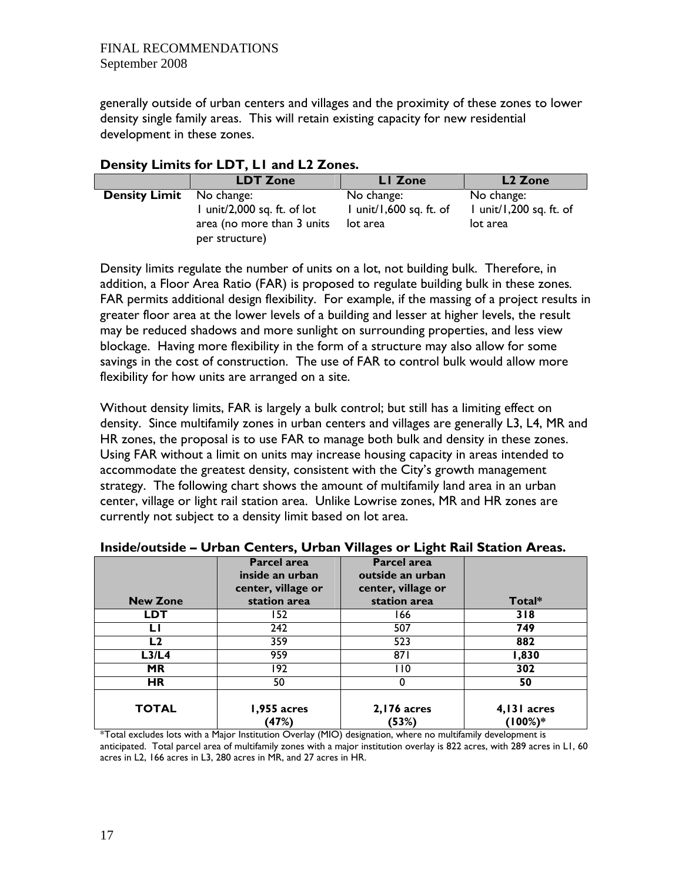generally outside of urban centers and villages and the proximity of these zones to lower density single family areas. This will retain existing capacity for new residential development in these zones.

**Density Limits for LDT, L1 and L2 Zones.**

| | LDT Zone | L1 Zone | L2 Zone |
|---|---|---|---|
| **Density Limit** | No change: 1 unit/2,000 sq. ft. of lot area (no more than 3 units per structure) | No change: 1 unit/1,600 sq. ft. of lot area | No change: 1 unit/1,200 sq. ft. of lot area |

Density limits regulate the number of units on a lot, not building bulk. Therefore, in addition, a Floor Area Ratio (FAR) is proposed to regulate building bulk in these zones. FAR permits additional design flexibility. For example, if the massing of a project results in greater floor area at the lower levels of a building and lesser at higher levels, the result may be reduced shadows and more sunlight on surrounding properties, and less view blockage. Having more flexibility in the form of a structure may also allow for some savings in the cost of construction. The use of FAR to control bulk would allow more flexibility for how units are arranged on a site.

Without density limits, FAR is largely a bulk control; but still has a limiting effect on density. Since multifamily zones in urban centers and villages are generally L3, L4, MR and HR zones, the proposal is to use FAR to manage both bulk and density in these zones. Using FAR without a limit on units may increase housing capacity in areas intended to accommodate the greatest density, consistent with the City's growth management strategy. The following chart shows the amount of multifamily land area in an urban center, village or light rail station area. Unlike Lowrise zones, MR and HR zones are currently not subject to a density limit based on lot area.

**Inside/outside – Urban Centers, Urban Villages or Light Rail Station Areas.**

| New Zone | Parcel area inside an urban center, village or station area | Parcel area outside an urban center, village or station area | Total* |
|---|---|---|---|
| **LDT** | 152 | 166 | **318** |
| **L1** | 242 | 507 | **749** |
| **L2** | 359 | 523 | **882** |
| **L3/L4** | 959 | 871 | **1,830** |
| **MR** | 192 | 110 | **302** |
| **HR** | 50 | 0 | **50** |
| **TOTAL** | **1,955 acres (47%)** | **2,176 acres (53%)** | **4,131 acres (100%)*** |

*Total excludes lots with a Major Institution Overlay (MIO) designation, where no multifamily development is anticipated. Total parcel area of multifamily zones with a major institution overlay is 822 acres, with 289 acres in L1, 60 acres in L2, 166 acres in L3, 280 acres in MR, and 27 acres in HR.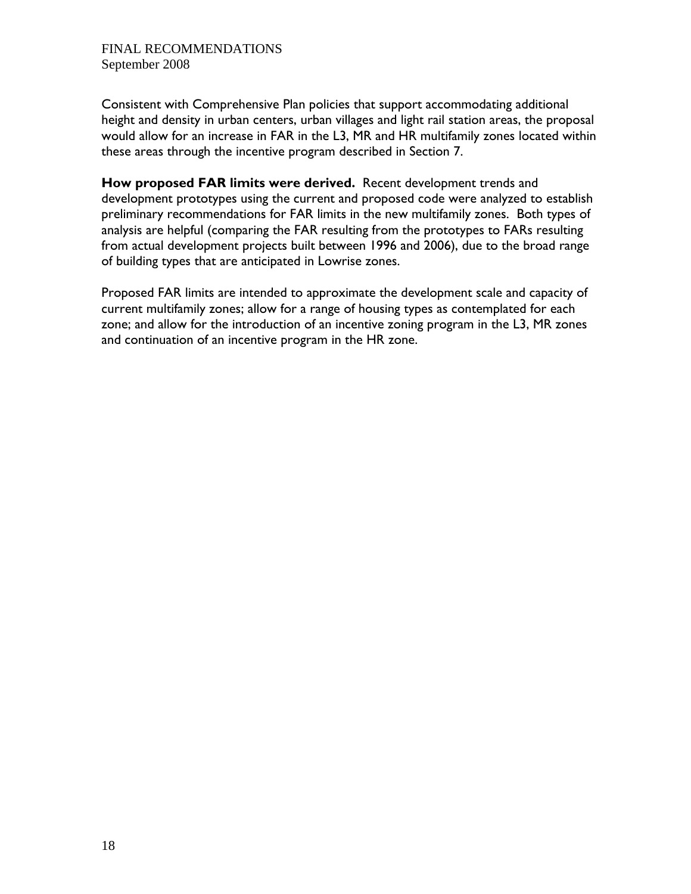Consistent with Comprehensive Plan policies that support accommodating additional height and density in urban centers, urban villages and light rail station areas, the proposal would allow for an increase in FAR in the L3, MR and HR multifamily zones located within these areas through the incentive program described in Section 7.

**How proposed FAR limits were derived.** Recent development trends and development prototypes using the current and proposed code were analyzed to establish preliminary recommendations for FAR limits in the new multifamily zones. Both types of analysis are helpful (comparing the FAR resulting from the prototypes to FARs resulting from actual development projects built between 1996 and 2006), due to the broad range of building types that are anticipated in Lowrise zones.

Proposed FAR limits are intended to approximate the development scale and capacity of current multifamily zones; allow for a range of housing types as contemplated for each zone; and allow for the introduction of an incentive zoning program in the L3, MR zones and continuation of an incentive program in the HR zone.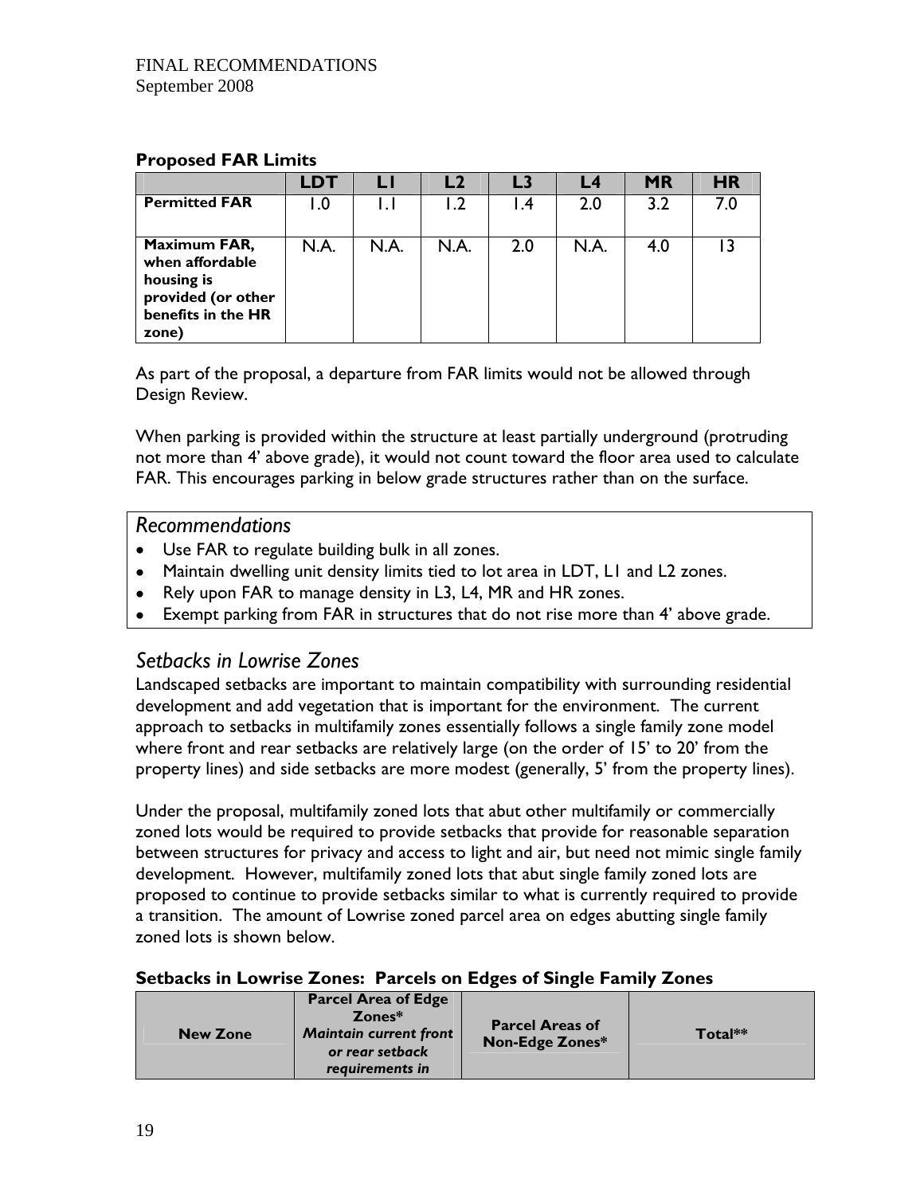**Proposed FAR Limits**

| | LDT | L1 | L2 | L3 | L4 | MR | HR |
|---|---|---|---|---|---|---|---|
| **Permitted FAR** | 1.0 | 1.1 | 1.2 | 1.4 | 2.0 | 3.2 | 7.0 |
| **Maximum FAR, when affordable housing is provided (or other benefits in the HR zone)** | N.A. | N.A. | N.A. | 2.0 | N.A. | 4.0 | 13 |

As part of the proposal, a departure from FAR limits would not be allowed through Design Review.

When parking is provided within the structure at least partially underground (protruding not more than 4' above grade), it would not count toward the floor area used to calculate FAR. This encourages parking in below grade structures rather than on the surface.

## *Recommendations*

- Use FAR to regulate building bulk in all zones.
- Maintain dwelling unit density limits tied to lot area in LDT, L1 and L2 zones.
- Rely upon FAR to manage density in L3, L4, MR and HR zones.
- Exempt parking from FAR in structures that do not rise more than 4' above grade.

## *Setbacks in Lowrise Zones*

Landscaped setbacks are important to maintain compatibility with surrounding residential development and add vegetation that is important for the environment. The current approach to setbacks in multifamily zones essentially follows a single family zone model where front and rear setbacks are relatively large (on the order of 15' to 20' from the property lines) and side setbacks are more modest (generally, 5' from the property lines).

Under the proposal, multifamily zoned lots that abut other multifamily or commercially zoned lots would be required to provide setbacks that provide for reasonable separation between structures for privacy and access to light and air, but need not mimic single family development. However, multifamily zoned lots that abut single family zoned lots are proposed to continue to provide setbacks similar to what is currently required to provide a transition. The amount of Lowrise zoned parcel area on edges abutting single family zoned lots is shown below.

**Setbacks in Lowrise Zones: Parcels on Edges of Single Family Zones**

| New Zone | Parcel Area of Edge Zones* *Maintain current front or rear setback requirements in* | Parcel Areas of Non-Edge Zones* | Total** |
|---|---|---|---|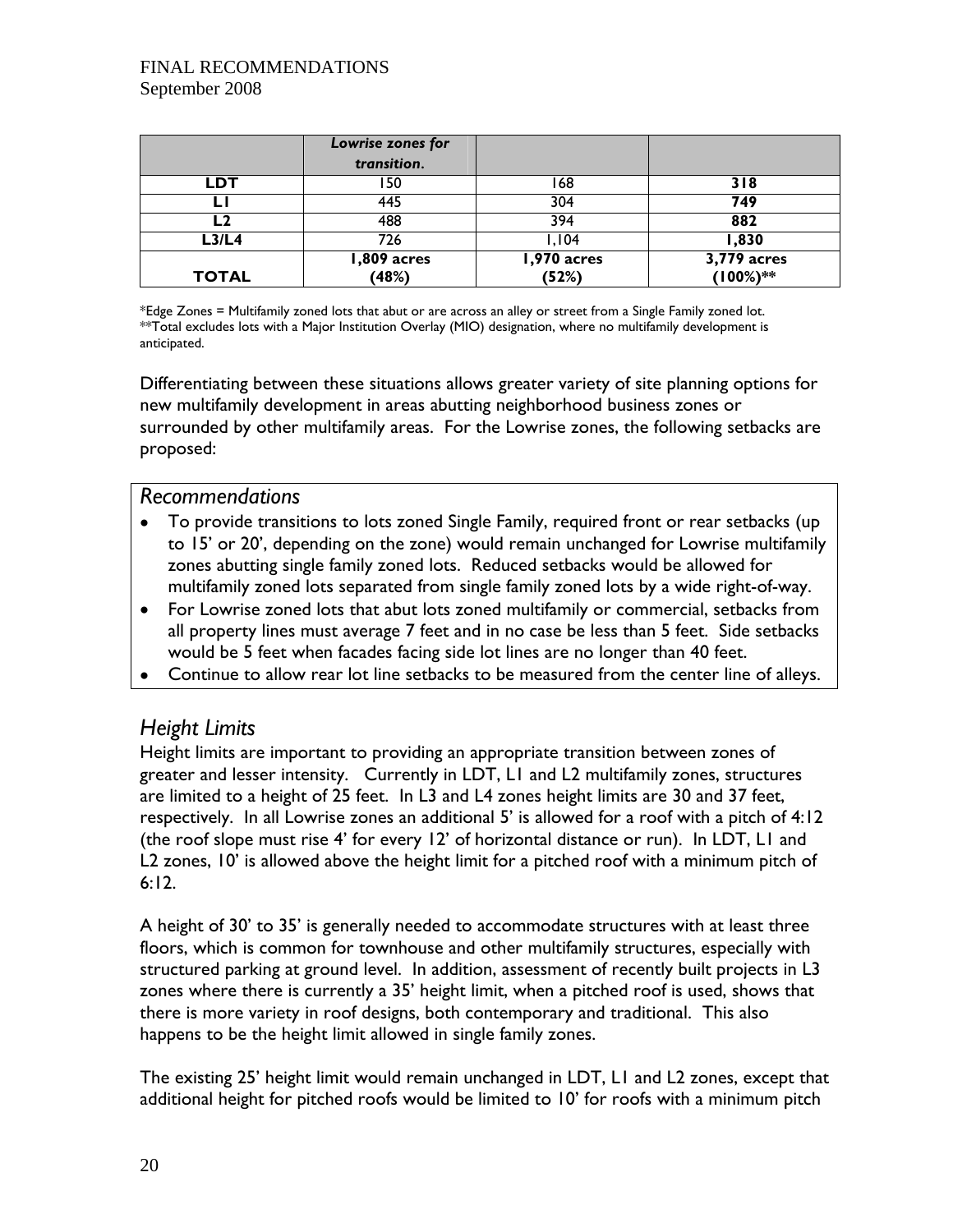| | *Lowrise zones for transition.* | | |
|---|---|---|---|
| **LDT** | 150 | 168 | **318** |
| **L1** | 445 | 304 | **749** |
| **L2** | 488 | 394 | **882** |
| **L3/L4** | 726 | 1,104 | **1,830** |
| **TOTAL** | **1,809 acres (48%)** | **1,970 acres (52%)** | **3,779 acres (100%)\*\*** |

*Edge Zones = Multifamily zoned lots that abut or are across an alley or street from a Single Family zoned lot.
**Total excludes lots with a Major Institution Overlay (MIO) designation, where no multifamily development is anticipated.

Differentiating between these situations allows greater variety of site planning options for new multifamily development in areas abutting neighborhood business zones or surrounded by other multifamily areas. For the Lowrise zones, the following setbacks are proposed:

### *Recommendations*

- To provide transitions to lots zoned Single Family, required front or rear setbacks (up to 15' or 20', depending on the zone) would remain unchanged for Lowrise multifamily zones abutting single family zoned lots. Reduced setbacks would be allowed for multifamily zoned lots separated from single family zoned lots by a wide right-of-way.
- For Lowrise zoned lots that abut lots zoned multifamily or commercial, setbacks from all property lines must average 7 feet and in no case be less than 5 feet. Side setbacks would be 5 feet when facades facing side lot lines are no longer than 40 feet.
- Continue to allow rear lot line setbacks to be measured from the center line of alleys.

## *Height Limits*

Height limits are important to providing an appropriate transition between zones of greater and lesser intensity. Currently in LDT, L1 and L2 multifamily zones, structures are limited to a height of 25 feet. In L3 and L4 zones height limits are 30 and 37 feet, respectively. In all Lowrise zones an additional 5' is allowed for a roof with a pitch of 4:12 (the roof slope must rise 4' for every 12' of horizontal distance or run). In LDT, L1 and L2 zones, 10' is allowed above the height limit for a pitched roof with a minimum pitch of 6:12.

A height of 30' to 35' is generally needed to accommodate structures with at least three floors, which is common for townhouse and other multifamily structures, especially with structured parking at ground level. In addition, assessment of recently built projects in L3 zones where there is currently a 35' height limit, when a pitched roof is used, shows that there is more variety in roof designs, both contemporary and traditional. This also happens to be the height limit allowed in single family zones.

The existing 25' height limit would remain unchanged in LDT, L1 and L2 zones, except that additional height for pitched roofs would be limited to 10' for roofs with a minimum pitch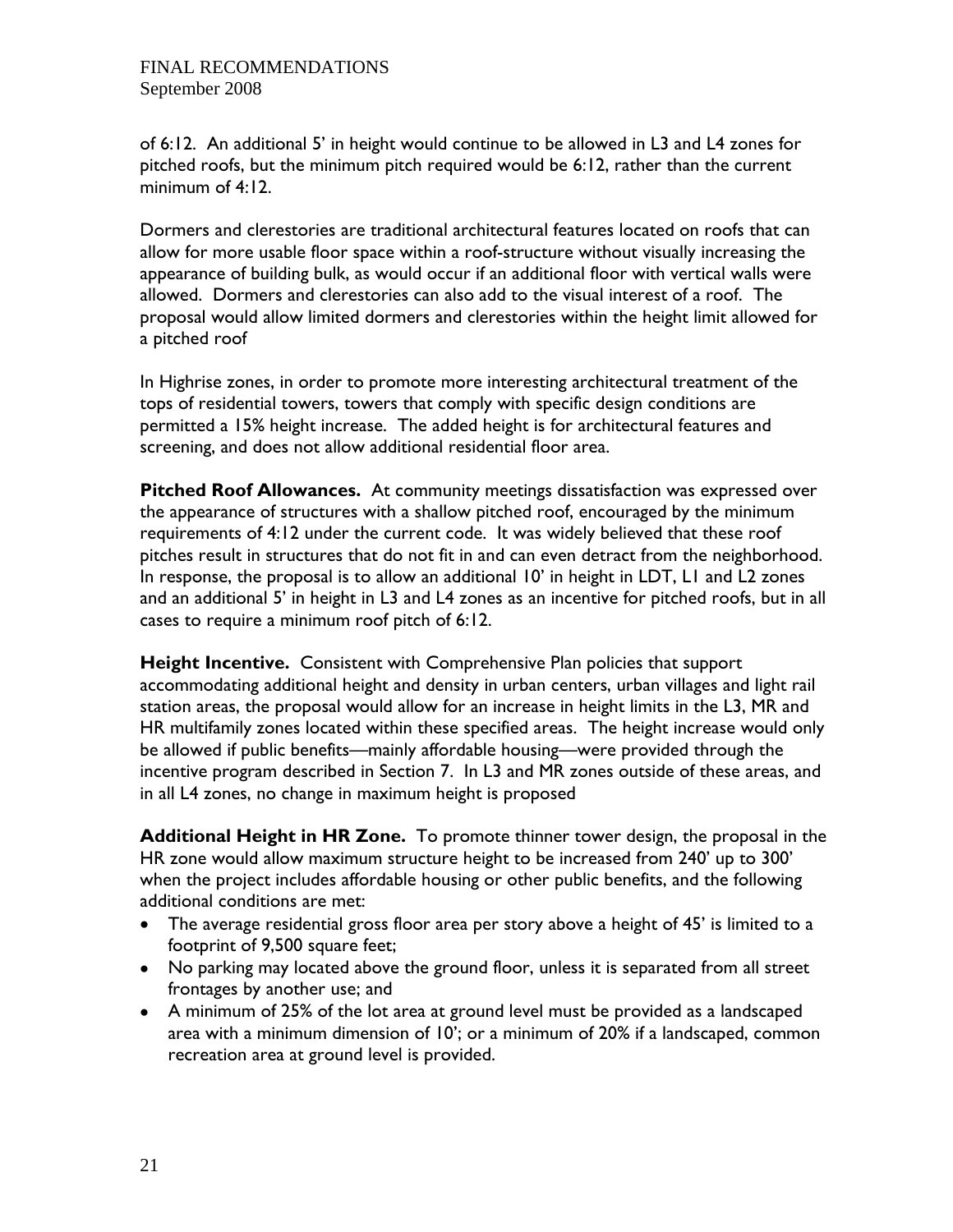of 6:12. An additional 5' in height would continue to be allowed in L3 and L4 zones for pitched roofs, but the minimum pitch required would be 6:12, rather than the current minimum of 4:12.

Dormers and clerestories are traditional architectural features located on roofs that can allow for more usable floor space within a roof-structure without visually increasing the appearance of building bulk, as would occur if an additional floor with vertical walls were allowed. Dormers and clerestories can also add to the visual interest of a roof. The proposal would allow limited dormers and clerestories within the height limit allowed for a pitched roof

In Highrise zones, in order to promote more interesting architectural treatment of the tops of residential towers, towers that comply with specific design conditions are permitted a 15% height increase. The added height is for architectural features and screening, and does not allow additional residential floor area.

**Pitched Roof Allowances.** At community meetings dissatisfaction was expressed over the appearance of structures with a shallow pitched roof, encouraged by the minimum requirements of 4:12 under the current code. It was widely believed that these roof pitches result in structures that do not fit in and can even detract from the neighborhood. In response, the proposal is to allow an additional 10' in height in LDT, L1 and L2 zones and an additional 5' in height in L3 and L4 zones as an incentive for pitched roofs, but in all cases to require a minimum roof pitch of 6:12.

**Height Incentive.** Consistent with Comprehensive Plan policies that support accommodating additional height and density in urban centers, urban villages and light rail station areas, the proposal would allow for an increase in height limits in the L3, MR and HR multifamily zones located within these specified areas. The height increase would only be allowed if public benefits—mainly affordable housing—were provided through the incentive program described in Section 7. In L3 and MR zones outside of these areas, and in all L4 zones, no change in maximum height is proposed

**Additional Height in HR Zone.** To promote thinner tower design, the proposal in the HR zone would allow maximum structure height to be increased from 240' up to 300' when the project includes affordable housing or other public benefits, and the following additional conditions are met:

- The average residential gross floor area per story above a height of 45' is limited to a footprint of 9,500 square feet;
- No parking may located above the ground floor, unless it is separated from all street frontages by another use; and
- A minimum of 25% of the lot area at ground level must be provided as a landscaped area with a minimum dimension of 10'; or a minimum of 20% if a landscaped, common recreation area at ground level is provided.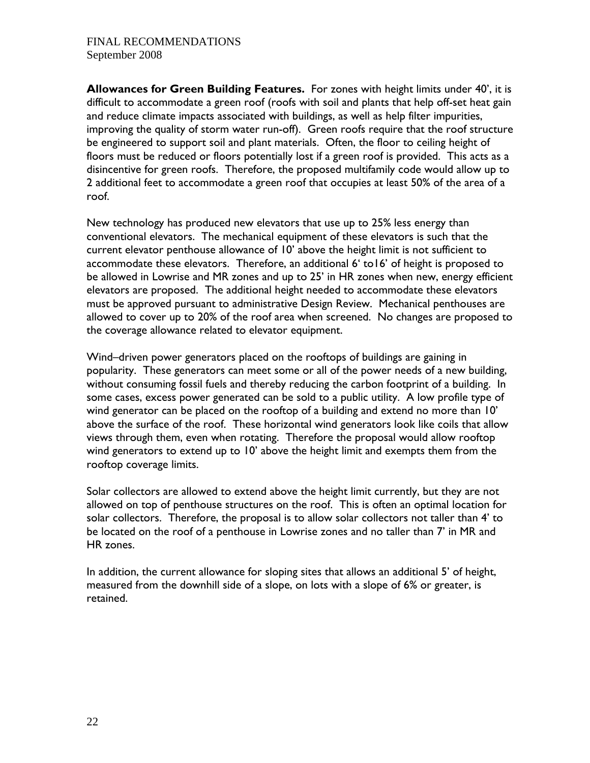**Allowances for Green Building Features.** For zones with height limits under 40', it is difficult to accommodate a green roof (roofs with soil and plants that help off-set heat gain and reduce climate impacts associated with buildings, as well as help filter impurities, improving the quality of storm water run-off). Green roofs require that the roof structure be engineered to support soil and plant materials. Often, the floor to ceiling height of floors must be reduced or floors potentially lost if a green roof is provided. This acts as a disincentive for green roofs. Therefore, the proposed multifamily code would allow up to 2 additional feet to accommodate a green roof that occupies at least 50% of the area of a roof.

New technology has produced new elevators that use up to 25% less energy than conventional elevators. The mechanical equipment of these elevators is such that the current elevator penthouse allowance of 10' above the height limit is not sufficient to accommodate these elevators. Therefore, an additional 6' to16' of height is proposed to be allowed in Lowrise and MR zones and up to 25' in HR zones when new, energy efficient elevators are proposed. The additional height needed to accommodate these elevators must be approved pursuant to administrative Design Review. Mechanical penthouses are allowed to cover up to 20% of the roof area when screened. No changes are proposed to the coverage allowance related to elevator equipment.

Wind–driven power generators placed on the rooftops of buildings are gaining in popularity. These generators can meet some or all of the power needs of a new building, without consuming fossil fuels and thereby reducing the carbon footprint of a building. In some cases, excess power generated can be sold to a public utility. A low profile type of wind generator can be placed on the rooftop of a building and extend no more than 10' above the surface of the roof. These horizontal wind generators look like coils that allow views through them, even when rotating. Therefore the proposal would allow rooftop wind generators to extend up to 10' above the height limit and exempts them from the rooftop coverage limits.

Solar collectors are allowed to extend above the height limit currently, but they are not allowed on top of penthouse structures on the roof. This is often an optimal location for solar collectors. Therefore, the proposal is to allow solar collectors not taller than 4' to be located on the roof of a penthouse in Lowrise zones and no taller than 7' in MR and HR zones.

In addition, the current allowance for sloping sites that allows an additional 5' of height, measured from the downhill side of a slope, on lots with a slope of 6% or greater, is retained.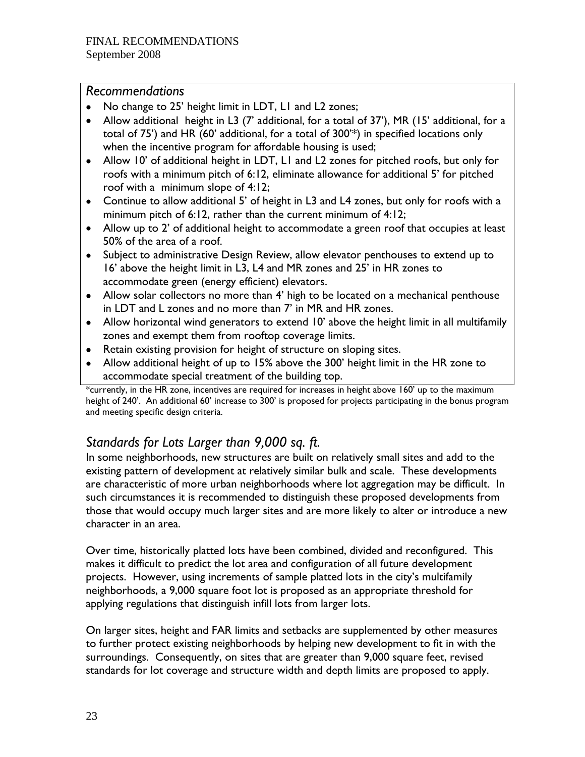### *Recommendations*

- No change to 25' height limit in LDT, L1 and L2 zones;
- Allow additional height in L3 (7' additional, for a total of 37'), MR (15' additional, for a total of 75') and HR (60' additional, for a total of 300'*) in specified locations only when the incentive program for affordable housing is used;
- Allow 10' of additional height in LDT, L1 and L2 zones for pitched roofs, but only for roofs with a minimum pitch of 6:12, eliminate allowance for additional 5' for pitched roof with a minimum slope of 4:12;
- Continue to allow additional 5' of height in L3 and L4 zones, but only for roofs with a minimum pitch of 6:12, rather than the current minimum of 4:12;
- Allow up to 2' of additional height to accommodate a green roof that occupies at least 50% of the area of a roof.
- Subject to administrative Design Review, allow elevator penthouses to extend up to 16' above the height limit in L3, L4 and MR zones and 25' in HR zones to accommodate green (energy efficient) elevators.
- Allow solar collectors no more than 4' high to be located on a mechanical penthouse in LDT and L zones and no more than 7' in MR and HR zones.
- Allow horizontal wind generators to extend 10' above the height limit in all multifamily zones and exempt them from rooftop coverage limits.
- Retain existing provision for height of structure on sloping sites.
- Allow additional height of up to 15% above the 300' height limit in the HR zone to accommodate special treatment of the building top.

*currently, in the HR zone, incentives are required for increases in height above 160' up to the maximum height of 240'. An additional 60' increase to 300' is proposed for projects participating in the bonus program and meeting specific design criteria.

## *Standards for Lots Larger than 9,000 sq. ft.*

In some neighborhoods, new structures are built on relatively small sites and add to the existing pattern of development at relatively similar bulk and scale. These developments are characteristic of more urban neighborhoods where lot aggregation may be difficult. In such circumstances it is recommended to distinguish these proposed developments from those that would occupy much larger sites and are more likely to alter or introduce a new character in an area.

Over time, historically platted lots have been combined, divided and reconfigured. This makes it difficult to predict the lot area and configuration of all future development projects. However, using increments of sample platted lots in the city's multifamily neighborhoods, a 9,000 square foot lot is proposed as an appropriate threshold for applying regulations that distinguish infill lots from larger lots.

On larger sites, height and FAR limits and setbacks are supplemented by other measures to further protect existing neighborhoods by helping new development to fit in with the surroundings. Consequently, on sites that are greater than 9,000 square feet, revised standards for lot coverage and structure width and depth limits are proposed to apply.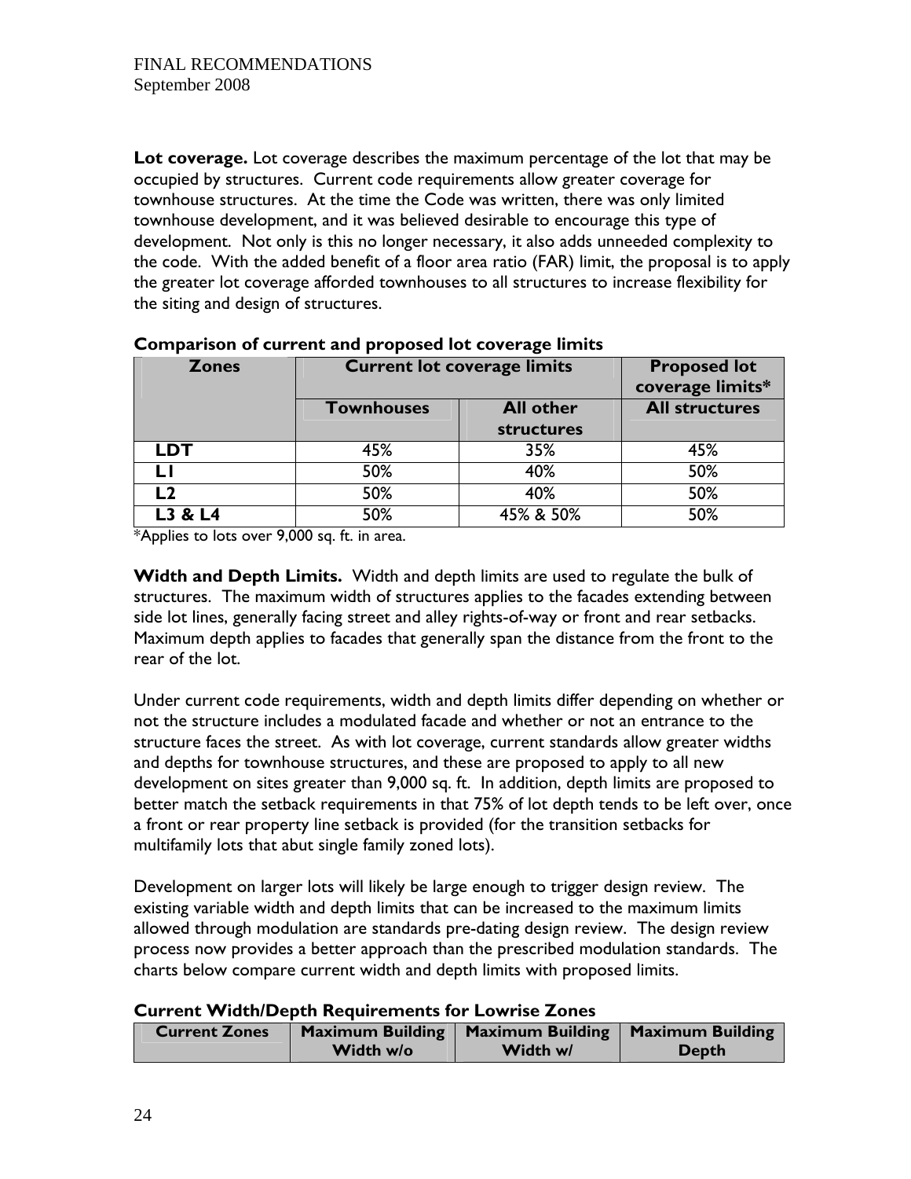**Lot coverage.** Lot coverage describes the maximum percentage of the lot that may be occupied by structures. Current code requirements allow greater coverage for townhouse structures. At the time the Code was written, there was only limited townhouse development, and it was believed desirable to encourage this type of development. Not only is this no longer necessary, it also adds unneeded complexity to the code. With the added benefit of a floor area ratio (FAR) limit, the proposal is to apply the greater lot coverage afforded townhouses to all structures to increase flexibility for the siting and design of structures.

**Comparison of current and proposed lot coverage limits**

| Zones | Current lot coverage limits | | Proposed lot coverage limits* |
|---|---|---|---|
| | Townhouses | All other structures | All structures |
| LDT | 45% | 35% | 45% |
| L1 | 50% | 40% | 50% |
| L2 | 50% | 40% | 50% |
| L3 & L4 | 50% | 45% & 50% | 50% |

*Applies to lots over 9,000 sq. ft. in area.

**Width and Depth Limits.** Width and depth limits are used to regulate the bulk of structures. The maximum width of structures applies to the facades extending between side lot lines, generally facing street and alley rights-of-way or front and rear setbacks. Maximum depth applies to facades that generally span the distance from the front to the rear of the lot.

Under current code requirements, width and depth limits differ depending on whether or not the structure includes a modulated facade and whether or not an entrance to the structure faces the street. As with lot coverage, current standards allow greater widths and depths for townhouse structures, and these are proposed to apply to all new development on sites greater than 9,000 sq. ft. In addition, depth limits are proposed to better match the setback requirements in that 75% of lot depth tends to be left over, once a front or rear property line setback is provided (for the transition setbacks for multifamily lots that abut single family zoned lots).

Development on larger lots will likely be large enough to trigger design review. The existing variable width and depth limits that can be increased to the maximum limits allowed through modulation are standards pre-dating design review. The design review process now provides a better approach than the prescribed modulation standards. The charts below compare current width and depth limits with proposed limits.

**Current Width/Depth Requirements for Lowrise Zones**

| Current Zones | Maximum Building Width w/o | Maximum Building Width w/ | Maximum Building Depth |
|---|---|---|---|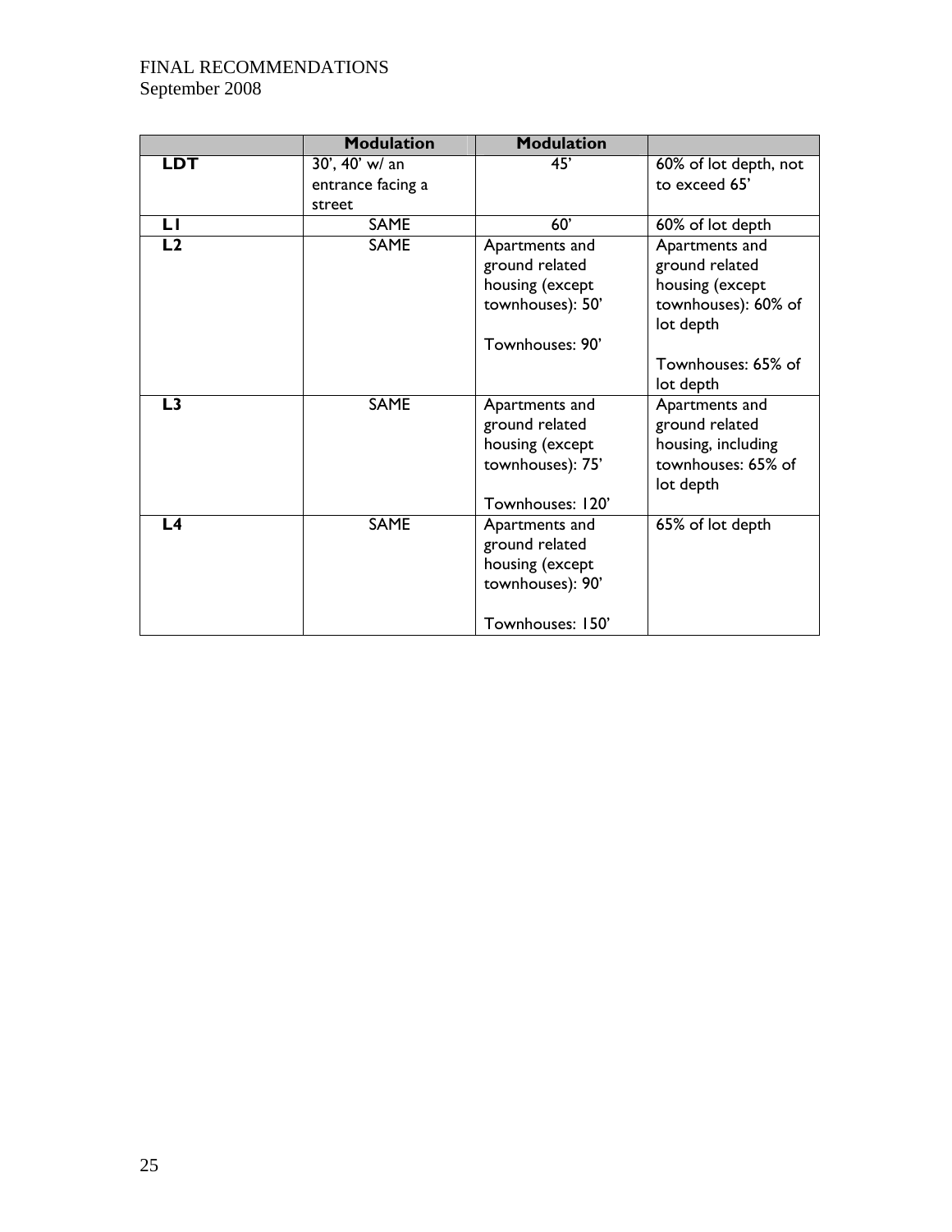| | Modulation | Modulation | |
|---|---|---|---|
| **LDT** | 30', 40' w/ an entrance facing a street | 45' | 60% of lot depth, not to exceed 65' |
| **L1** | SAME | 60' | 60% of lot depth |
| **L2** | SAME | Apartments and ground related housing (except townhouses): 50'<br><br>Townhouses: 90' | Apartments and ground related housing (except townhouses): 60% of lot depth<br><br>Townhouses: 65% of lot depth |
| **L3** | SAME | Apartments and ground related housing (except townhouses): 75'<br><br>Townhouses: 120' | Apartments and ground related housing, including townhouses: 65% of lot depth |
| **L4** | SAME | Apartments and ground related housing (except townhouses): 90'<br><br>Townhouses: 150' | 65% of lot depth |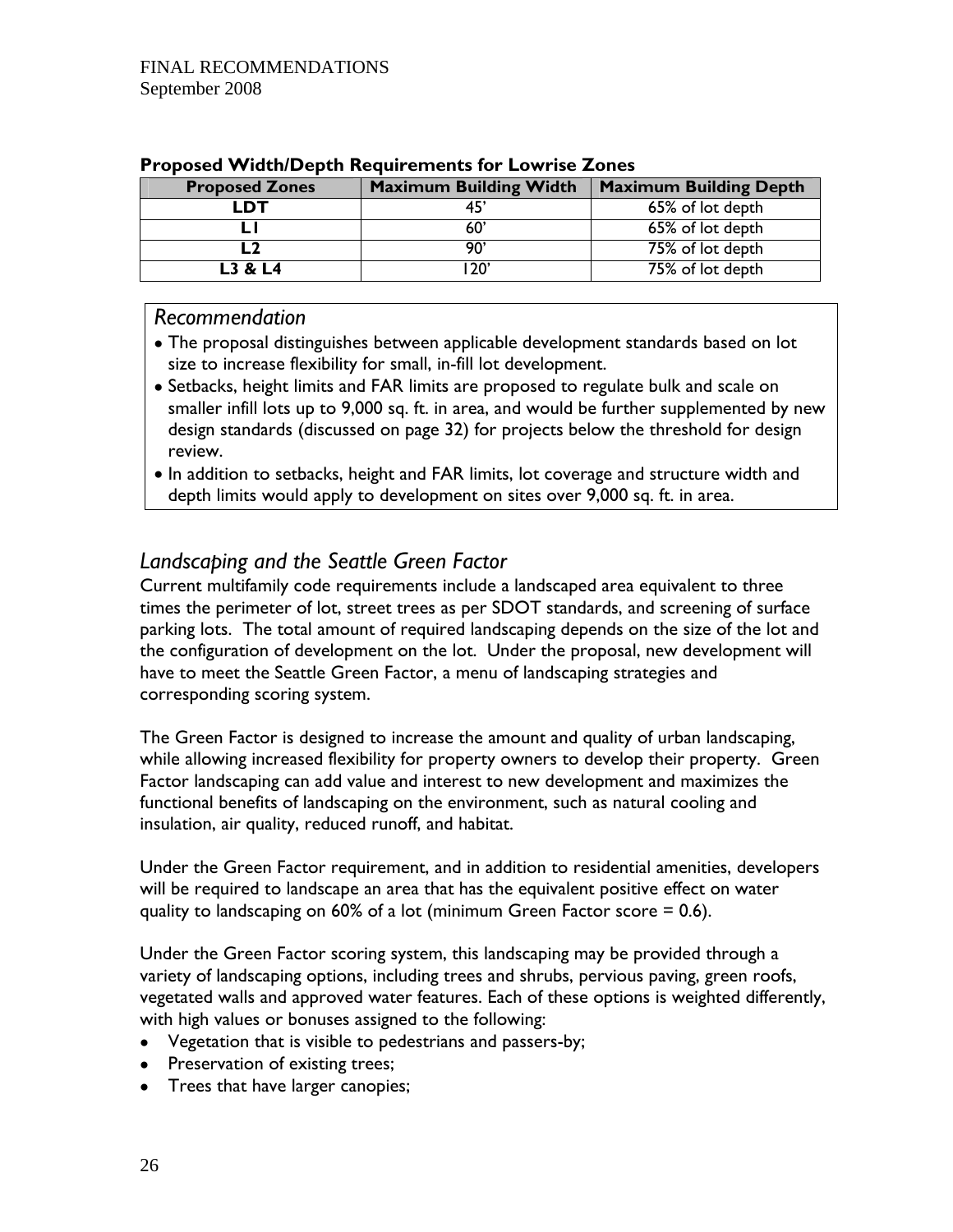**Proposed Width/Depth Requirements for Lowrise Zones**

| Proposed Zones | Maximum Building Width | Maximum Building Depth |
|---|---|---|
| LDT | 45' | 65% of lot depth |
| L1 | 60' | 65% of lot depth |
| L2 | 90' | 75% of lot depth |
| L3 & L4 | 120' | 75% of lot depth |

*Recommendation*

- The proposal distinguishes between applicable development standards based on lot size to increase flexibility for small, in-fill lot development.
- Setbacks, height limits and FAR limits are proposed to regulate bulk and scale on smaller infill lots up to 9,000 sq. ft. in area, and would be further supplemented by new design standards (discussed on page 32) for projects below the threshold for design review.
- In addition to setbacks, height and FAR limits, lot coverage and structure width and depth limits would apply to development on sites over 9,000 sq. ft. in area.

## *Landscaping and the Seattle Green Factor*

Current multifamily code requirements include a landscaped area equivalent to three times the perimeter of lot, street trees as per SDOT standards, and screening of surface parking lots. The total amount of required landscaping depends on the size of the lot and the configuration of development on the lot. Under the proposal, new development will have to meet the Seattle Green Factor, a menu of landscaping strategies and corresponding scoring system.

The Green Factor is designed to increase the amount and quality of urban landscaping, while allowing increased flexibility for property owners to develop their property. Green Factor landscaping can add value and interest to new development and maximizes the functional benefits of landscaping on the environment, such as natural cooling and insulation, air quality, reduced runoff, and habitat.

Under the Green Factor requirement, and in addition to residential amenities, developers will be required to landscape an area that has the equivalent positive effect on water quality to landscaping on 60% of a lot (minimum Green Factor score = 0.6).

Under the Green Factor scoring system, this landscaping may be provided through a variety of landscaping options, including trees and shrubs, pervious paving, green roofs, vegetated walls and approved water features. Each of these options is weighted differently, with high values or bonuses assigned to the following:

- Vegetation that is visible to pedestrians and passers-by;
- Preservation of existing trees;
- Trees that have larger canopies;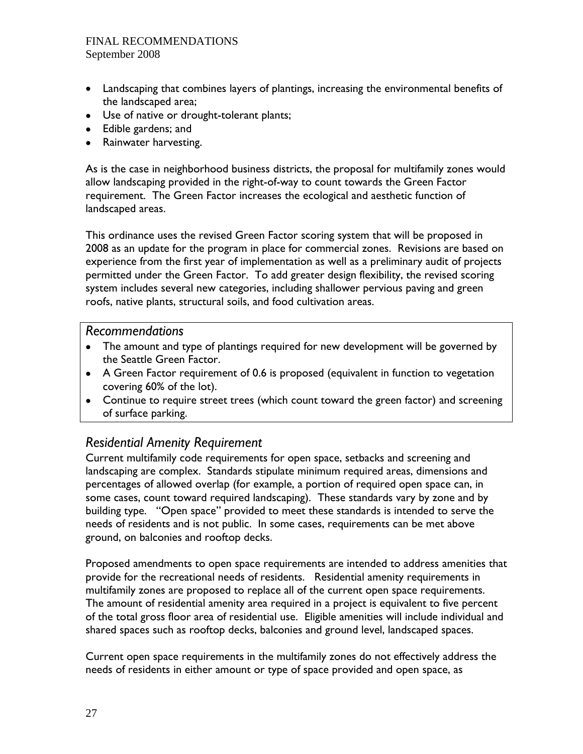- Landscaping that combines layers of plantings, increasing the environmental benefits of the landscaped area;
- Use of native or drought-tolerant plants;
- Edible gardens; and
- Rainwater harvesting.

As is the case in neighborhood business districts, the proposal for multifamily zones would allow landscaping provided in the right-of-way to count towards the Green Factor requirement. The Green Factor increases the ecological and aesthetic function of landscaped areas.

This ordinance uses the revised Green Factor scoring system that will be proposed in 2008 as an update for the program in place for commercial zones. Revisions are based on experience from the first year of implementation as well as a preliminary audit of projects permitted under the Green Factor. To add greater design flexibility, the revised scoring system includes several new categories, including shallower pervious paving and green roofs, native plants, structural soils, and food cultivation areas.

### *Recommendations*

- The amount and type of plantings required for new development will be governed by the Seattle Green Factor.
- A Green Factor requirement of 0.6 is proposed (equivalent in function to vegetation covering 60% of the lot).
- Continue to require street trees (which count toward the green factor) and screening of surface parking.

## *Residential Amenity Requirement*

Current multifamily code requirements for open space, setbacks and screening and landscaping are complex. Standards stipulate minimum required areas, dimensions and percentages of allowed overlap (for example, a portion of required open space can, in some cases, count toward required landscaping). These standards vary by zone and by building type. "Open space" provided to meet these standards is intended to serve the needs of residents and is not public. In some cases, requirements can be met above ground, on balconies and rooftop decks.

Proposed amendments to open space requirements are intended to address amenities that provide for the recreational needs of residents. Residential amenity requirements in multifamily zones are proposed to replace all of the current open space requirements. The amount of residential amenity area required in a project is equivalent to five percent of the total gross floor area of residential use. Eligible amenities will include individual and shared spaces such as rooftop decks, balconies and ground level, landscaped spaces.

Current open space requirements in the multifamily zones do not effectively address the needs of residents in either amount or type of space provided and open space, as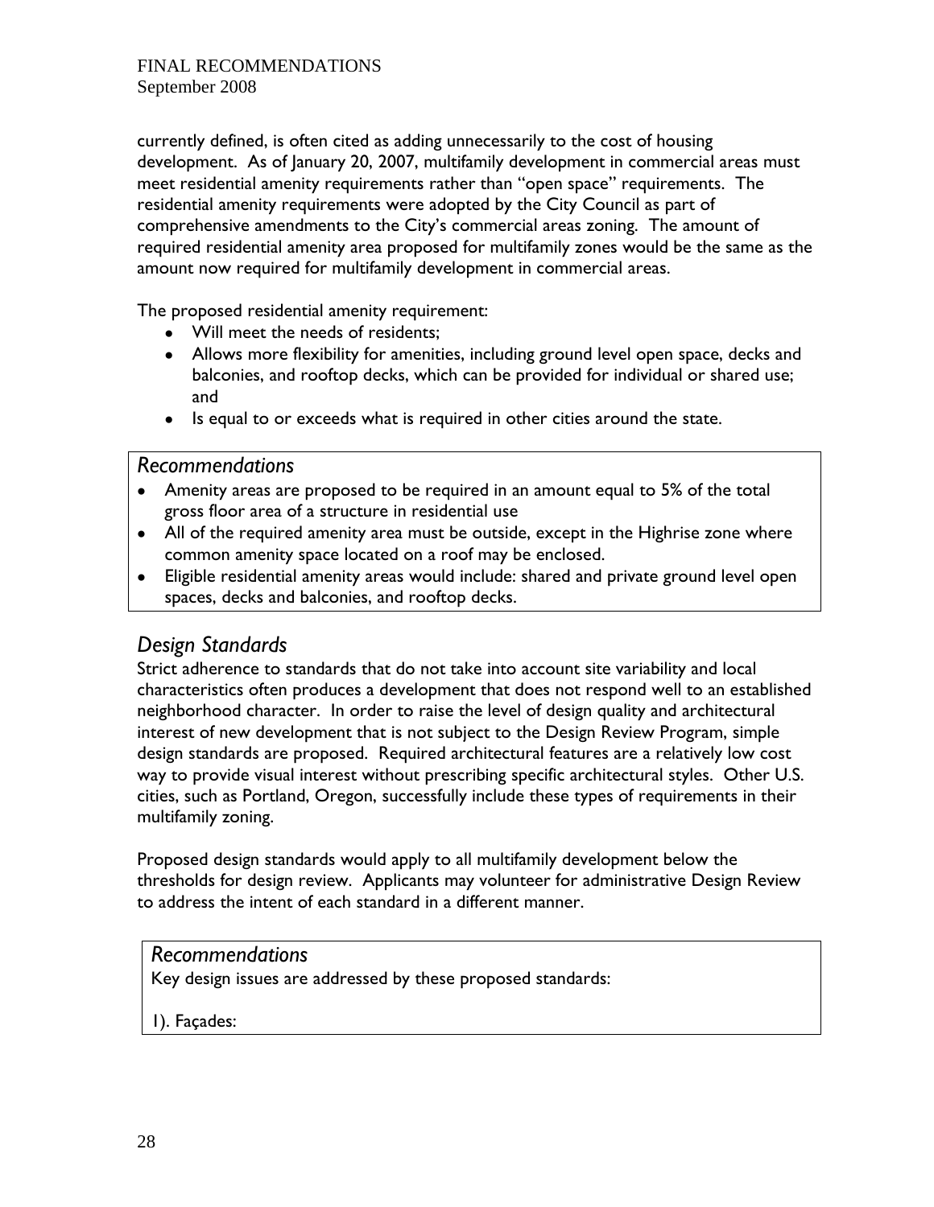currently defined, is often cited as adding unnecessarily to the cost of housing development. As of January 20, 2007, multifamily development in commercial areas must meet residential amenity requirements rather than "open space" requirements. The residential amenity requirements were adopted by the City Council as part of comprehensive amendments to the City's commercial areas zoning. The amount of required residential amenity area proposed for multifamily zones would be the same as the amount now required for multifamily development in commercial areas.

The proposed residential amenity requirement:

- Will meet the needs of residents;
- Allows more flexibility for amenities, including ground level open space, decks and balconies, and rooftop decks, which can be provided for individual or shared use; and
- Is equal to or exceeds what is required in other cities around the state.

### *Recommendations*

- Amenity areas are proposed to be required in an amount equal to 5% of the total gross floor area of a structure in residential use
- All of the required amenity area must be outside, except in the Highrise zone where common amenity space located on a roof may be enclosed.
- Eligible residential amenity areas would include: shared and private ground level open spaces, decks and balconies, and rooftop decks.

## *Design Standards*

Strict adherence to standards that do not take into account site variability and local characteristics often produces a development that does not respond well to an established neighborhood character. In order to raise the level of design quality and architectural interest of new development that is not subject to the Design Review Program, simple design standards are proposed. Required architectural features are a relatively low cost way to provide visual interest without prescribing specific architectural styles. Other U.S. cities, such as Portland, Oregon, successfully include these types of requirements in their multifamily zoning.

Proposed design standards would apply to all multifamily development below the thresholds for design review. Applicants may volunteer for administrative Design Review to address the intent of each standard in a different manner.

### *Recommendations*

Key design issues are addressed by these proposed standards:

1). Façades: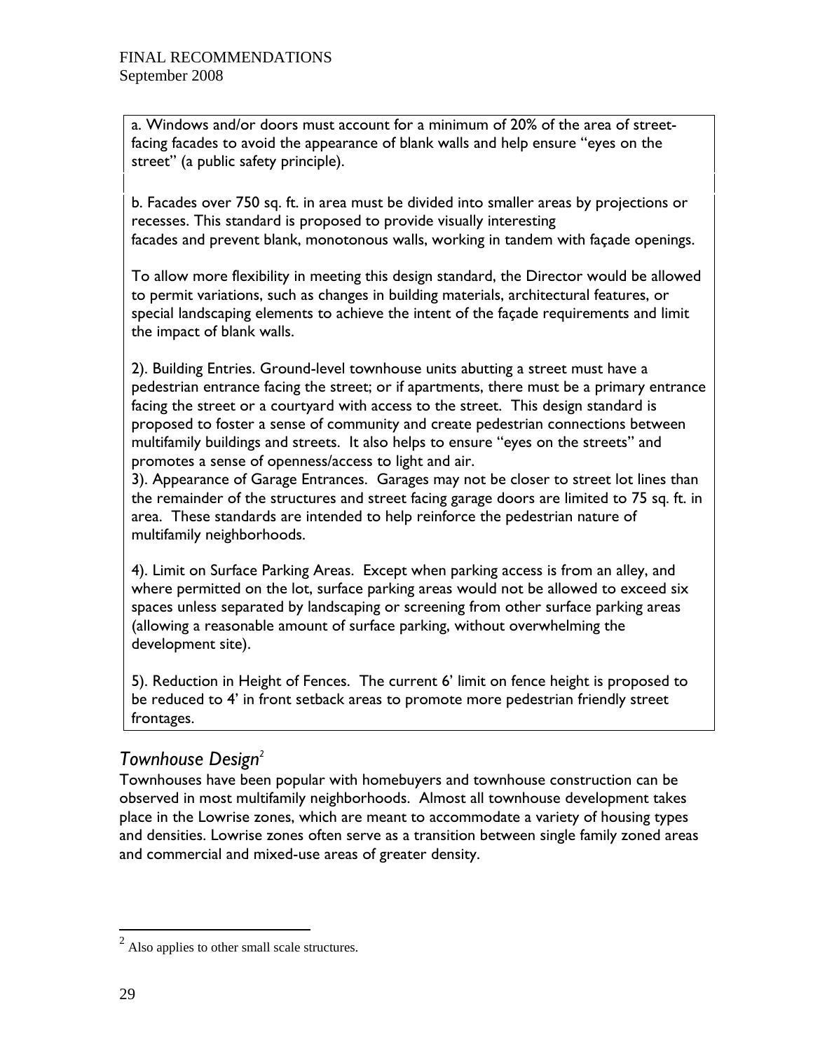a. Windows and/or doors must account for a minimum of 20% of the area of street-facing facades to avoid the appearance of blank walls and help ensure "eyes on the street" (a public safety principle).

b. Facades over 750 sq. ft. in area must be divided into smaller areas by projections or recesses. This standard is proposed to provide visually interesting facades and prevent blank, monotonous walls, working in tandem with façade openings.

To allow more flexibility in meeting this design standard, the Director would be allowed to permit variations, such as changes in building materials, architectural features, or special landscaping elements to achieve the intent of the façade requirements and limit the impact of blank walls.

2). Building Entries. Ground-level townhouse units abutting a street must have a pedestrian entrance facing the street; or if apartments, there must be a primary entrance facing the street or a courtyard with access to the street. This design standard is proposed to foster a sense of community and create pedestrian connections between multifamily buildings and streets. It also helps to ensure "eyes on the streets" and promotes a sense of openness/access to light and air.

3). Appearance of Garage Entrances. Garages may not be closer to street lot lines than the remainder of the structures and street facing garage doors are limited to 75 sq. ft. in area. These standards are intended to help reinforce the pedestrian nature of multifamily neighborhoods.

4). Limit on Surface Parking Areas. Except when parking access is from an alley, and where permitted on the lot, surface parking areas would not be allowed to exceed six spaces unless separated by landscaping or screening from other surface parking areas (allowing a reasonable amount of surface parking, without overwhelming the development site).

5). Reduction in Height of Fences. The current 6' limit on fence height is proposed to be reduced to 4' in front setback areas to promote more pedestrian friendly street frontages.

## *Townhouse Design*[2]

Townhouses have been popular with homebuyers and townhouse construction can be observed in most multifamily neighborhoods. Almost all townhouse development takes place in the Lowrise zones, which are meant to accommodate a variety of housing types and densities. Lowrise zones often serve as a transition between single family zoned areas and commercial and mixed-use areas of greater density.

[2] Also applies to other small scale structures.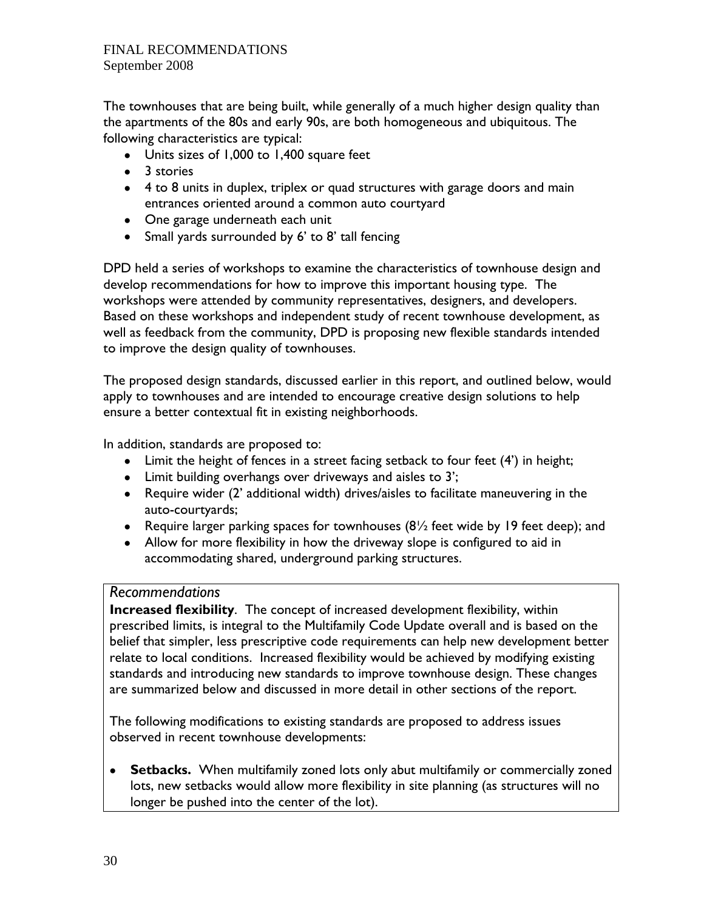The townhouses that are being built, while generally of a much higher design quality than the apartments of the 80s and early 90s, are both homogeneous and ubiquitous. The following characteristics are typical:

- Units sizes of 1,000 to 1,400 square feet
- 3 stories
- 4 to 8 units in duplex, triplex or quad structures with garage doors and main entrances oriented around a common auto courtyard
- One garage underneath each unit
- Small yards surrounded by 6' to 8' tall fencing

DPD held a series of workshops to examine the characteristics of townhouse design and develop recommendations for how to improve this important housing type. The workshops were attended by community representatives, designers, and developers. Based on these workshops and independent study of recent townhouse development, as well as feedback from the community, DPD is proposing new flexible standards intended to improve the design quality of townhouses.

The proposed design standards, discussed earlier in this report, and outlined below, would apply to townhouses and are intended to encourage creative design solutions to help ensure a better contextual fit in existing neighborhoods.

In addition, standards are proposed to:

- Limit the height of fences in a street facing setback to four feet (4') in height;
- Limit building overhangs over driveways and aisles to 3';
- Require wider (2' additional width) drives/aisles to facilitate maneuvering in the auto-courtyards;
- Require larger parking spaces for townhouses (8½ feet wide by 19 feet deep); and
- Allow for more flexibility in how the driveway slope is configured to aid in accommodating shared, underground parking structures.

*Recommendations*

**Increased flexibility**. The concept of increased development flexibility, within prescribed limits, is integral to the Multifamily Code Update overall and is based on the belief that simpler, less prescriptive code requirements can help new development better relate to local conditions. Increased flexibility would be achieved by modifying existing standards and introducing new standards to improve townhouse design. These changes are summarized below and discussed in more detail in other sections of the report.

The following modifications to existing standards are proposed to address issues observed in recent townhouse developments:

- **Setbacks.** When multifamily zoned lots only abut multifamily or commercially zoned lots, new setbacks would allow more flexibility in site planning (as structures will no longer be pushed into the center of the lot).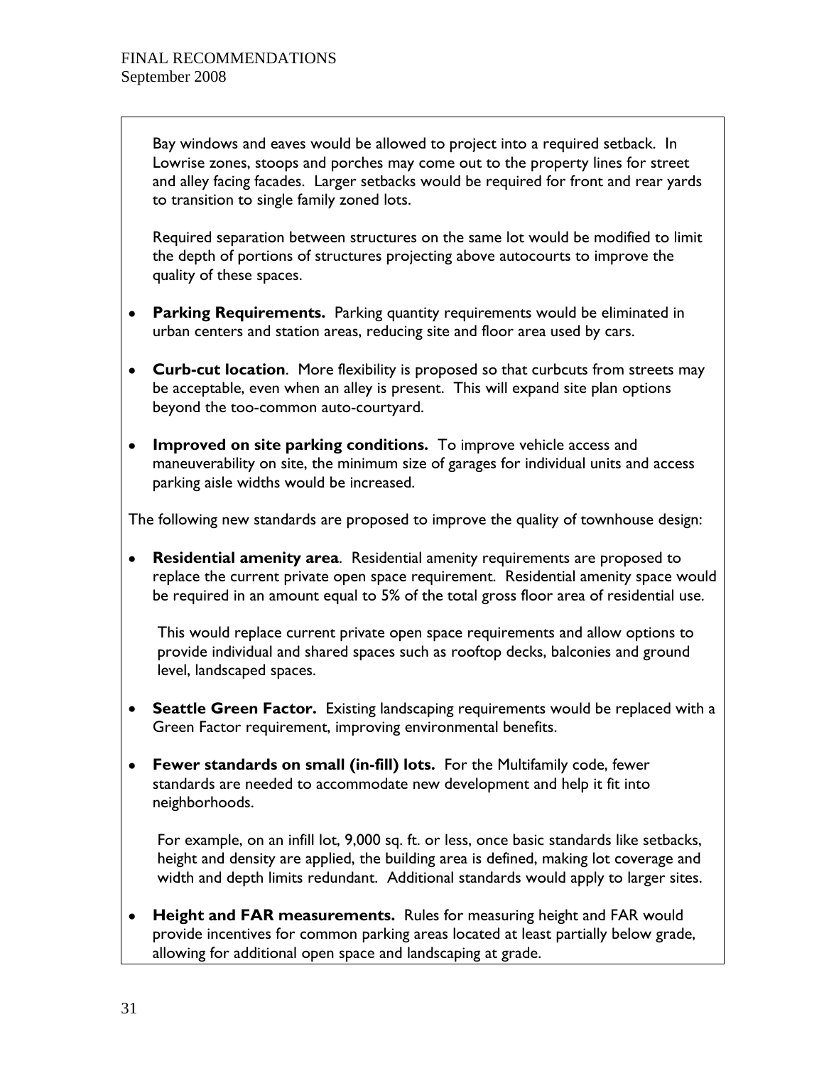Bay windows and eaves would be allowed to project into a required setback. In Lowrise zones, stoops and porches may come out to the property lines for street and alley facing facades. Larger setbacks would be required for front and rear yards to transition to single family zoned lots.

Required separation between structures on the same lot would be modified to limit the depth of portions of structures projecting above autocourts to improve the quality of these spaces.

- **Parking Requirements.** Parking quantity requirements would be eliminated in urban centers and station areas, reducing site and floor area used by cars.
- **Curb-cut location**. More flexibility is proposed so that curbcuts from streets may be acceptable, even when an alley is present. This will expand site plan options beyond the too-common auto-courtyard.
- **Improved on site parking conditions.** To improve vehicle access and maneuverability on site, the minimum size of garages for individual units and access parking aisle widths would be increased.

The following new standards are proposed to improve the quality of townhouse design:

- **Residential amenity area**. Residential amenity requirements are proposed to replace the current private open space requirement. Residential amenity space would be required in an amount equal to 5% of the total gross floor area of residential use.

  This would replace current private open space requirements and allow options to provide individual and shared spaces such as rooftop decks, balconies and ground level, landscaped spaces.

- **Seattle Green Factor.** Existing landscaping requirements would be replaced with a Green Factor requirement, improving environmental benefits.
- **Fewer standards on small (in-fill) lots.** For the Multifamily code, fewer standards are needed to accommodate new development and help it fit into neighborhoods.

  For example, on an infill lot, 9,000 sq. ft. or less, once basic standards like setbacks, height and density are applied, the building area is defined, making lot coverage and width and depth limits redundant. Additional standards would apply to larger sites.

- **Height and FAR measurements.** Rules for measuring height and FAR would provide incentives for common parking areas located at least partially below grade, allowing for additional open space and landscaping at grade.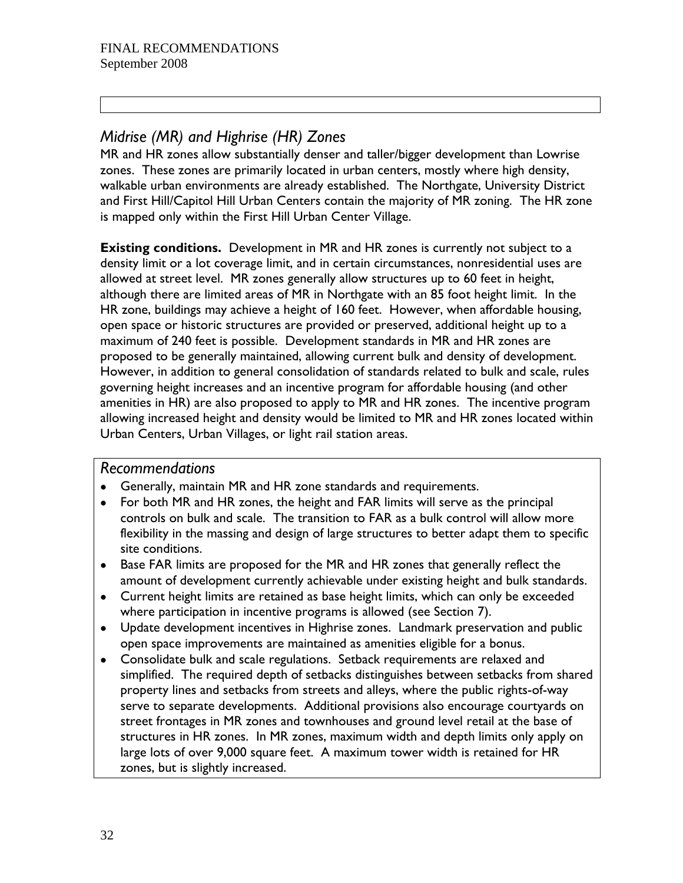## *Midrise (MR) and Highrise (HR) Zones*

MR and HR zones allow substantially denser and taller/bigger development than Lowrise zones. These zones are primarily located in urban centers, mostly where high density, walkable urban environments are already established. The Northgate, University District and First Hill/Capitol Hill Urban Centers contain the majority of MR zoning. The HR zone is mapped only within the First Hill Urban Center Village.

**Existing conditions.** Development in MR and HR zones is currently not subject to a density limit or a lot coverage limit, and in certain circumstances, nonresidential uses are allowed at street level. MR zones generally allow structures up to 60 feet in height, although there are limited areas of MR in Northgate with an 85 foot height limit. In the HR zone, buildings may achieve a height of 160 feet. However, when affordable housing, open space or historic structures are provided or preserved, additional height up to a maximum of 240 feet is possible. Development standards in MR and HR zones are proposed to be generally maintained, allowing current bulk and density of development. However, in addition to general consolidation of standards related to bulk and scale, rules governing height increases and an incentive program for affordable housing (and other amenities in HR) are also proposed to apply to MR and HR zones. The incentive program allowing increased height and density would be limited to MR and HR zones located within Urban Centers, Urban Villages, or light rail station areas.

### *Recommendations*

- Generally, maintain MR and HR zone standards and requirements.
- For both MR and HR zones, the height and FAR limits will serve as the principal controls on bulk and scale. The transition to FAR as a bulk control will allow more flexibility in the massing and design of large structures to better adapt them to specific site conditions.
- Base FAR limits are proposed for the MR and HR zones that generally reflect the amount of development currently achievable under existing height and bulk standards.
- Current height limits are retained as base height limits, which can only be exceeded where participation in incentive programs is allowed (see Section 7).
- Update development incentives in Highrise zones. Landmark preservation and public open space improvements are maintained as amenities eligible for a bonus.
- Consolidate bulk and scale regulations. Setback requirements are relaxed and simplified. The required depth of setbacks distinguishes between setbacks from shared property lines and setbacks from streets and alleys, where the public rights-of-way serve to separate developments. Additional provisions also encourage courtyards on street frontages in MR zones and townhouses and ground level retail at the base of structures in HR zones. In MR zones, maximum width and depth limits only apply on large lots of over 9,000 square feet. A maximum tower width is retained for HR zones, but is slightly increased.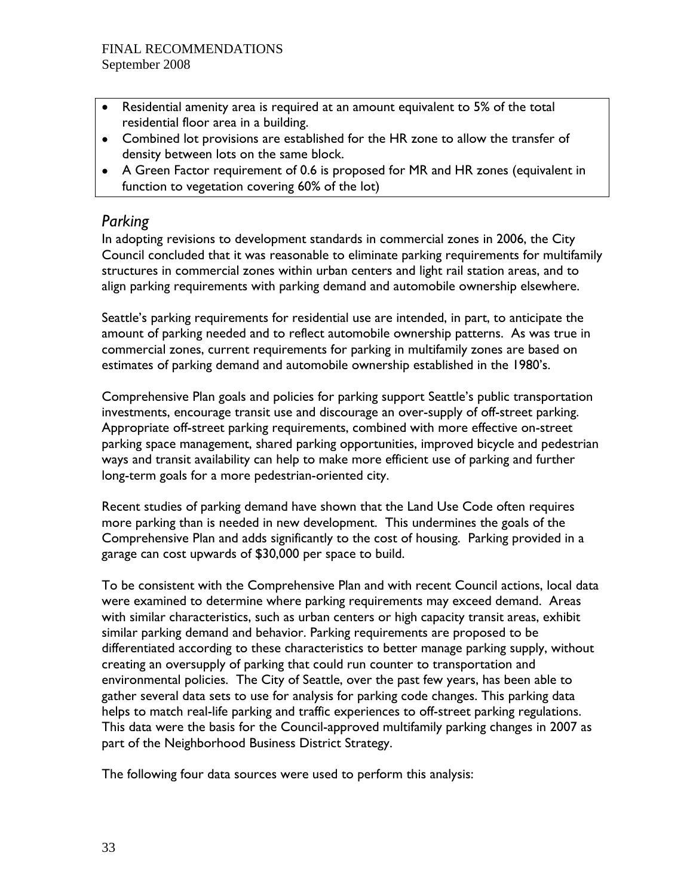- Residential amenity area is required at an amount equivalent to 5% of the total residential floor area in a building.
- Combined lot provisions are established for the HR zone to allow the transfer of density between lots on the same block.
- A Green Factor requirement of 0.6 is proposed for MR and HR zones (equivalent in function to vegetation covering 60% of the lot)

## *Parking*

In adopting revisions to development standards in commercial zones in 2006, the City Council concluded that it was reasonable to eliminate parking requirements for multifamily structures in commercial zones within urban centers and light rail station areas, and to align parking requirements with parking demand and automobile ownership elsewhere.

Seattle's parking requirements for residential use are intended, in part, to anticipate the amount of parking needed and to reflect automobile ownership patterns. As was true in commercial zones, current requirements for parking in multifamily zones are based on estimates of parking demand and automobile ownership established in the 1980's.

Comprehensive Plan goals and policies for parking support Seattle's public transportation investments, encourage transit use and discourage an over-supply of off-street parking. Appropriate off-street parking requirements, combined with more effective on-street parking space management, shared parking opportunities, improved bicycle and pedestrian ways and transit availability can help to make more efficient use of parking and further long-term goals for a more pedestrian-oriented city.

Recent studies of parking demand have shown that the Land Use Code often requires more parking than is needed in new development. This undermines the goals of the Comprehensive Plan and adds significantly to the cost of housing. Parking provided in a garage can cost upwards of $30,000 per space to build.

To be consistent with the Comprehensive Plan and with recent Council actions, local data were examined to determine where parking requirements may exceed demand. Areas with similar characteristics, such as urban centers or high capacity transit areas, exhibit similar parking demand and behavior. Parking requirements are proposed to be differentiated according to these characteristics to better manage parking supply, without creating an oversupply of parking that could run counter to transportation and environmental policies. The City of Seattle, over the past few years, has been able to gather several data sets to use for analysis for parking code changes. This parking data helps to match real-life parking and traffic experiences to off-street parking regulations. This data were the basis for the Council-approved multifamily parking changes in 2007 as part of the Neighborhood Business District Strategy.

The following four data sources were used to perform this analysis: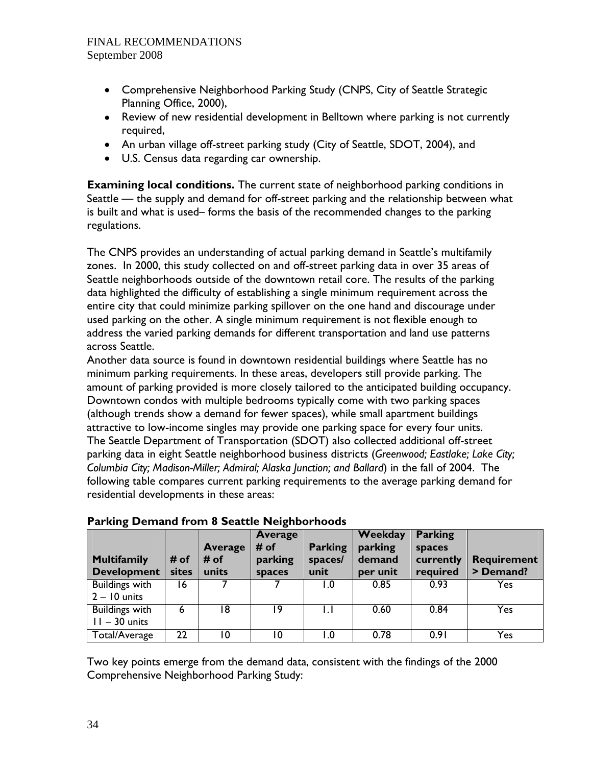- Comprehensive Neighborhood Parking Study (CNPS, City of Seattle Strategic Planning Office, 2000),
- Review of new residential development in Belltown where parking is not currently required,
- An urban village off-street parking study (City of Seattle, SDOT, 2004), and
- U.S. Census data regarding car ownership.

**Examining local conditions.** The current state of neighborhood parking conditions in Seattle — the supply and demand for off-street parking and the relationship between what is built and what is used– forms the basis of the recommended changes to the parking regulations.

The CNPS provides an understanding of actual parking demand in Seattle's multifamily zones. In 2000, this study collected on and off-street parking data in over 35 areas of Seattle neighborhoods outside of the downtown retail core. The results of the parking data highlighted the difficulty of establishing a single minimum requirement across the entire city that could minimize parking spillover on the one hand and discourage under used parking on the other. A single minimum requirement is not flexible enough to address the varied parking demands for different transportation and land use patterns across Seattle.

Another data source is found in downtown residential buildings where Seattle has no minimum parking requirements. In these areas, developers still provide parking. The amount of parking provided is more closely tailored to the anticipated building occupancy. Downtown condos with multiple bedrooms typically come with two parking spaces (although trends show a demand for fewer spaces), while small apartment buildings attractive to low-income singles may provide one parking space for every four units.

The Seattle Department of Transportation (SDOT) also collected additional off-street parking data in eight Seattle neighborhood business districts (*Greenwood; Eastlake; Lake City; Columbia City; Madison-Miller; Admiral; Alaska Junction; and Ballard*) in the fall of 2004. The following table compares current parking requirements to the average parking demand for residential developments in these areas:

**Parking Demand from 8 Seattle Neighborhoods**

| Multifamily Development | # of sites | Average # of units | Average # of parking spaces | Parking spaces/ unit | Weekday parking demand per unit | Parking spaces currently required | Requirement > Demand? |
|---|---|---|---|---|---|---|---|
| Buildings with 2 – 10 units | 16 | 7 | 7 | 1.0 | 0.85 | 0.93 | Yes |
| Buildings with 11 – 30 units | 6 | 18 | 19 | 1.1 | 0.60 | 0.84 | Yes |
| Total/Average | 22 | 10 | 10 | 1.0 | 0.78 | 0.91 | Yes |

Two key points emerge from the demand data, consistent with the findings of the 2000 Comprehensive Neighborhood Parking Study: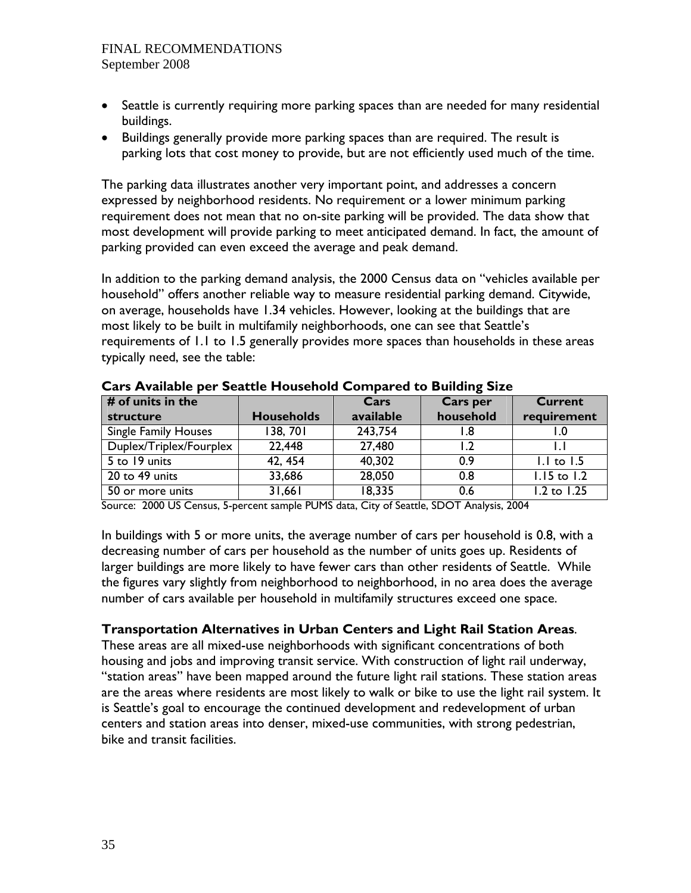- Seattle is currently requiring more parking spaces than are needed for many residential buildings.
- Buildings generally provide more parking spaces than are required. The result is parking lots that cost money to provide, but are not efficiently used much of the time.

The parking data illustrates another very important point, and addresses a concern expressed by neighborhood residents. No requirement or a lower minimum parking requirement does not mean that no on-site parking will be provided. The data show that most development will provide parking to meet anticipated demand. In fact, the amount of parking provided can even exceed the average and peak demand.

In addition to the parking demand analysis, the 2000 Census data on "vehicles available per household" offers another reliable way to measure residential parking demand. Citywide, on average, households have 1.34 vehicles. However, looking at the buildings that are most likely to be built in multifamily neighborhoods, one can see that Seattle's requirements of 1.1 to 1.5 generally provides more spaces than households in these areas typically need, see the table:

**Cars Available per Seattle Household Compared to Building Size**

| # of units in the structure | Households | Cars available | Cars per household | Current requirement |
|---|---|---|---|---|
| Single Family Houses | 138, 701 | 243,754 | 1.8 | 1.0 |
| Duplex/Triplex/Fourplex | 22,448 | 27,480 | 1.2 | 1.1 |
| 5 to 19 units | 42, 454 | 40,302 | 0.9 | 1.1 to 1.5 |
| 20 to 49 units | 33,686 | 28,050 | 0.8 | 1.15 to 1.2 |
| 50 or more units | 31,661 | 18,335 | 0.6 | 1.2 to 1.25 |

Source: 2000 US Census, 5-percent sample PUMS data, City of Seattle, SDOT Analysis, 2004

In buildings with 5 or more units, the average number of cars per household is 0.8, with a decreasing number of cars per household as the number of units goes up. Residents of larger buildings are more likely to have fewer cars than other residents of Seattle. While the figures vary slightly from neighborhood to neighborhood, in no area does the average number of cars available per household in multifamily structures exceed one space.

**Transportation Alternatives in Urban Centers and Light Rail Station Areas**. These areas are all mixed-use neighborhoods with significant concentrations of both housing and jobs and improving transit service. With construction of light rail underway, "station areas" have been mapped around the future light rail stations. These station areas are the areas where residents are most likely to walk or bike to use the light rail system. It is Seattle's goal to encourage the continued development and redevelopment of urban centers and station areas into denser, mixed-use communities, with strong pedestrian, bike and transit facilities.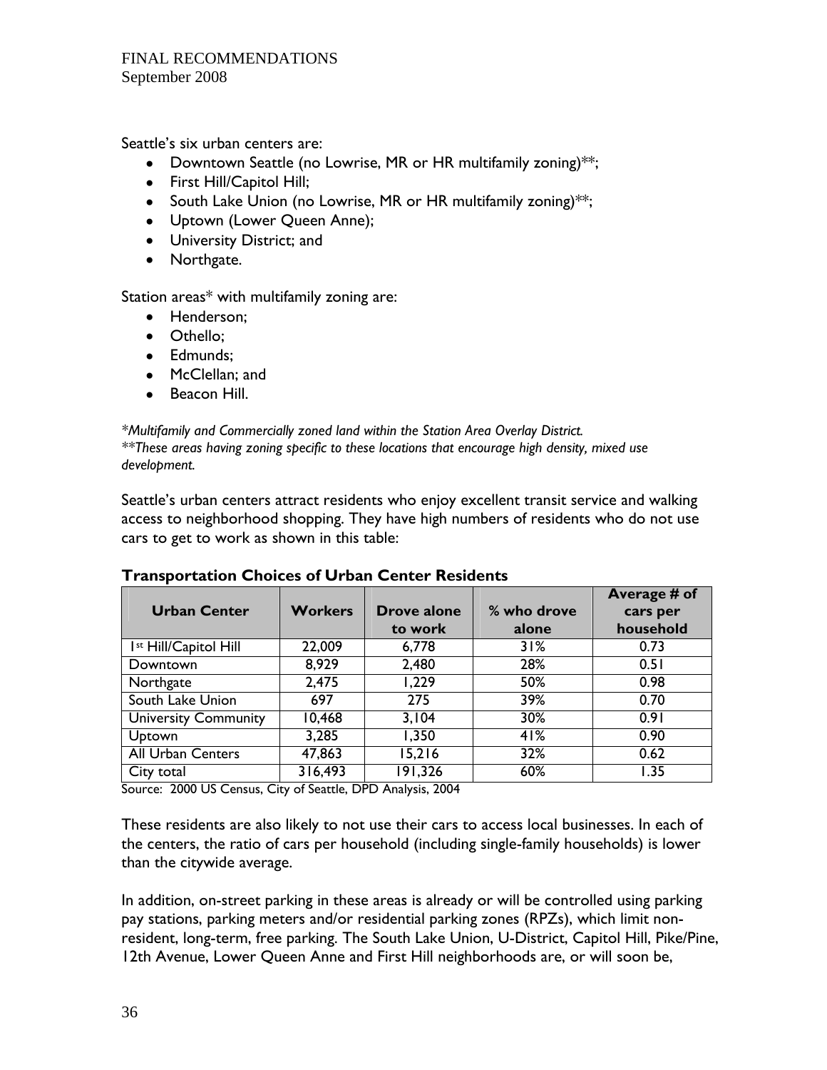Seattle's six urban centers are:

- Downtown Seattle (no Lowrise, MR or HR multifamily zoning)**;
- First Hill/Capitol Hill;
- South Lake Union (no Lowrise, MR or HR multifamily zoning)**;
- Uptown (Lower Queen Anne);
- University District; and
- Northgate.

Station areas* with multifamily zoning are:

- Henderson;
- Othello;
- Edmunds;
- McClellan; and
- Beacon Hill.

*\*Multifamily and Commercially zoned land within the Station Area Overlay District.*
*\*\*These areas having zoning specific to these locations that encourage high density, mixed use development.*

Seattle's urban centers attract residents who enjoy excellent transit service and walking access to neighborhood shopping. They have high numbers of residents who do not use cars to get to work as shown in this table:

**Transportation Choices of Urban Center Residents**

| Urban Center | Workers | Drove alone to work | % who drove alone | Average # of cars per household |
|---|---|---|---|---|
| 1st Hill/Capitol Hill | 22,009 | 6,778 | 31% | 0.73 |
| Downtown | 8,929 | 2,480 | 28% | 0.51 |
| Northgate | 2,475 | 1,229 | 50% | 0.98 |
| South Lake Union | 697 | 275 | 39% | 0.70 |
| University Community | 10,468 | 3,104 | 30% | 0.91 |
| Uptown | 3,285 | 1,350 | 41% | 0.90 |
| All Urban Centers | 47,863 | 15,216 | 32% | 0.62 |
| City total | 316,493 | 191,326 | 60% | 1.35 |

Source: 2000 US Census, City of Seattle, DPD Analysis, 2004

These residents are also likely to not use their cars to access local businesses. In each of the centers, the ratio of cars per household (including single-family households) is lower than the citywide average.

In addition, on-street parking in these areas is already or will be controlled using parking pay stations, parking meters and/or residential parking zones (RPZs), which limit non-resident, long-term, free parking. The South Lake Union, U-District, Capitol Hill, Pike/Pine, 12th Avenue, Lower Queen Anne and First Hill neighborhoods are, or will soon be,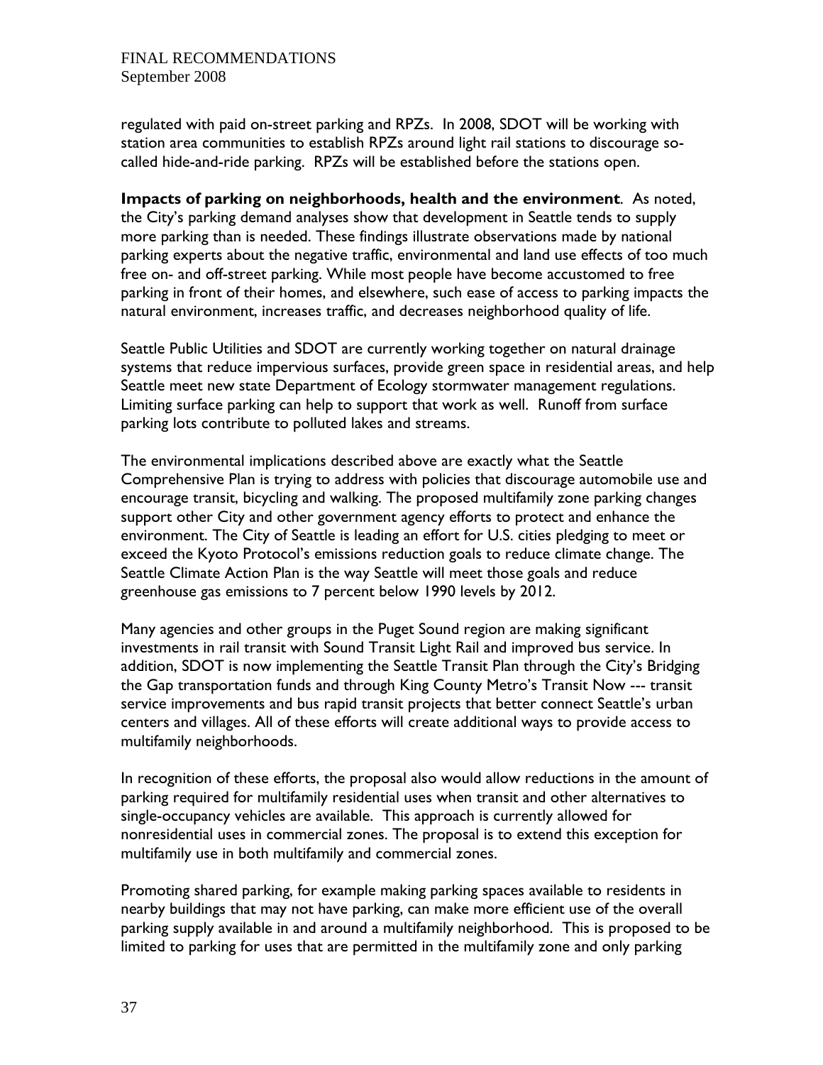regulated with paid on-street parking and RPZs. In 2008, SDOT will be working with station area communities to establish RPZs around light rail stations to discourage so-called hide-and-ride parking. RPZs will be established before the stations open.

**Impacts of parking on neighborhoods, health and the environment**. As noted, the City's parking demand analyses show that development in Seattle tends to supply more parking than is needed. These findings illustrate observations made by national parking experts about the negative traffic, environmental and land use effects of too much free on- and off-street parking. While most people have become accustomed to free parking in front of their homes, and elsewhere, such ease of access to parking impacts the natural environment, increases traffic, and decreases neighborhood quality of life.

Seattle Public Utilities and SDOT are currently working together on natural drainage systems that reduce impervious surfaces, provide green space in residential areas, and help Seattle meet new state Department of Ecology stormwater management regulations. Limiting surface parking can help to support that work as well. Runoff from surface parking lots contribute to polluted lakes and streams.

The environmental implications described above are exactly what the Seattle Comprehensive Plan is trying to address with policies that discourage automobile use and encourage transit, bicycling and walking. The proposed multifamily zone parking changes support other City and other government agency efforts to protect and enhance the environment. The City of Seattle is leading an effort for U.S. cities pledging to meet or exceed the Kyoto Protocol's emissions reduction goals to reduce climate change. The Seattle Climate Action Plan is the way Seattle will meet those goals and reduce greenhouse gas emissions to 7 percent below 1990 levels by 2012.

Many agencies and other groups in the Puget Sound region are making significant investments in rail transit with Sound Transit Light Rail and improved bus service. In addition, SDOT is now implementing the Seattle Transit Plan through the City's Bridging the Gap transportation funds and through King County Metro's Transit Now --- transit service improvements and bus rapid transit projects that better connect Seattle's urban centers and villages. All of these efforts will create additional ways to provide access to multifamily neighborhoods.

In recognition of these efforts, the proposal also would allow reductions in the amount of parking required for multifamily residential uses when transit and other alternatives to single-occupancy vehicles are available. This approach is currently allowed for nonresidential uses in commercial zones. The proposal is to extend this exception for multifamily use in both multifamily and commercial zones.

Promoting shared parking, for example making parking spaces available to residents in nearby buildings that may not have parking, can make more efficient use of the overall parking supply available in and around a multifamily neighborhood. This is proposed to be limited to parking for uses that are permitted in the multifamily zone and only parking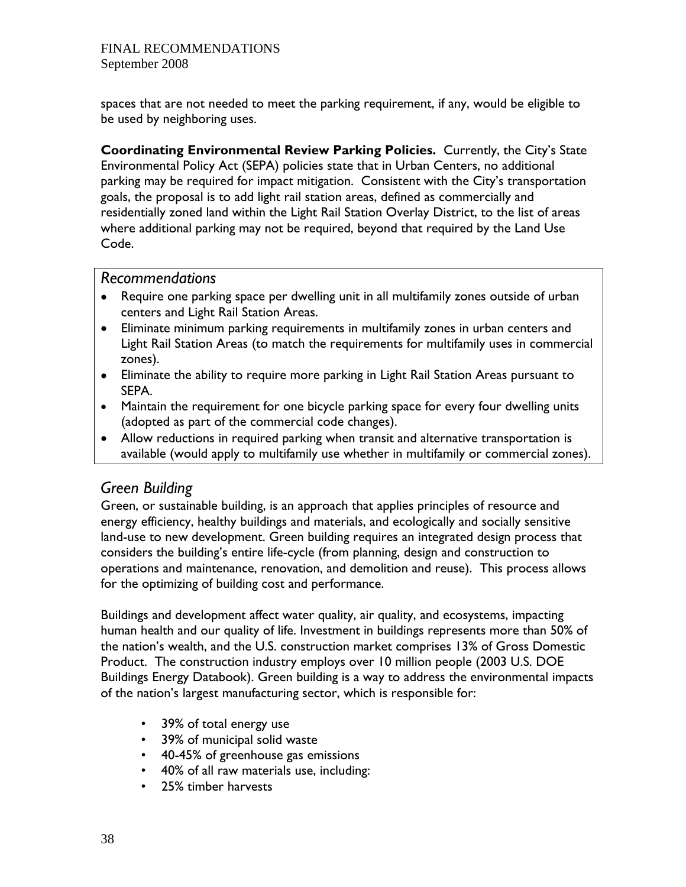spaces that are not needed to meet the parking requirement, if any, would be eligible to be used by neighboring uses.

**Coordinating Environmental Review Parking Policies.** Currently, the City's State Environmental Policy Act (SEPA) policies state that in Urban Centers, no additional parking may be required for impact mitigation. Consistent with the City's transportation goals, the proposal is to add light rail station areas, defined as commercially and residentially zoned land within the Light Rail Station Overlay District, to the list of areas where additional parking may not be required, beyond that required by the Land Use Code.

### *Recommendations*

- Require one parking space per dwelling unit in all multifamily zones outside of urban centers and Light Rail Station Areas.
- Eliminate minimum parking requirements in multifamily zones in urban centers and Light Rail Station Areas (to match the requirements for multifamily uses in commercial zones).
- Eliminate the ability to require more parking in Light Rail Station Areas pursuant to SEPA.
- Maintain the requirement for one bicycle parking space for every four dwelling units (adopted as part of the commercial code changes).
- Allow reductions in required parking when transit and alternative transportation is available (would apply to multifamily use whether in multifamily or commercial zones).

## *Green Building*

Green, or sustainable building, is an approach that applies principles of resource and energy efficiency, healthy buildings and materials, and ecologically and socially sensitive land-use to new development. Green building requires an integrated design process that considers the building's entire life-cycle (from planning, design and construction to operations and maintenance, renovation, and demolition and reuse). This process allows for the optimizing of building cost and performance.

Buildings and development affect water quality, air quality, and ecosystems, impacting human health and our quality of life. Investment in buildings represents more than 50% of the nation's wealth, and the U.S. construction market comprises 13% of Gross Domestic Product. The construction industry employs over 10 million people (2003 U.S. DOE Buildings Energy Databook). Green building is a way to address the environmental impacts of the nation's largest manufacturing sector, which is responsible for:

- 39% of total energy use
- 39% of municipal solid waste
- 40-45% of greenhouse gas emissions
- 40% of all raw materials use, including:
- 25% timber harvests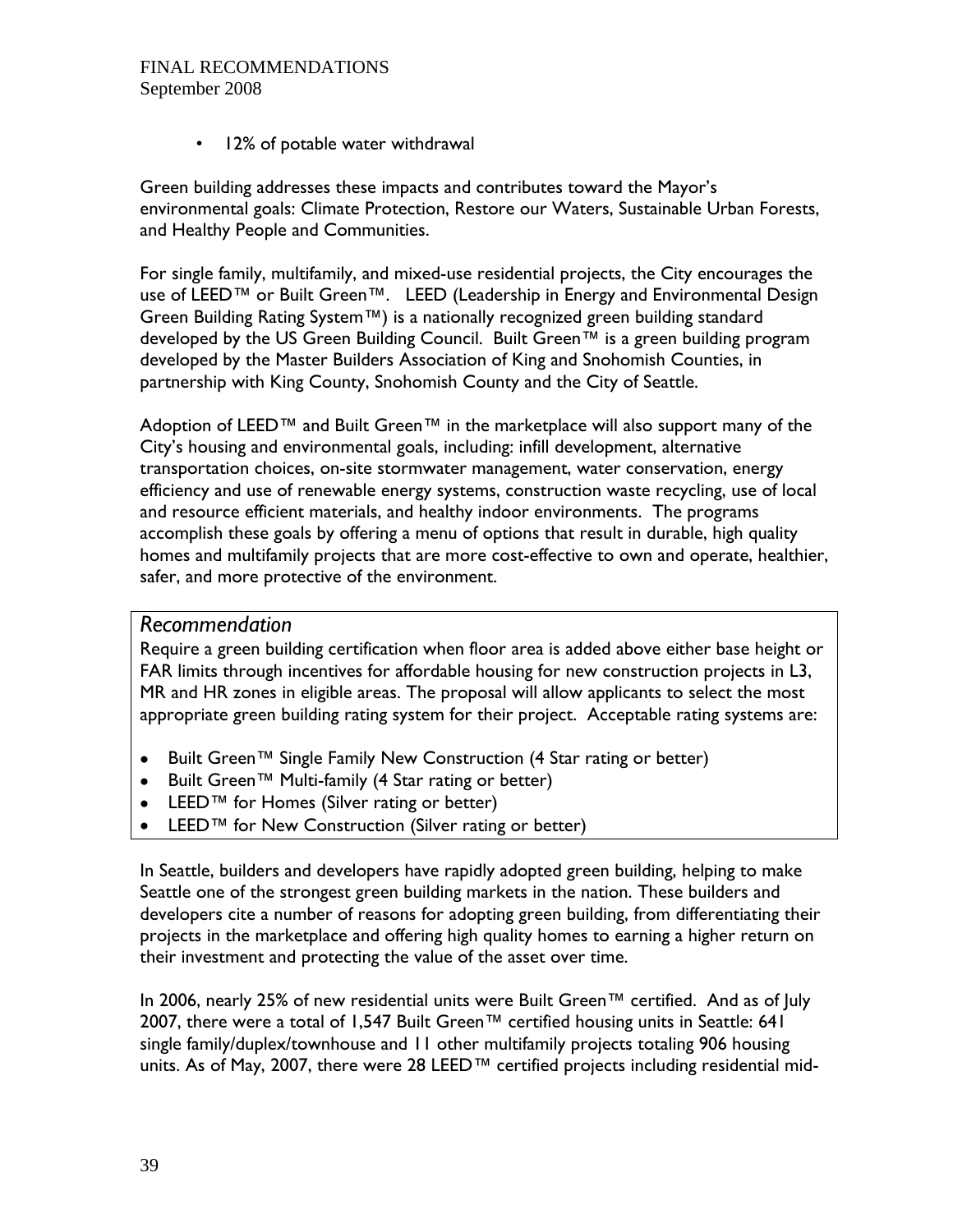- 12% of potable water withdrawal

Green building addresses these impacts and contributes toward the Mayor's environmental goals: Climate Protection, Restore our Waters, Sustainable Urban Forests, and Healthy People and Communities.

For single family, multifamily, and mixed-use residential projects, the City encourages the use of LEED™ or Built Green™. LEED (Leadership in Energy and Environmental Design Green Building Rating System™) is a nationally recognized green building standard developed by the US Green Building Council. Built Green™ is a green building program developed by the Master Builders Association of King and Snohomish Counties, in partnership with King County, Snohomish County and the City of Seattle.

Adoption of LEED™ and Built Green™ in the marketplace will also support many of the City's housing and environmental goals, including: infill development, alternative transportation choices, on-site stormwater management, water conservation, energy efficiency and use of renewable energy systems, construction waste recycling, use of local and resource efficient materials, and healthy indoor environments. The programs accomplish these goals by offering a menu of options that result in durable, high quality homes and multifamily projects that are more cost-effective to own and operate, healthier, safer, and more protective of the environment.

### *Recommendation*

Require a green building certification when floor area is added above either base height or FAR limits through incentives for affordable housing for new construction projects in L3, MR and HR zones in eligible areas. The proposal will allow applicants to select the most appropriate green building rating system for their project. Acceptable rating systems are:

- Built Green™ Single Family New Construction (4 Star rating or better)
- Built Green™ Multi-family (4 Star rating or better)
- LEED™ for Homes (Silver rating or better)
- LEED™ for New Construction (Silver rating or better)

In Seattle, builders and developers have rapidly adopted green building, helping to make Seattle one of the strongest green building markets in the nation. These builders and developers cite a number of reasons for adopting green building, from differentiating their projects in the marketplace and offering high quality homes to earning a higher return on their investment and protecting the value of the asset over time.

In 2006, nearly 25% of new residential units were Built Green™ certified. And as of July 2007, there were a total of 1,547 Built Green™ certified housing units in Seattle: 641 single family/duplex/townhouse and 11 other multifamily projects totaling 906 housing units. As of May, 2007, there were 28 LEED™ certified projects including residential mid-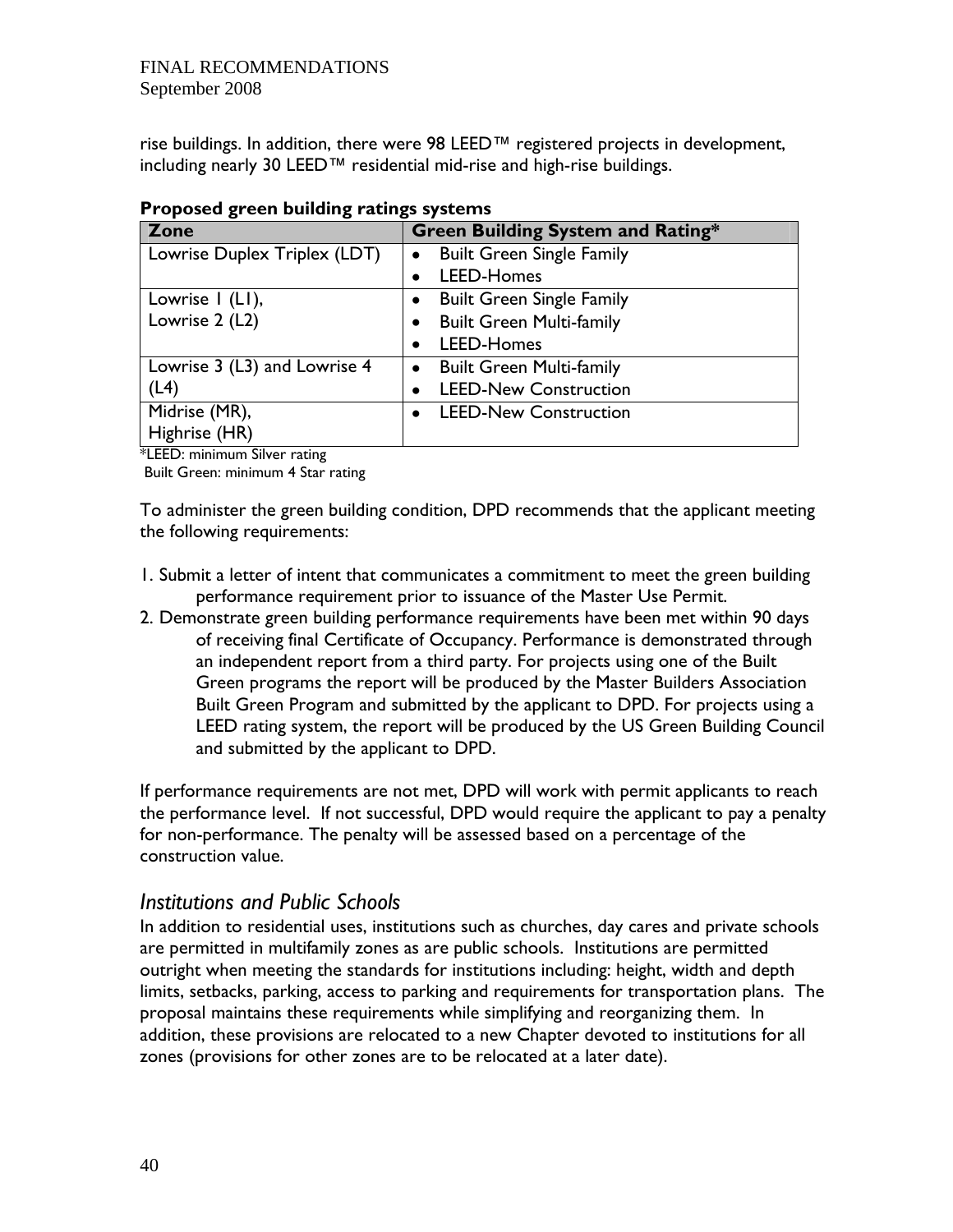rise buildings. In addition, there were 98 LEED™ registered projects in development, including nearly 30 LEED™ residential mid-rise and high-rise buildings.

**Proposed green building ratings systems**

| Zone | Green Building System and Rating* |
|---|---|
| Lowrise Duplex Triplex (LDT) | • Built Green Single Family<br>• LEED-Homes |
| Lowrise 1 (L1),<br>Lowrise 2 (L2) | • Built Green Single Family<br>• Built Green Multi-family<br>• LEED-Homes |
| Lowrise 3 (L3) and Lowrise 4 (L4) | • Built Green Multi-family<br>• LEED-New Construction |
| Midrise (MR),<br>Highrise (HR) | • LEED-New Construction |

*LEED: minimum Silver rating
Built Green: minimum 4 Star rating

To administer the green building condition, DPD recommends that the applicant meeting the following requirements:

1. Submit a letter of intent that communicates a commitment to meet the green building performance requirement prior to issuance of the Master Use Permit.
2. Demonstrate green building performance requirements have been met within 90 days of receiving final Certificate of Occupancy. Performance is demonstrated through an independent report from a third party. For projects using one of the Built Green programs the report will be produced by the Master Builders Association Built Green Program and submitted by the applicant to DPD. For projects using a LEED rating system, the report will be produced by the US Green Building Council and submitted by the applicant to DPD.

If performance requirements are not met, DPD will work with permit applicants to reach the performance level. If not successful, DPD would require the applicant to pay a penalty for non-performance. The penalty will be assessed based on a percentage of the construction value.

### *Institutions and Public Schools*

In addition to residential uses, institutions such as churches, day cares and private schools are permitted in multifamily zones as are public schools. Institutions are permitted outright when meeting the standards for institutions including: height, width and depth limits, setbacks, parking, access to parking and requirements for transportation plans. The proposal maintains these requirements while simplifying and reorganizing them. In addition, these provisions are relocated to a new Chapter devoted to institutions for all zones (provisions for other zones are to be relocated at a later date).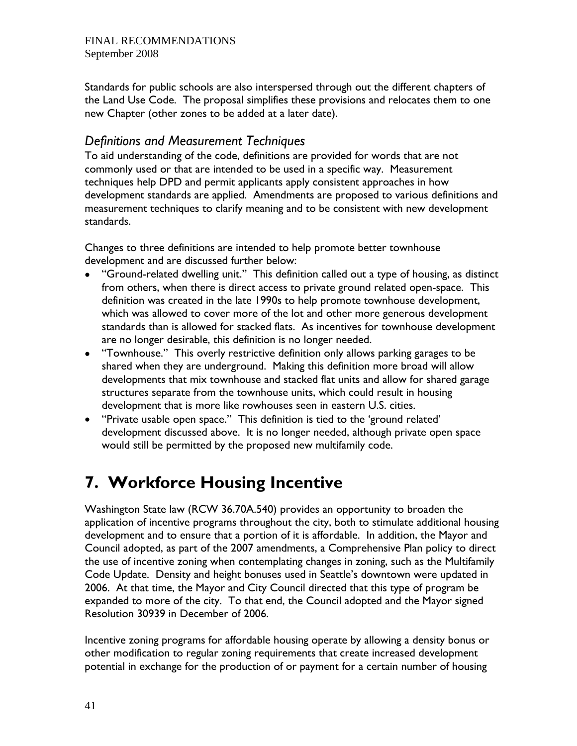Standards for public schools are also interspersed through out the different chapters of the Land Use Code. The proposal simplifies these provisions and relocates them to one new Chapter (other zones to be added at a later date).

### *Definitions and Measurement Techniques*

To aid understanding of the code, definitions are provided for words that are not commonly used or that are intended to be used in a specific way. Measurement techniques help DPD and permit applicants apply consistent approaches in how development standards are applied. Amendments are proposed to various definitions and measurement techniques to clarify meaning and to be consistent with new development standards.

Changes to three definitions are intended to help promote better townhouse development and are discussed further below:

- "Ground-related dwelling unit." This definition called out a type of housing, as distinct from others, when there is direct access to private ground related open-space. This definition was created in the late 1990s to help promote townhouse development, which was allowed to cover more of the lot and other more generous development standards than is allowed for stacked flats. As incentives for townhouse development are no longer desirable, this definition is no longer needed.
- "Townhouse." This overly restrictive definition only allows parking garages to be shared when they are underground. Making this definition more broad will allow developments that mix townhouse and stacked flat units and allow for shared garage structures separate from the townhouse units, which could result in housing development that is more like rowhouses seen in eastern U.S. cities.
- "Private usable open space." This definition is tied to the 'ground related' development discussed above. It is no longer needed, although private open space would still be permitted by the proposed new multifamily code.

# 7. Workforce Housing Incentive

Washington State law (RCW 36.70A.540) provides an opportunity to broaden the application of incentive programs throughout the city, both to stimulate additional housing development and to ensure that a portion of it is affordable. In addition, the Mayor and Council adopted, as part of the 2007 amendments, a Comprehensive Plan policy to direct the use of incentive zoning when contemplating changes in zoning, such as the Multifamily Code Update. Density and height bonuses used in Seattle's downtown were updated in 2006. At that time, the Mayor and City Council directed that this type of program be expanded to more of the city. To that end, the Council adopted and the Mayor signed Resolution 30939 in December of 2006.

Incentive zoning programs for affordable housing operate by allowing a density bonus or other modification to regular zoning requirements that create increased development potential in exchange for the production of or payment for a certain number of housing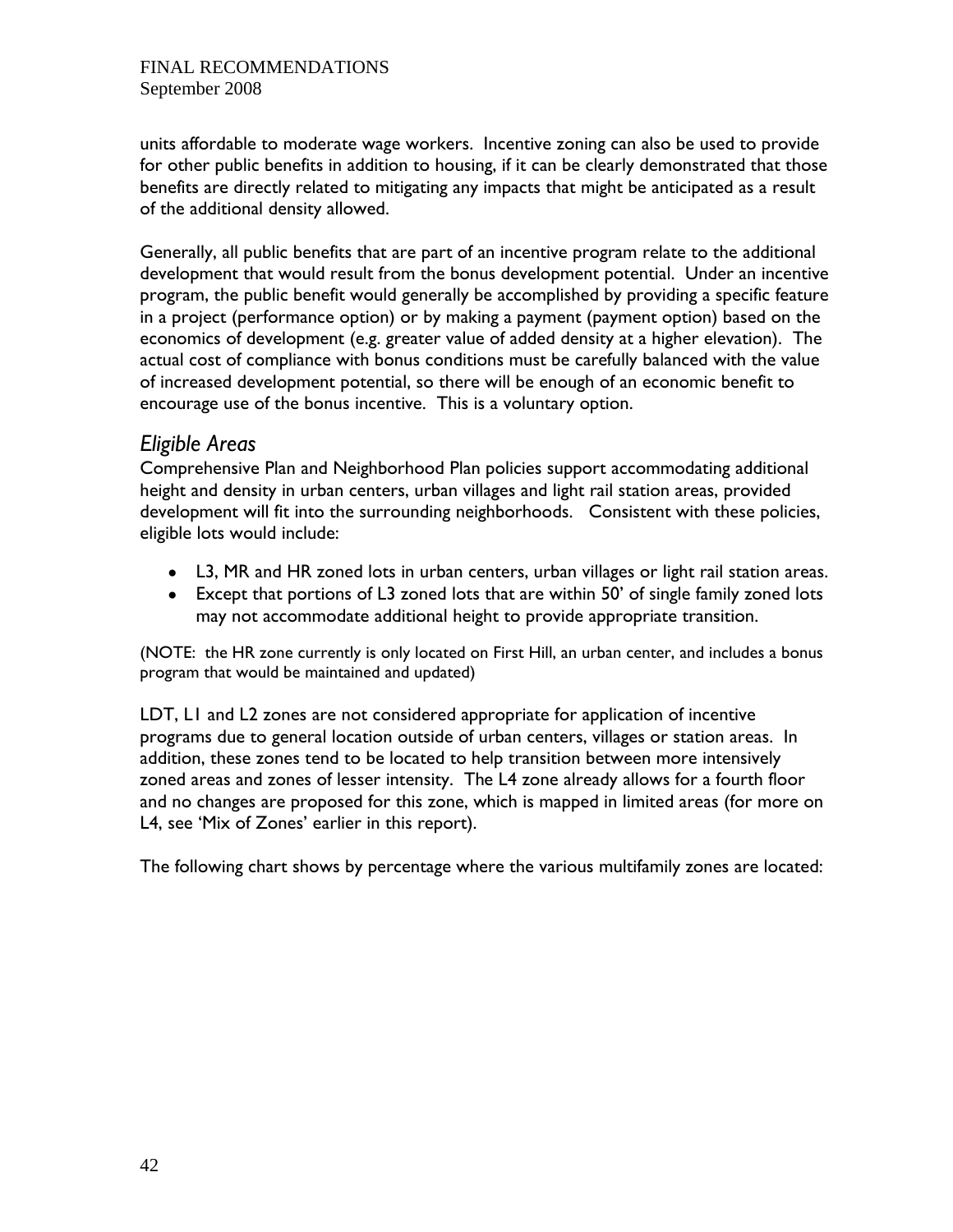units affordable to moderate wage workers. Incentive zoning can also be used to provide for other public benefits in addition to housing, if it can be clearly demonstrated that those benefits are directly related to mitigating any impacts that might be anticipated as a result of the additional density allowed.

Generally, all public benefits that are part of an incentive program relate to the additional development that would result from the bonus development potential. Under an incentive program, the public benefit would generally be accomplished by providing a specific feature in a project (performance option) or by making a payment (payment option) based on the economics of development (e.g. greater value of added density at a higher elevation). The actual cost of compliance with bonus conditions must be carefully balanced with the value of increased development potential, so there will be enough of an economic benefit to encourage use of the bonus incentive. This is a voluntary option.

## *Eligible Areas*

Comprehensive Plan and Neighborhood Plan policies support accommodating additional height and density in urban centers, urban villages and light rail station areas, provided development will fit into the surrounding neighborhoods. Consistent with these policies, eligible lots would include:

- L3, MR and HR zoned lots in urban centers, urban villages or light rail station areas.
- Except that portions of L3 zoned lots that are within 50' of single family zoned lots may not accommodate additional height to provide appropriate transition.

(NOTE: the HR zone currently is only located on First Hill, an urban center, and includes a bonus program that would be maintained and updated)

LDT, L1 and L2 zones are not considered appropriate for application of incentive programs due to general location outside of urban centers, villages or station areas. In addition, these zones tend to be located to help transition between more intensively zoned areas and zones of lesser intensity. The L4 zone already allows for a fourth floor and no changes are proposed for this zone, which is mapped in limited areas (for more on L4, see 'Mix of Zones' earlier in this report).

The following chart shows by percentage where the various multifamily zones are located: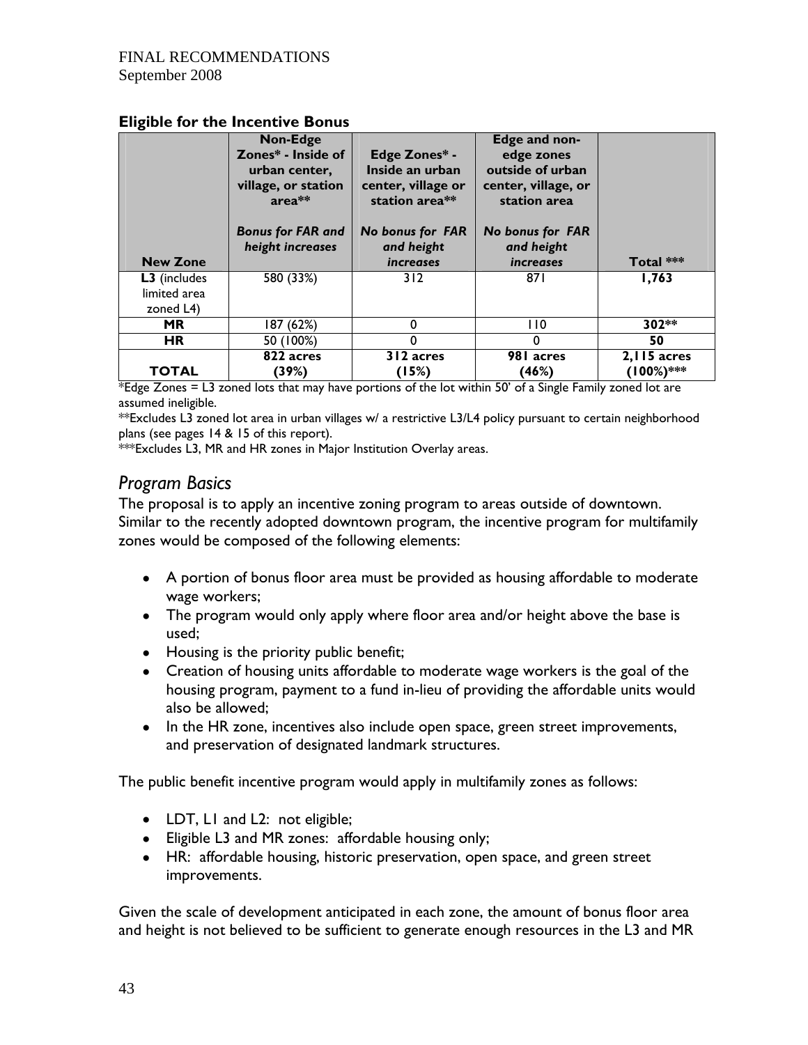FINAL RECOMMENDATIONS
September 2008

**Eligible for the Incentive Bonus**

| New Zone | Non-Edge Zones* - Inside of urban center, village, or station area** *Bonus for FAR and height increases* | Edge Zones* - Inside an urban center, village or station area** *No bonus for FAR and height increases* | Edge and non-edge zones outside of urban center, village, or station area *No bonus for FAR and height increases* | Total *** |
|---|---|---|---|---|
| **L3** (includes limited area zoned L4) | 580 (33%) | 312 | 871 | **1,763** |
| **MR** | 187 (62%) | 0 | 110 | **302**** |
| **HR** | 50 (100%) | 0 | 0 | **50** |
| **TOTAL** | **822 acres (39%)** | **312 acres (15%)** | **981 acres (46%)** | **2,115 acres (100%)***** |

*Edge Zones = L3 zoned lots that may have portions of the lot within 50' of a Single Family zoned lot are assumed ineligible.

**Excludes L3 zoned lot area in urban villages w/ a restrictive L3/L4 policy pursuant to certain neighborhood plans (see pages 14 & 15 of this report).

***Excludes L3, MR and HR zones in Major Institution Overlay areas.

## *Program Basics*

The proposal is to apply an incentive zoning program to areas outside of downtown. Similar to the recently adopted downtown program, the incentive program for multifamily zones would be composed of the following elements:

- A portion of bonus floor area must be provided as housing affordable to moderate wage workers;
- The program would only apply where floor area and/or height above the base is used;
- Housing is the priority public benefit;
- Creation of housing units affordable to moderate wage workers is the goal of the housing program, payment to a fund in-lieu of providing the affordable units would also be allowed;
- In the HR zone, incentives also include open space, green street improvements, and preservation of designated landmark structures.

The public benefit incentive program would apply in multifamily zones as follows:

- LDT, L1 and L2: not eligible;
- Eligible L3 and MR zones: affordable housing only;
- HR: affordable housing, historic preservation, open space, and green street improvements.

Given the scale of development anticipated in each zone, the amount of bonus floor area and height is not believed to be sufficient to generate enough resources in the L3 and MR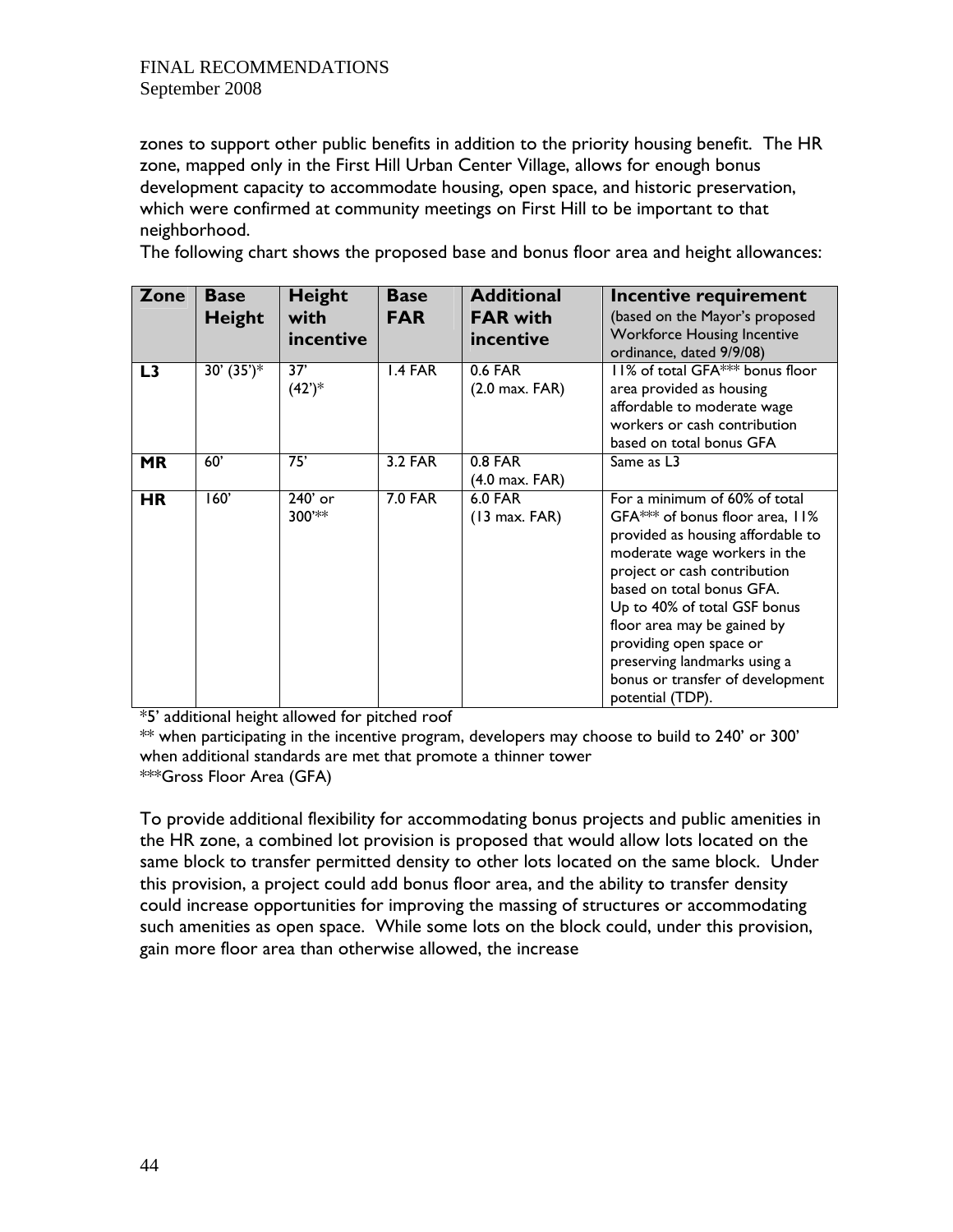zones to support other public benefits in addition to the priority housing benefit. The HR zone, mapped only in the First Hill Urban Center Village, allows for enough bonus development capacity to accommodate housing, open space, and historic preservation, which were confirmed at community meetings on First Hill to be important to that neighborhood.

The following chart shows the proposed base and bonus floor area and height allowances:

| Zone | Base Height | Height with incentive | Base FAR | Additional FAR with incentive | Incentive requirement (based on the Mayor's proposed Workforce Housing Incentive ordinance, dated 9/9/08) |
|---|---|---|---|---|---|
| **L3** | 30' (35')* | 37' (42')* | 1.4 FAR | 0.6 FAR (2.0 max. FAR) | 11% of total GFA*** bonus floor area provided as housing affordable to moderate wage workers or cash contribution based on total bonus GFA |
| **MR** | 60' | 75' | 3.2 FAR | 0.8 FAR (4.0 max. FAR) | Same as L3 |
| **HR** | 160' | 240' or 300'** | 7.0 FAR | 6.0 FAR (13 max. FAR) | For a minimum of 60% of total GFA*** of bonus floor area, 11% provided as housing affordable to moderate wage workers in the project or cash contribution based on total bonus GFA. Up to 40% of total GSF bonus floor area may be gained by providing open space or preserving landmarks using a bonus or transfer of development potential (TDP). |

*5' additional height allowed for pitched roof

** when participating in the incentive program, developers may choose to build to 240' or 300' when additional standards are met that promote a thinner tower

***Gross Floor Area (GFA)

To provide additional flexibility for accommodating bonus projects and public amenities in the HR zone, a combined lot provision is proposed that would allow lots located on the same block to transfer permitted density to other lots located on the same block. Under this provision, a project could add bonus floor area, and the ability to transfer density could increase opportunities for improving the massing of structures or accommodating such amenities as open space. While some lots on the block could, under this provision, gain more floor area than otherwise allowed, the increase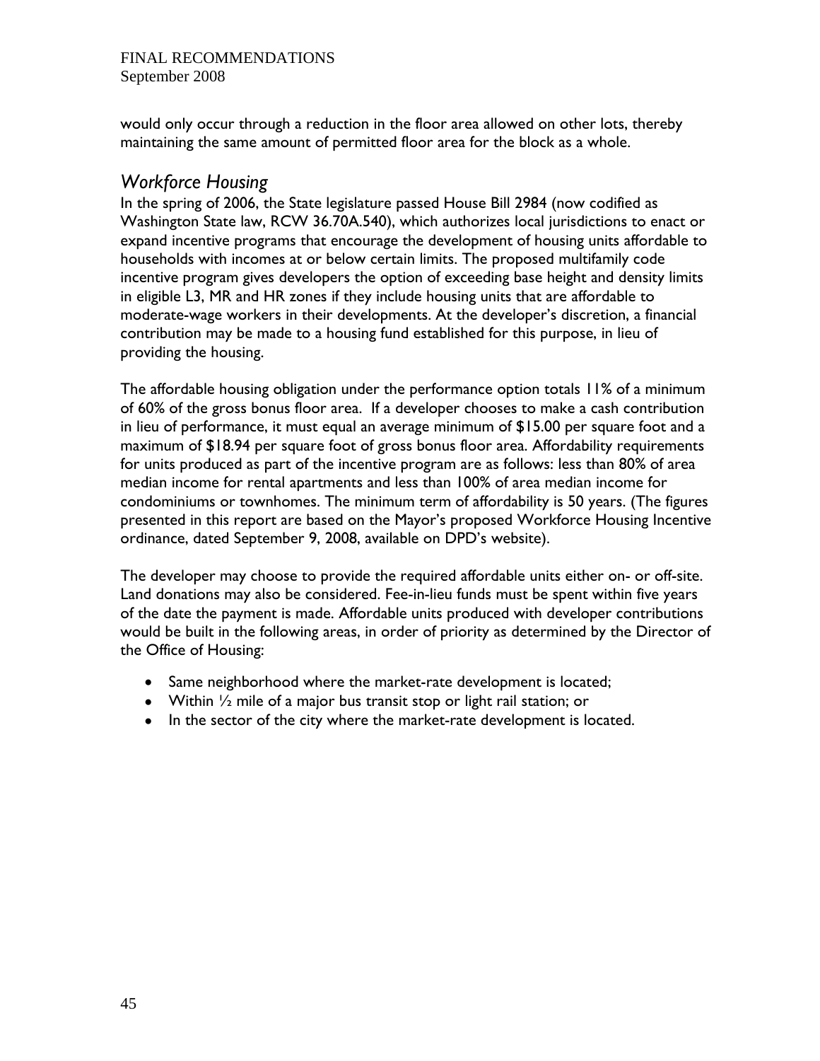would only occur through a reduction in the floor area allowed on other lots, thereby maintaining the same amount of permitted floor area for the block as a whole.

## *Workforce Housing*

In the spring of 2006, the State legislature passed House Bill 2984 (now codified as Washington State law, RCW 36.70A.540), which authorizes local jurisdictions to enact or expand incentive programs that encourage the development of housing units affordable to households with incomes at or below certain limits. The proposed multifamily code incentive program gives developers the option of exceeding base height and density limits in eligible L3, MR and HR zones if they include housing units that are affordable to moderate-wage workers in their developments. At the developer's discretion, a financial contribution may be made to a housing fund established for this purpose, in lieu of providing the housing.

The affordable housing obligation under the performance option totals 11% of a minimum of 60% of the gross bonus floor area. If a developer chooses to make a cash contribution in lieu of performance, it must equal an average minimum of $15.00 per square foot and a maximum of $18.94 per square foot of gross bonus floor area. Affordability requirements for units produced as part of the incentive program are as follows: less than 80% of area median income for rental apartments and less than 100% of area median income for condominiums or townhomes. The minimum term of affordability is 50 years. (The figures presented in this report are based on the Mayor's proposed Workforce Housing Incentive ordinance, dated September 9, 2008, available on DPD's website).

The developer may choose to provide the required affordable units either on- or off-site. Land donations may also be considered. Fee-in-lieu funds must be spent within five years of the date the payment is made. Affordable units produced with developer contributions would be built in the following areas, in order of priority as determined by the Director of the Office of Housing:

- Same neighborhood where the market-rate development is located;
- Within ½ mile of a major bus transit stop or light rail station; or
- In the sector of the city where the market-rate development is located.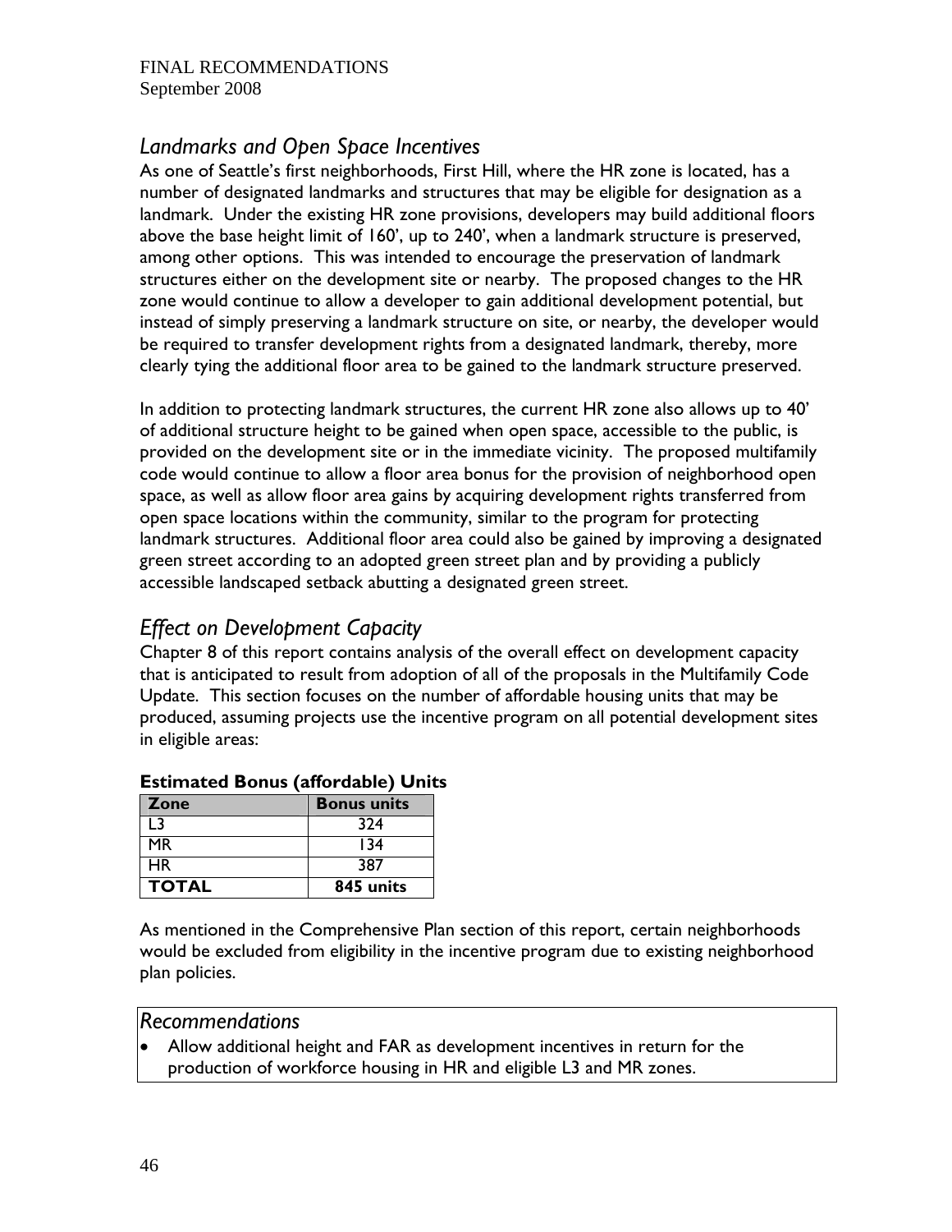## *Landmarks and Open Space Incentives*

As one of Seattle's first neighborhoods, First Hill, where the HR zone is located, has a number of designated landmarks and structures that may be eligible for designation as a landmark. Under the existing HR zone provisions, developers may build additional floors above the base height limit of 160', up to 240', when a landmark structure is preserved, among other options. This was intended to encourage the preservation of landmark structures either on the development site or nearby. The proposed changes to the HR zone would continue to allow a developer to gain additional development potential, but instead of simply preserving a landmark structure on site, or nearby, the developer would be required to transfer development rights from a designated landmark, thereby, more clearly tying the additional floor area to be gained to the landmark structure preserved.

In addition to protecting landmark structures, the current HR zone also allows up to 40' of additional structure height to be gained when open space, accessible to the public, is provided on the development site or in the immediate vicinity. The proposed multifamily code would continue to allow a floor area bonus for the provision of neighborhood open space, as well as allow floor area gains by acquiring development rights transferred from open space locations within the community, similar to the program for protecting landmark structures. Additional floor area could also be gained by improving a designated green street according to an adopted green street plan and by providing a publicly accessible landscaped setback abutting a designated green street.

## *Effect on Development Capacity*

Chapter 8 of this report contains analysis of the overall effect on development capacity that is anticipated to result from adoption of all of the proposals in the Multifamily Code Update. This section focuses on the number of affordable housing units that may be produced, assuming projects use the incentive program on all potential development sites in eligible areas:

**Estimated Bonus (affordable) Units**

| Zone | Bonus units |
|---|---|
| L3 | 324 |
| MR | 134 |
| HR | 387 |
| **TOTAL** | **845 units** |

As mentioned in the Comprehensive Plan section of this report, certain neighborhoods would be excluded from eligibility in the incentive program due to existing neighborhood plan policies.

### *Recommendations*

- Allow additional height and FAR as development incentives in return for the production of workforce housing in HR and eligible L3 and MR zones.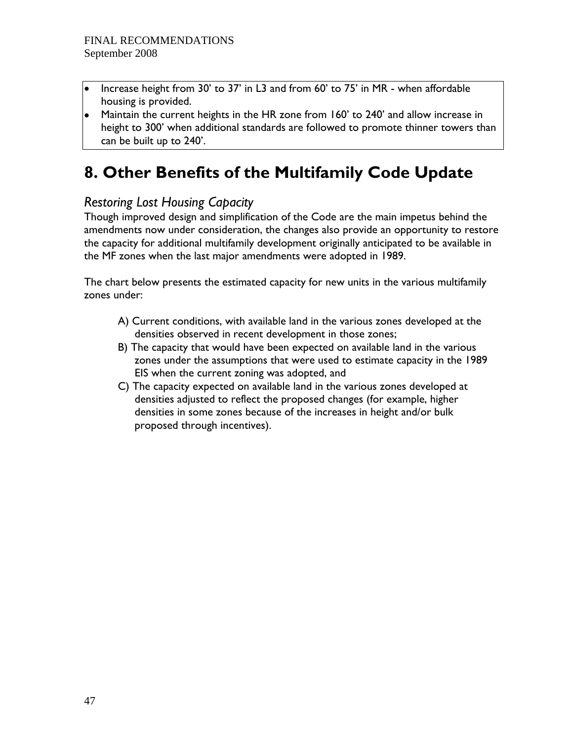- Increase height from 30' to 37' in L3 and from 60' to 75' in MR - when affordable housing is provided.
- Maintain the current heights in the HR zone from 160' to 240' and allow increase in height to 300' when additional standards are followed to promote thinner towers than can be built up to 240'.

# 8. Other Benefits of the Multifamily Code Update

## *Restoring Lost Housing Capacity*

Though improved design and simplification of the Code are the main impetus behind the amendments now under consideration, the changes also provide an opportunity to restore the capacity for additional multifamily development originally anticipated to be available in the MF zones when the last major amendments were adopted in 1989.

The chart below presents the estimated capacity for new units in the various multifamily zones under:

A) Current conditions, with available land in the various zones developed at the densities observed in recent development in those zones;

B) The capacity that would have been expected on available land in the various zones under the assumptions that were used to estimate capacity in the 1989 EIS when the current zoning was adopted, and

C) The capacity expected on available land in the various zones developed at densities adjusted to reflect the proposed changes (for example, higher densities in some zones because of the increases in height and/or bulk proposed through incentives).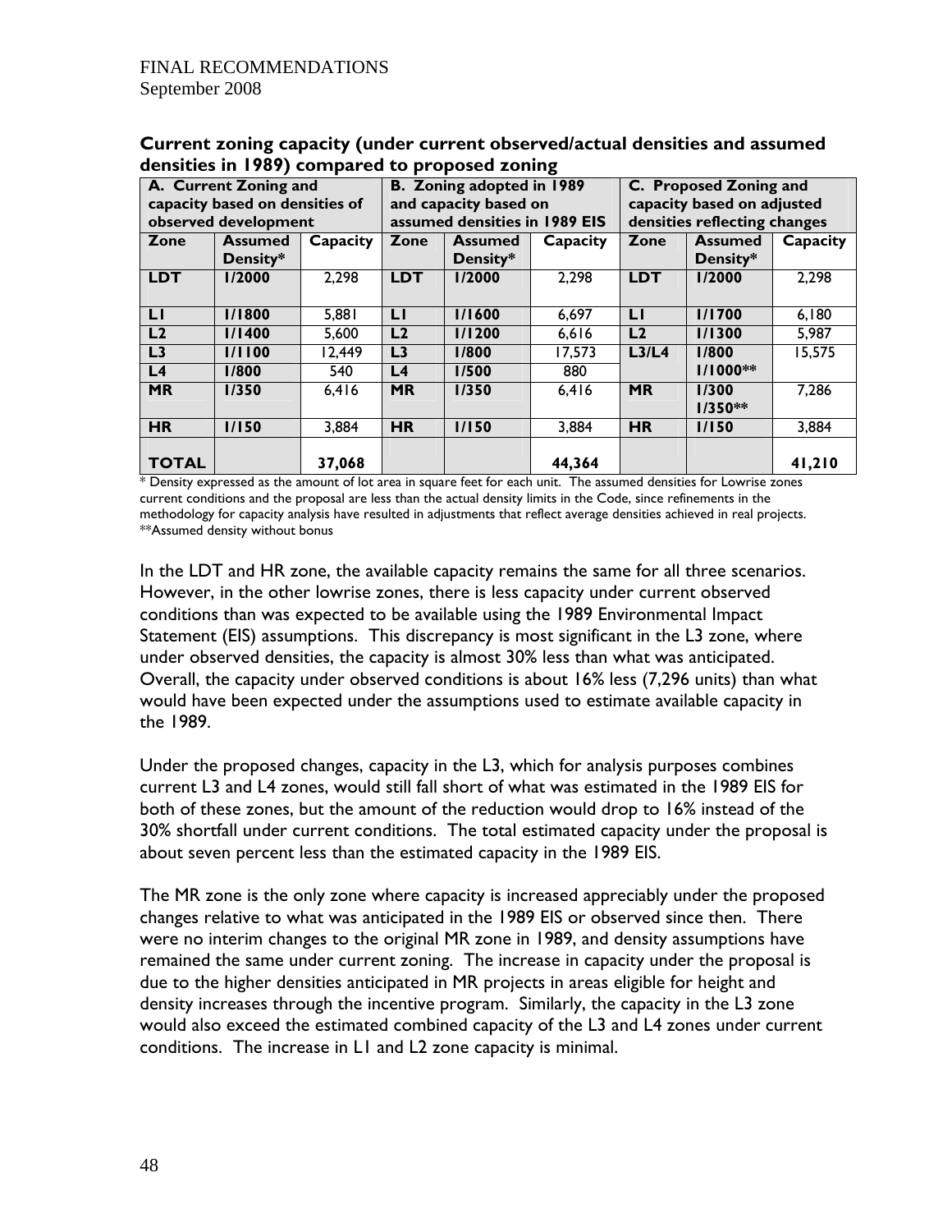**Current zoning capacity (under current observed/actual densities and assumed densities in 1989) compared to proposed zoning**

| A. Current Zoning and capacity based on densities of observed development | | | B. Zoning adopted in 1989 and capacity based on assumed densities in 1989 EIS | | | C. Proposed Zoning and capacity based on adjusted densities reflecting changes | | |
|---|---|---|---|---|---|---|---|---|
| **Zone** | **Assumed Density*** | **Capacity** | **Zone** | **Assumed Density*** | **Capacity** | **Zone** | **Assumed Density*** | **Capacity** |
| **LDT** | **1/2000** | 2,298 | **LDT** | **1/2000** | 2,298 | **LDT** | **1/2000** | 2,298 |
| **L1** | **1/1800** | 5,881 | **L1** | **1/1600** | 6,697 | **L1** | **1/1700** | 6,180 |
| **L2** | **1/1400** | 5,600 | **L2** | **1/1200** | 6,616 | **L2** | **1/1300** | 5,987 |
| **L3** | **1/1100** | 12,449 | **L3** | **1/800** | 17,573 | **L3/L4** | **1/800 1/1000**** | 15,575 |
| **L4** | **1/800** | 540 | **L4** | **1/500** | 880 | | | |
| **MR** | **1/350** | 6,416 | **MR** | **1/350** | 6,416 | **MR** | **1/300 1/350**** | 7,286 |
| **HR** | **1/150** | 3,884 | **HR** | **1/150** | 3,884 | **HR** | **1/150** | 3,884 |
| **TOTAL** | | **37,068** | | | **44,364** | | | **41,210** |

* Density expressed as the amount of lot area in square feet for each unit. The assumed densities for Lowrise zones current conditions and the proposal are less than the actual density limits in the Code, since refinements in the methodology for capacity analysis have resulted in adjustments that reflect average densities achieved in real projects.
**Assumed density without bonus

In the LDT and HR zone, the available capacity remains the same for all three scenarios. However, in the other lowrise zones, there is less capacity under current observed conditions than was expected to be available using the 1989 Environmental Impact Statement (EIS) assumptions. This discrepancy is most significant in the L3 zone, where under observed densities, the capacity is almost 30% less than what was anticipated. Overall, the capacity under observed conditions is about 16% less (7,296 units) than what would have been expected under the assumptions used to estimate available capacity in the 1989.

Under the proposed changes, capacity in the L3, which for analysis purposes combines current L3 and L4 zones, would still fall short of what was estimated in the 1989 EIS for both of these zones, but the amount of the reduction would drop to 16% instead of the 30% shortfall under current conditions. The total estimated capacity under the proposal is about seven percent less than the estimated capacity in the 1989 EIS.

The MR zone is the only zone where capacity is increased appreciably under the proposed changes relative to what was anticipated in the 1989 EIS or observed since then. There were no interim changes to the original MR zone in 1989, and density assumptions have remained the same under current zoning. The increase in capacity under the proposal is due to the higher densities anticipated in MR projects in areas eligible for height and density increases through the incentive program. Similarly, the capacity in the L3 zone would also exceed the estimated combined capacity of the L3 and L4 zones under current conditions. The increase in L1 and L2 zone capacity is minimal.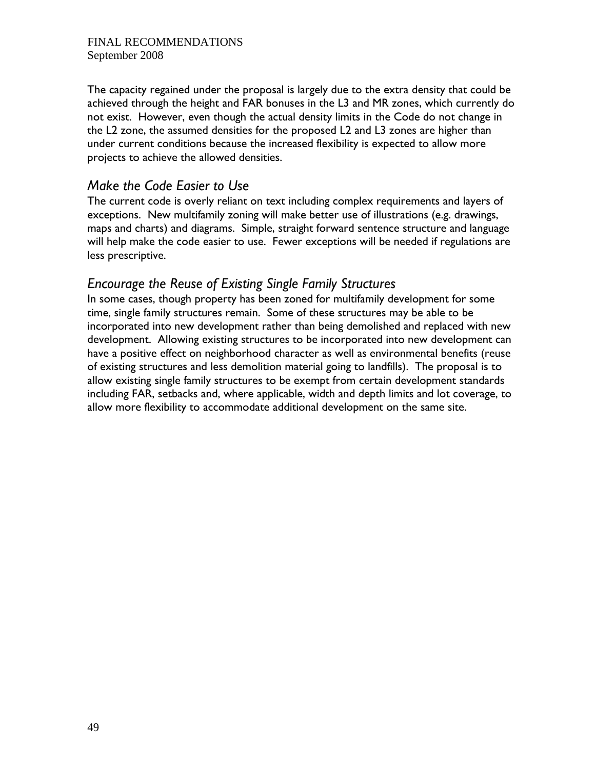The capacity regained under the proposal is largely due to the extra density that could be achieved through the height and FAR bonuses in the L3 and MR zones, which currently do not exist. However, even though the actual density limits in the Code do not change in the L2 zone, the assumed densities for the proposed L2 and L3 zones are higher than under current conditions because the increased flexibility is expected to allow more projects to achieve the allowed densities.

## *Make the Code Easier to Use*

The current code is overly reliant on text including complex requirements and layers of exceptions. New multifamily zoning will make better use of illustrations (e.g. drawings, maps and charts) and diagrams. Simple, straight forward sentence structure and language will help make the code easier to use. Fewer exceptions will be needed if regulations are less prescriptive.

## *Encourage the Reuse of Existing Single Family Structures*

In some cases, though property has been zoned for multifamily development for some time, single family structures remain. Some of these structures may be able to be incorporated into new development rather than being demolished and replaced with new development. Allowing existing structures to be incorporated into new development can have a positive effect on neighborhood character as well as environmental benefits (reuse of existing structures and less demolition material going to landfills). The proposal is to allow existing single family structures to be exempt from certain development standards including FAR, setbacks and, where applicable, width and depth limits and lot coverage, to allow more flexibility to accommodate additional development on the same site.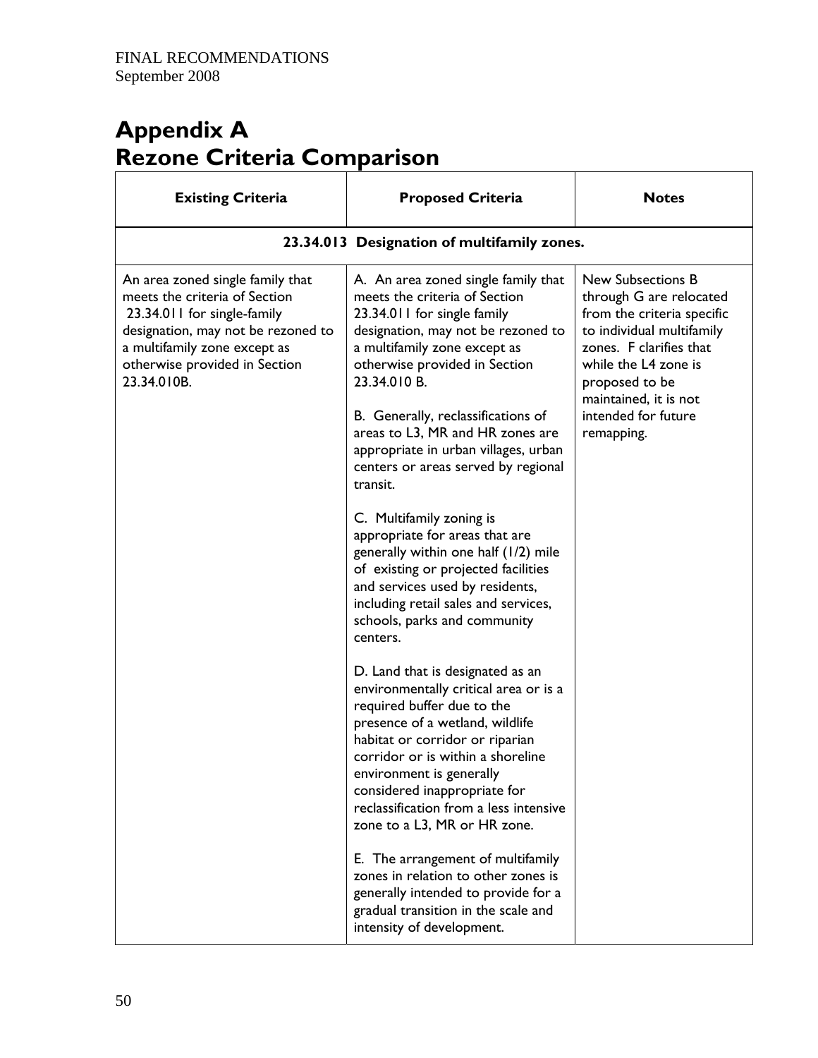FINAL RECOMMENDATIONS
September 2008

# Appendix A
# Rezone Criteria Comparison

| Existing Criteria | Proposed Criteria | Notes |
|---|---|---|
| **23.34.013 Designation of multifamily zones.** | | |
| An area zoned single family that meets the criteria of Section 23.34.011 for single-family designation, may not be rezoned to a multifamily zone except as otherwise provided in Section 23.34.010B. | A. An area zoned single family that meets the criteria of Section 23.34.011 for single family designation, may not be rezoned to a multifamily zone except as otherwise provided in Section 23.34.010 B.<br><br>B. Generally, reclassifications of areas to L3, MR and HR zones are appropriate in urban villages, urban centers or areas served by regional transit.<br><br>C. Multifamily zoning is appropriate for areas that are generally within one half (1/2) mile of existing or projected facilities and services used by residents, including retail sales and services, schools, parks and community centers.<br><br>D. Land that is designated as an environmentally critical area or is a required buffer due to the presence of a wetland, wildlife habitat or corridor or riparian corridor or is within a shoreline environment is generally considered inappropriate for reclassification from a less intensive zone to a L3, MR or HR zone.<br><br>E. The arrangement of multifamily zones in relation to other zones is generally intended to provide for a gradual transition in the scale and intensity of development. | New Subsections B through G are relocated from the criteria specific to individual multifamily zones. F clarifies that while the L4 zone is proposed to be maintained, it is not intended for future remapping. |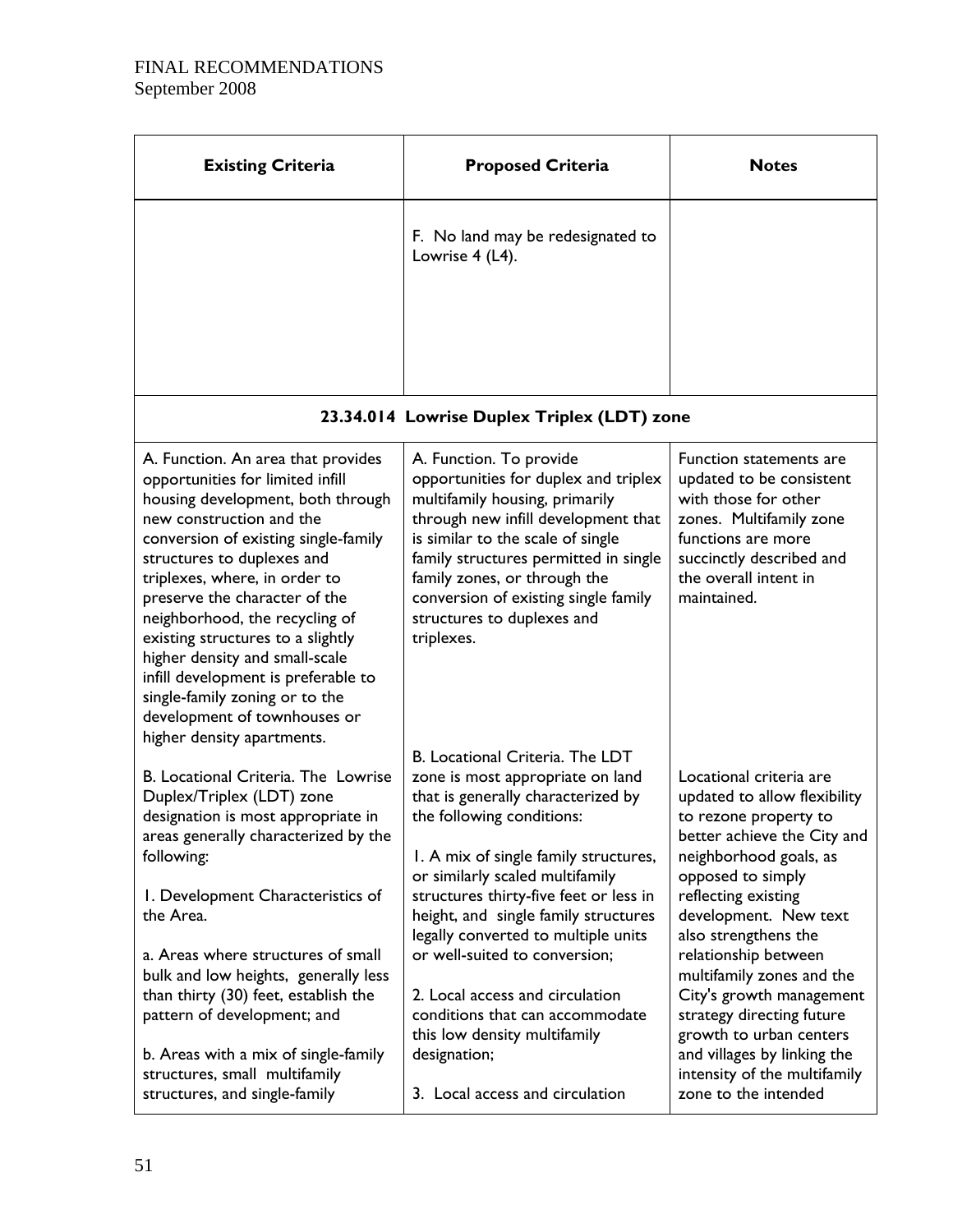FINAL RECOMMENDATIONS
September 2008

| Existing Criteria | Proposed Criteria | Notes |
|---|---|---|
| | F. No land may be redesignated to Lowrise 4 (L4). | |
| **23.34.014 Lowrise Duplex Triplex (LDT) zone** | | |
| A. Function. An area that provides opportunities for limited infill housing development, both through new construction and the conversion of existing single-family structures to duplexes and triplexes, where, in order to preserve the character of the neighborhood, the recycling of existing structures to a slightly higher density and small-scale infill development is preferable to single-family zoning or to the development of townhouses or higher density apartments. | A. Function. To provide opportunities for duplex and triplex multifamily housing, primarily through new infill development that is similar to the scale of single family structures permitted in single family zones, or through the conversion of existing single family structures to duplexes and triplexes. | Function statements are updated to be consistent with those for other zones. Multifamily zone functions are more succinctly described and the overall intent in maintained. |
| B. Locational Criteria. The Lowrise Duplex/Triplex (LDT) zone designation is most appropriate in areas generally characterized by the following:<br><br>1. Development Characteristics of the Area.<br><br>a. Areas where structures of small bulk and low heights, generally less than thirty (30) feet, establish the pattern of development; and<br><br>b. Areas with a mix of single-family structures, small multifamily structures, and single-family | B. Locational Criteria. The LDT zone is most appropriate on land that is generally characterized by the following conditions:<br><br>1. A mix of single family structures, or similarly scaled multifamily structures thirty-five feet or less in height, and single family structures legally converted to multiple units or well-suited to conversion;<br><br>2. Local access and circulation conditions that can accommodate this low density multifamily designation;<br><br>3. Local access and circulation | Locational criteria are updated to allow flexibility to rezone property to better achieve the City and neighborhood goals, as opposed to simply reflecting existing development. New text also strengthens the relationship between multifamily zones and the City's growth management strategy directing future growth to urban centers and villages by linking the intensity of the multifamily zone to the intended |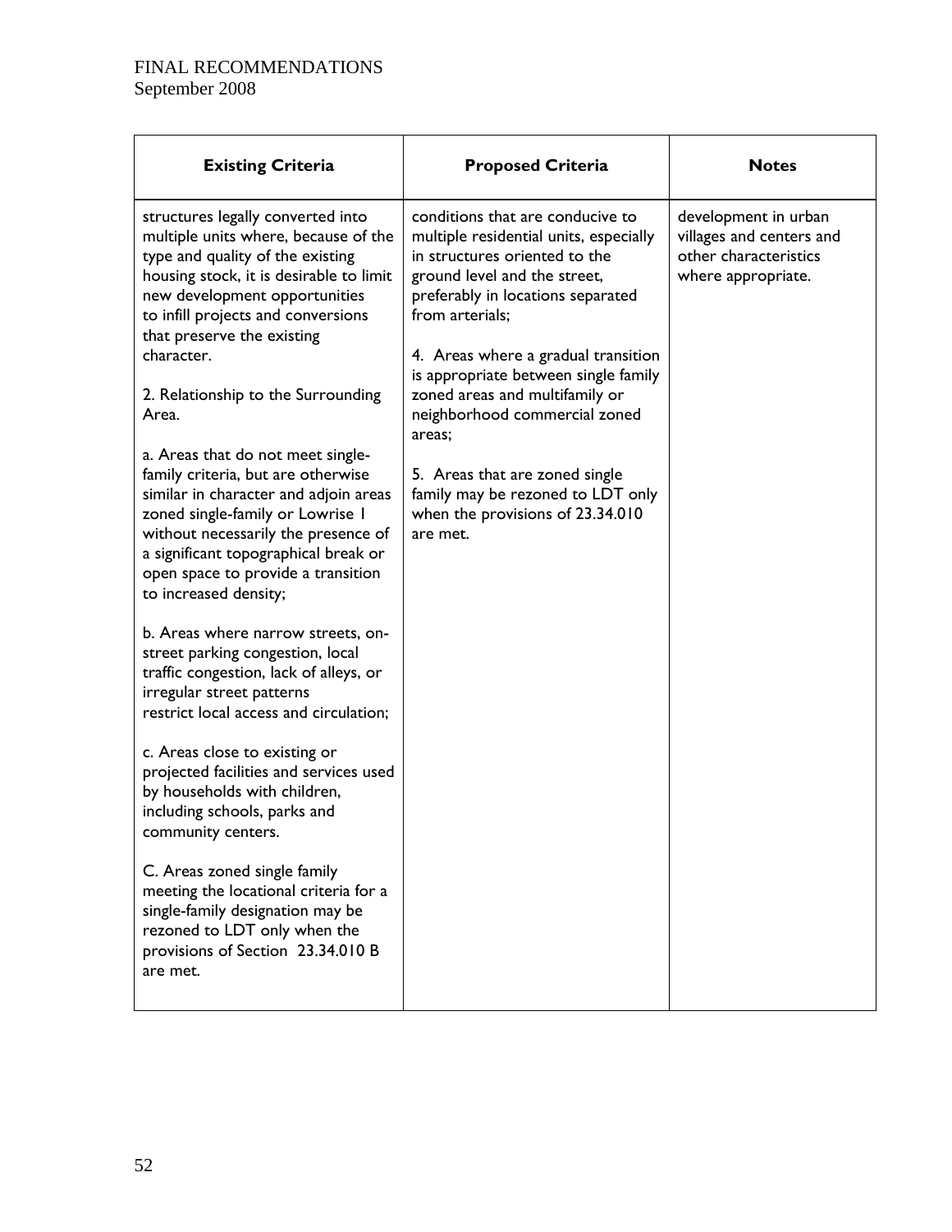| Existing Criteria | Proposed Criteria | Notes |
|---|---|---|
| structures legally converted into multiple units where, because of the type and quality of the existing housing stock, it is desirable to limit new development opportunities to infill projects and conversions that preserve the existing character.<br><br>2. Relationship to the Surrounding Area.<br><br>a. Areas that do not meet single-family criteria, but are otherwise similar in character and adjoin areas zoned single-family or Lowrise 1 without necessarily the presence of a significant topographical break or open space to provide a transition to increased density;<br><br>b. Areas where narrow streets, on-street parking congestion, local traffic congestion, lack of alleys, or irregular street patterns restrict local access and circulation;<br><br>c. Areas close to existing or projected facilities and services used by households with children, including schools, parks and community centers.<br><br>C. Areas zoned single family meeting the locational criteria for a single-family designation may be rezoned to LDT only when the provisions of Section 23.34.010 B are met. | conditions that are conducive to multiple residential units, especially in structures oriented to the ground level and the street, preferably in locations separated from arterials;<br><br>4. Areas where a gradual transition is appropriate between single family zoned areas and multifamily or neighborhood commercial zoned areas;<br><br>5. Areas that are zoned single family may be rezoned to LDT only when the provisions of 23.34.010 are met. | development in urban villages and centers and other characteristics where appropriate. |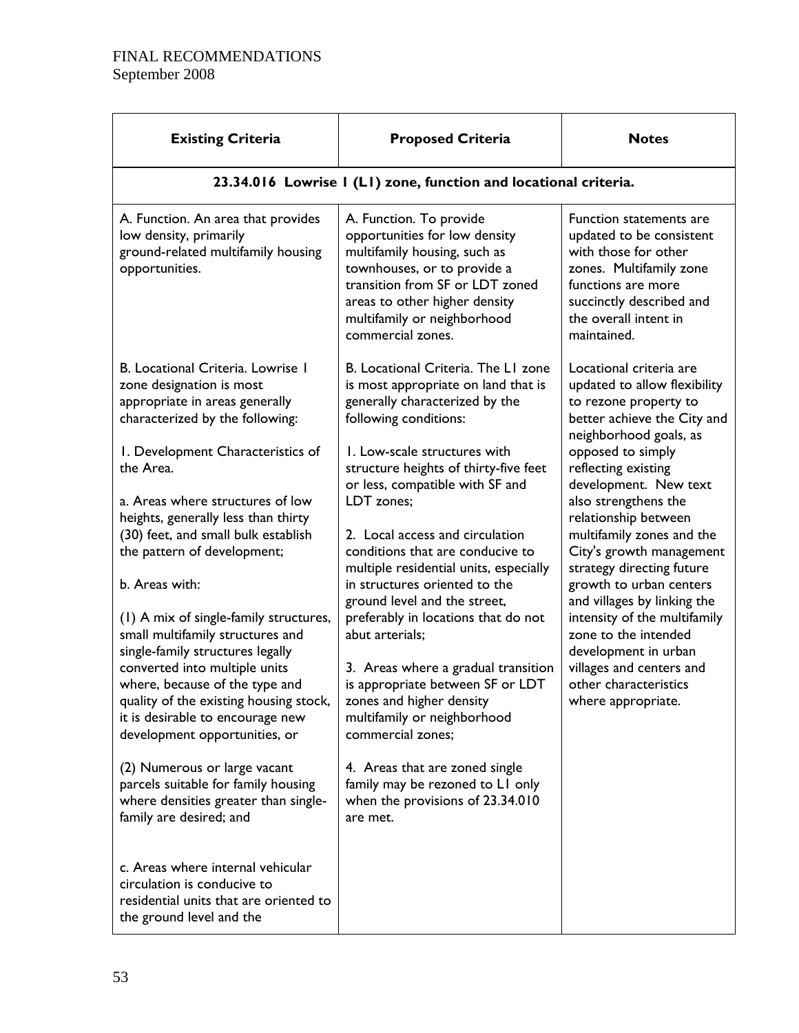| Existing Criteria | Proposed Criteria | Notes |
|---|---|---|
| **23.34.016 Lowrise 1 (L1) zone, function and locational criteria.** | | |
| A. Function. An area that provides low density, primarily ground-related multifamily housing opportunities. | A. Function. To provide opportunities for low density multifamily housing, such as townhouses, or to provide a transition from SF or LDT zoned areas to other higher density multifamily or neighborhood commercial zones. | Function statements are updated to be consistent with those for other zones. Multifamily zone functions are more succinctly described and the overall intent in maintained. |
| B. Locational Criteria. Lowrise 1 zone designation is most appropriate in areas generally characterized by the following:<br><br>1. Development Characteristics of the Area.<br><br>a. Areas where structures of low heights, generally less than thirty (30) feet, and small bulk establish the pattern of development;<br><br>b. Areas with:<br><br>(1) A mix of single-family structures, small multifamily structures and single-family structures legally converted into multiple units where, because of the type and quality of the existing housing stock, it is desirable to encourage new development opportunities, or<br><br>(2) Numerous or large vacant parcels suitable for family housing where densities greater than single-family are desired; and<br><br>c. Areas where internal vehicular circulation is conducive to residential units that are oriented to the ground level and the | B. Locational Criteria. The L1 zone is most appropriate on land that is generally characterized by the following conditions:<br><br>1. Low-scale structures with structure heights of thirty-five feet or less, compatible with SF and LDT zones;<br><br>2. Local access and circulation conditions that are conducive to multiple residential units, especially in structures oriented to the ground level and the street, preferably in locations that do not abut arterials;<br><br>3. Areas where a gradual transition is appropriate between SF or LDT zones and higher density multifamily or neighborhood commercial zones;<br><br>4. Areas that are zoned single family may be rezoned to L1 only when the provisions of 23.34.010 are met. | Locational criteria are updated to allow flexibility to rezone property to better achieve the City and neighborhood goals, as opposed to simply reflecting existing development. New text also strengthens the relationship between multifamily zones and the City's growth management strategy directing future growth to urban centers and villages by linking the intensity of the multifamily zone to the intended development in urban villages and centers and other characteristics where appropriate. |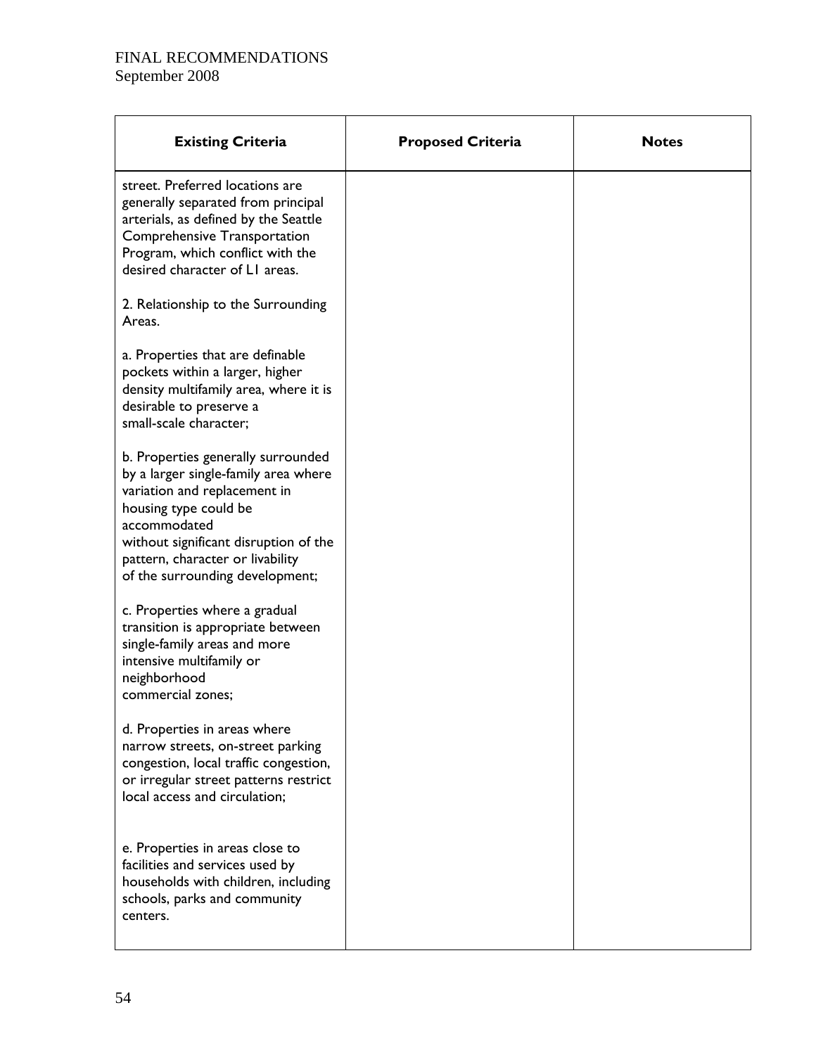| Existing Criteria | Proposed Criteria | Notes |
|---|---|---|
| street. Preferred locations are generally separated from principal arterials, as defined by the Seattle Comprehensive Transportation Program, which conflict with the desired character of L1 areas.<br><br>2. Relationship to the Surrounding Areas.<br><br>a. Properties that are definable pockets within a larger, higher density multifamily area, where it is desirable to preserve a small-scale character;<br><br>b. Properties generally surrounded by a larger single-family area where variation and replacement in housing type could be accommodated without significant disruption of the pattern, character or livability of the surrounding development;<br><br>c. Properties where a gradual transition is appropriate between single-family areas and more intensive multifamily or neighborhood commercial zones;<br><br>d. Properties in areas where narrow streets, on-street parking congestion, local traffic congestion, or irregular street patterns restrict local access and circulation;<br><br>e. Properties in areas close to facilities and services used by households with children, including schools, parks and community centers. | | |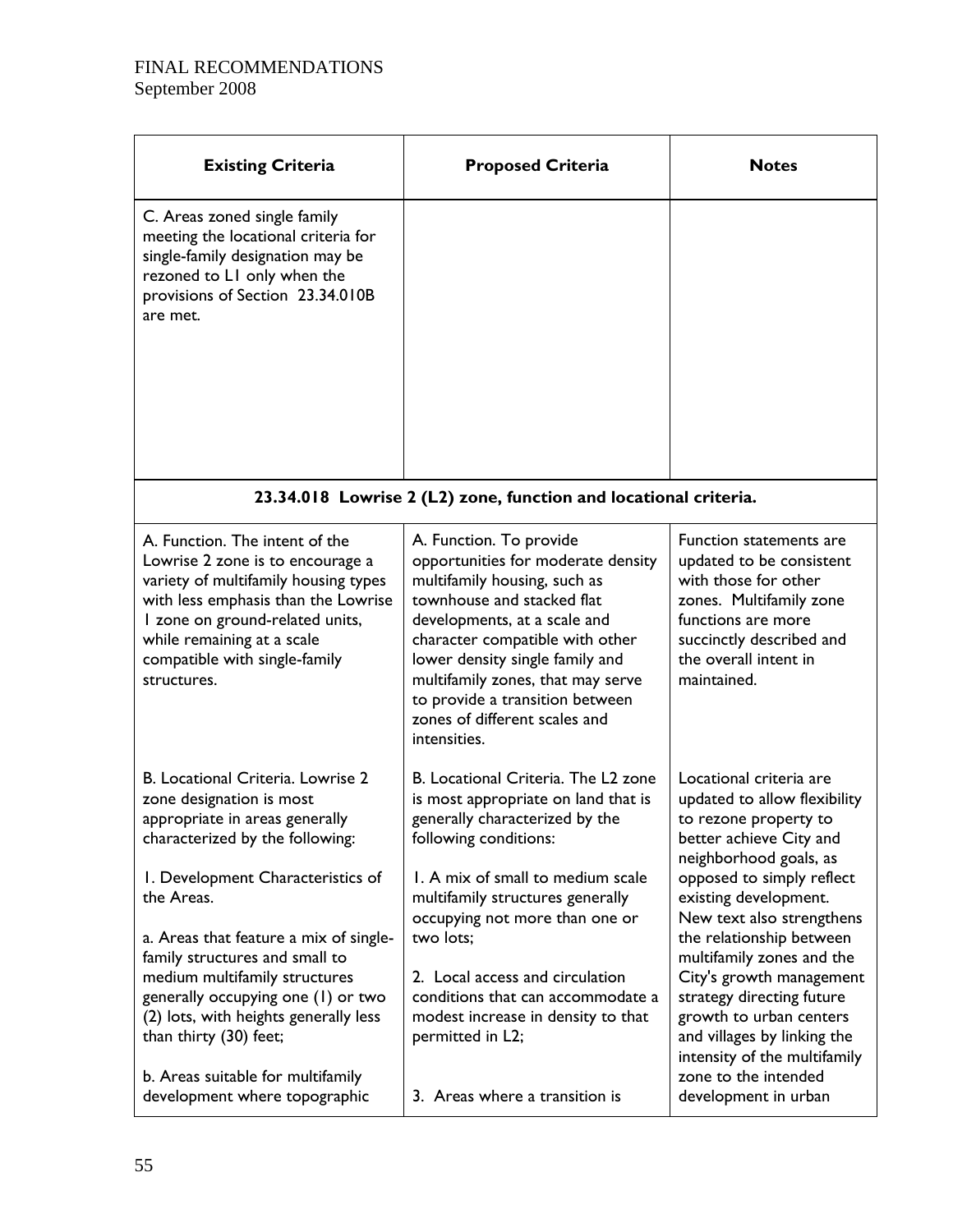FINAL RECOMMENDATIONS
September 2008

| Existing Criteria | Proposed Criteria | Notes |
|---|---|---|
| C. Areas zoned single family meeting the locational criteria for single-family designation may be rezoned to L1 only when the provisions of Section 23.34.010B are met. | | |
| **23.34.018 Lowrise 2 (L2) zone, function and locational criteria.** | | |
| A. Function. The intent of the Lowrise 2 zone is to encourage a variety of multifamily housing types with less emphasis than the Lowrise 1 zone on ground-related units, while remaining at a scale compatible with single-family structures. | A. Function. To provide opportunities for moderate density multifamily housing, such as townhouse and stacked flat developments, at a scale and character compatible with other lower density single family and multifamily zones, that may serve to provide a transition between zones of different scales and intensities. | Function statements are updated to be consistent with those for other zones. Multifamily zone functions are more succinctly described and the overall intent in maintained. |
| B. Locational Criteria. Lowrise 2 zone designation is most appropriate in areas generally characterized by the following:<br><br>1. Development Characteristics of the Areas.<br><br>a. Areas that feature a mix of single-family structures and small to medium multifamily structures generally occupying one (1) or two (2) lots, with heights generally less than thirty (30) feet;<br><br>b. Areas suitable for multifamily development where topographic | B. Locational Criteria. The L2 zone is most appropriate on land that is generally characterized by the following conditions:<br><br>1. A mix of small to medium scale multifamily structures generally occupying not more than one or two lots;<br><br>2. Local access and circulation conditions that can accommodate a modest increase in density to that permitted in L2;<br><br>3. Areas where a transition is | Locational criteria are updated to allow flexibility to rezone property to better achieve City and neighborhood goals, as opposed to simply reflect existing development. New text also strengthens the relationship between multifamily zones and the City's growth management strategy directing future growth to urban centers and villages by linking the intensity of the multifamily zone to the intended development in urban |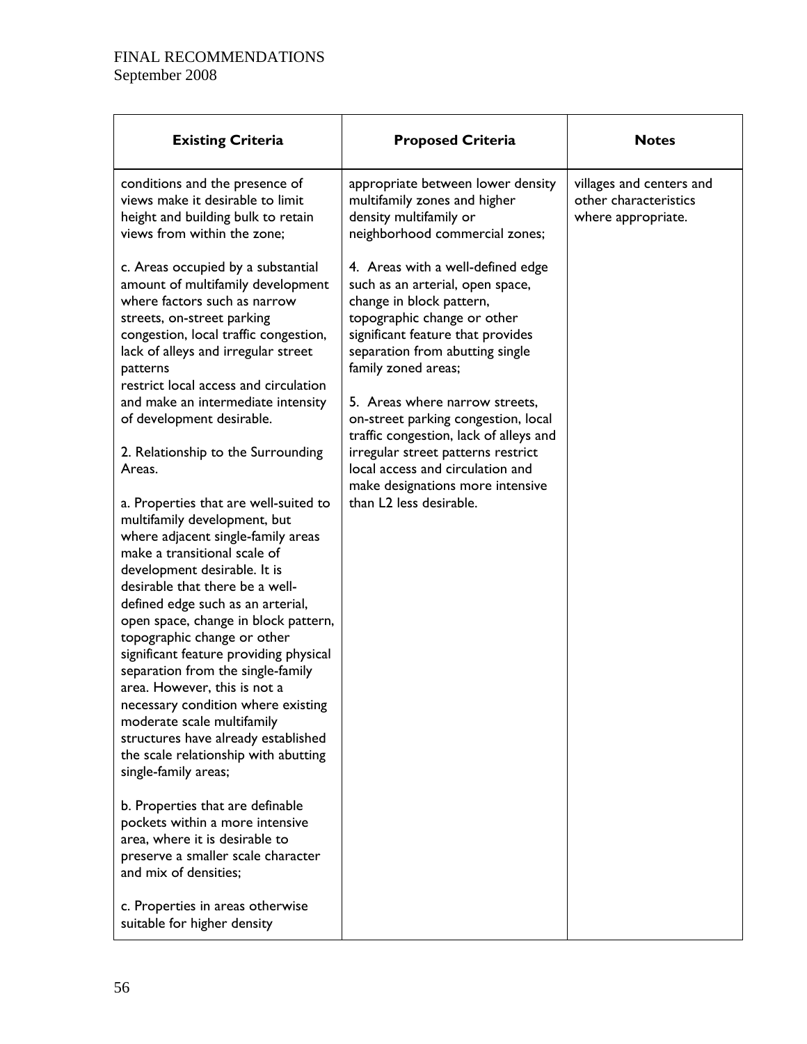| Existing Criteria | Proposed Criteria | Notes |
|---|---|---|
| conditions and the presence of views make it desirable to limit height and building bulk to retain views from within the zone;<br><br>c. Areas occupied by a substantial amount of multifamily development where factors such as narrow streets, on-street parking congestion, local traffic congestion, lack of alleys and irregular street patterns restrict local access and circulation and make an intermediate intensity of development desirable.<br><br>2. Relationship to the Surrounding Areas.<br><br>a. Properties that are well-suited to multifamily development, but where adjacent single-family areas make a transitional scale of development desirable. It is desirable that there be a well-defined edge such as an arterial, open space, change in block pattern, topographic change or other significant feature providing physical separation from the single-family area. However, this is not a necessary condition where existing moderate scale multifamily structures have already established the scale relationship with abutting single-family areas;<br><br>b. Properties that are definable pockets within a more intensive area, where it is desirable to preserve a smaller scale character and mix of densities;<br><br>c. Properties in areas otherwise suitable for higher density | appropriate between lower density multifamily zones and higher density multifamily or neighborhood commercial zones;<br><br>4. Areas with a well-defined edge such as an arterial, open space, change in block pattern, topographic change or other significant feature that provides separation from abutting single family zoned areas;<br><br>5. Areas where narrow streets, on-street parking congestion, local traffic congestion, lack of alleys and irregular street patterns restrict local access and circulation and make designations more intensive than L2 less desirable. | villages and centers and other characteristics where appropriate. |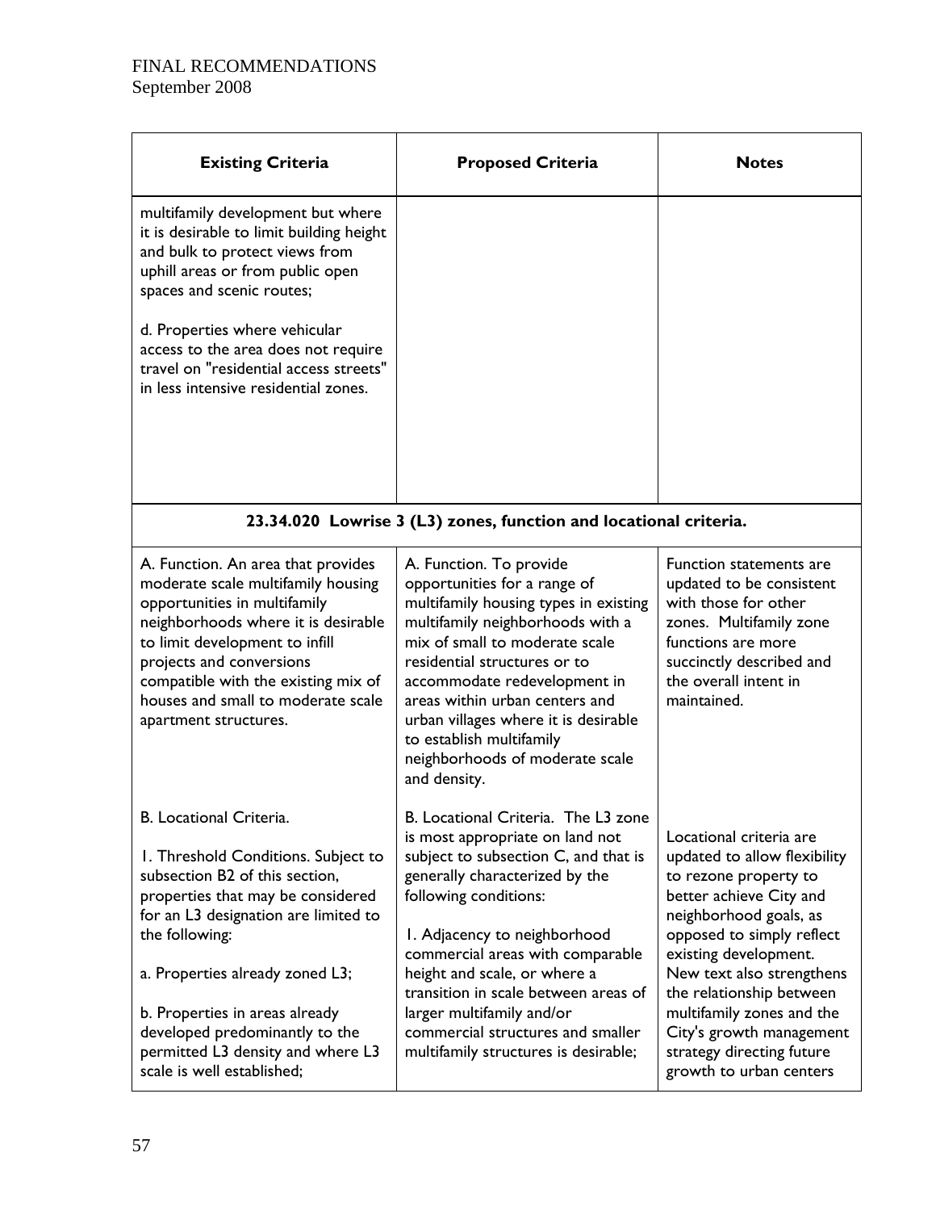| Existing Criteria | Proposed Criteria | Notes |
|---|---|---|
| multifamily development but where it is desirable to limit building height and bulk to protect views from uphill areas or from public open spaces and scenic routes;<br><br>d. Properties where vehicular access to the area does not require travel on "residential access streets" in less intensive residential zones. | | |
| **23.34.020 Lowrise 3 (L3) zones, function and locational criteria.** | | |
| A. Function. An area that provides moderate scale multifamily housing opportunities in multifamily neighborhoods where it is desirable to limit development to infill projects and conversions compatible with the existing mix of houses and small to moderate scale apartment structures. | A. Function. To provide opportunities for a range of multifamily housing types in existing multifamily neighborhoods with a mix of small to moderate scale residential structures or to accommodate redevelopment in areas within urban centers and urban villages where it is desirable to establish multifamily neighborhoods of moderate scale and density. | Function statements are updated to be consistent with those for other zones. Multifamily zone functions are more succinctly described and the overall intent in maintained. |
| B. Locational Criteria.<br><br>1. Threshold Conditions. Subject to subsection B2 of this section, properties that may be considered for an L3 designation are limited to the following:<br><br>a. Properties already zoned L3;<br><br>b. Properties in areas already developed predominantly to the permitted L3 density and where L3 scale is well established; | B. Locational Criteria. The L3 zone is most appropriate on land not subject to subsection C, and that is generally characterized by the following conditions:<br><br>1. Adjacency to neighborhood commercial areas with comparable height and scale, or where a transition in scale between areas of larger multifamily and/or commercial structures and smaller multifamily structures is desirable; | Locational criteria are updated to allow flexibility to rezone property to better achieve City and neighborhood goals, as opposed to simply reflect existing development. New text also strengthens the relationship between multifamily zones and the City's growth management strategy directing future growth to urban centers |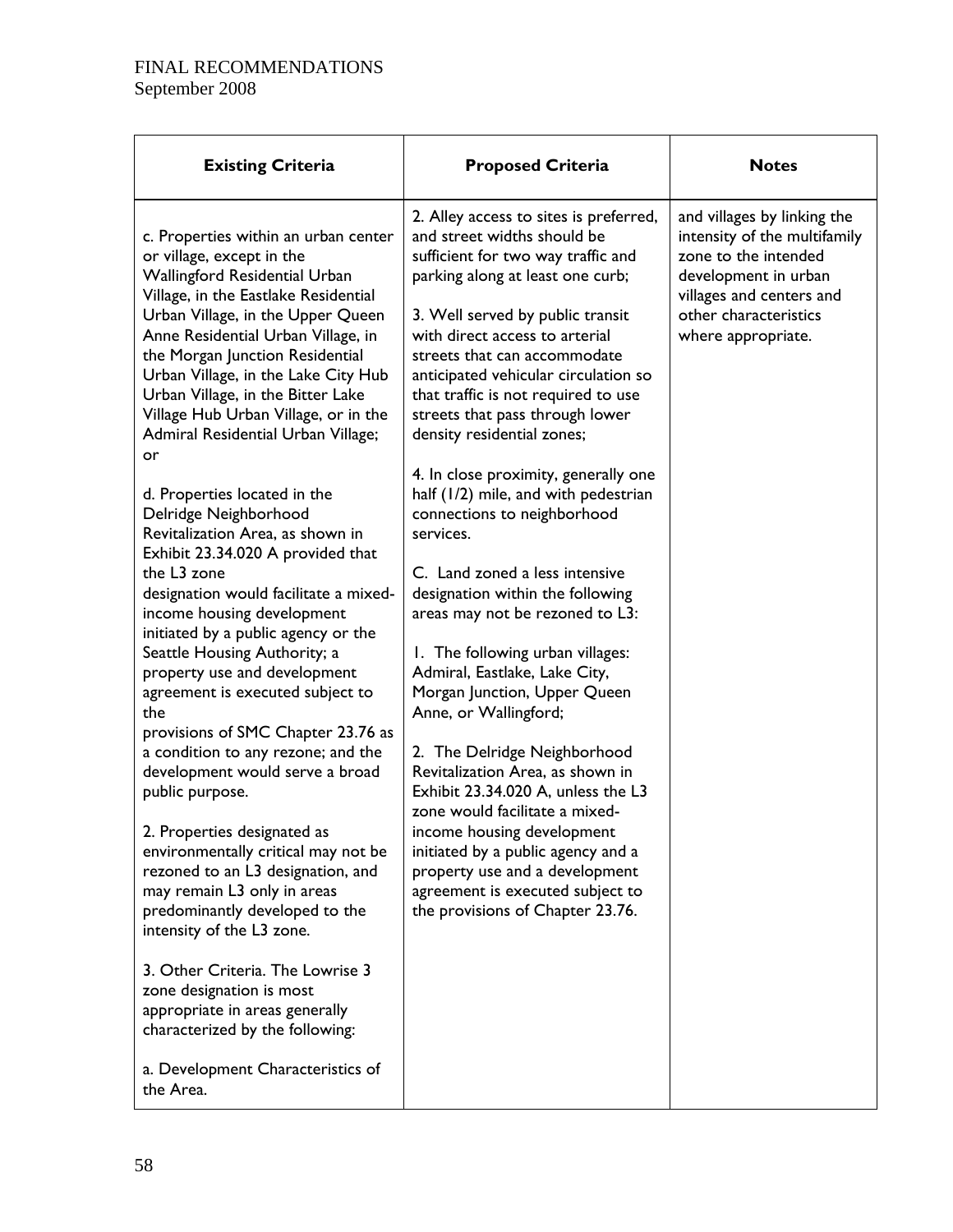| Existing Criteria | Proposed Criteria | Notes |
| --- | --- | --- |
| c. Properties within an urban center or village, except in the Wallingford Residential Urban Village, in the Eastlake Residential Urban Village, in the Upper Queen Anne Residential Urban Village, in the Morgan Junction Residential Urban Village, in the Lake City Hub Urban Village, in the Bitter Lake Village Hub Urban Village, or in the Admiral Residential Urban Village; or<br><br>d. Properties located in the Delridge Neighborhood Revitalization Area, as shown in Exhibit 23.34.020 A provided that the L3 zone designation would facilitate a mixed-income housing development initiated by a public agency or the Seattle Housing Authority; a property use and development agreement is executed subject to the provisions of SMC Chapter 23.76 as a condition to any rezone; and the development would serve a broad public purpose.<br><br>2. Properties designated as environmentally critical may not be rezoned to an L3 designation, and may remain L3 only in areas predominantly developed to the intensity of the L3 zone.<br><br>3. Other Criteria. The Lowrise 3 zone designation is most appropriate in areas generally characterized by the following:<br><br>a. Development Characteristics of the Area. | 2. Alley access to sites is preferred, and street widths should be sufficient for two way traffic and parking along at least one curb;<br><br>3. Well served by public transit with direct access to arterial streets that can accommodate anticipated vehicular circulation so that traffic is not required to use streets that pass through lower density residential zones;<br><br>4. In close proximity, generally one half (1/2) mile, and with pedestrian connections to neighborhood services.<br><br>C. Land zoned a less intensive designation within the following areas may not be rezoned to L3:<br><br>1. The following urban villages: Admiral, Eastlake, Lake City, Morgan Junction, Upper Queen Anne, or Wallingford;<br><br>2. The Delridge Neighborhood Revitalization Area, as shown in Exhibit 23.34.020 A, unless the L3 zone would facilitate a mixed-income housing development initiated by a public agency and a property use and a development agreement is executed subject to the provisions of Chapter 23.76. | and villages by linking the intensity of the multifamily zone to the intended development in urban villages and centers and other characteristics where appropriate. |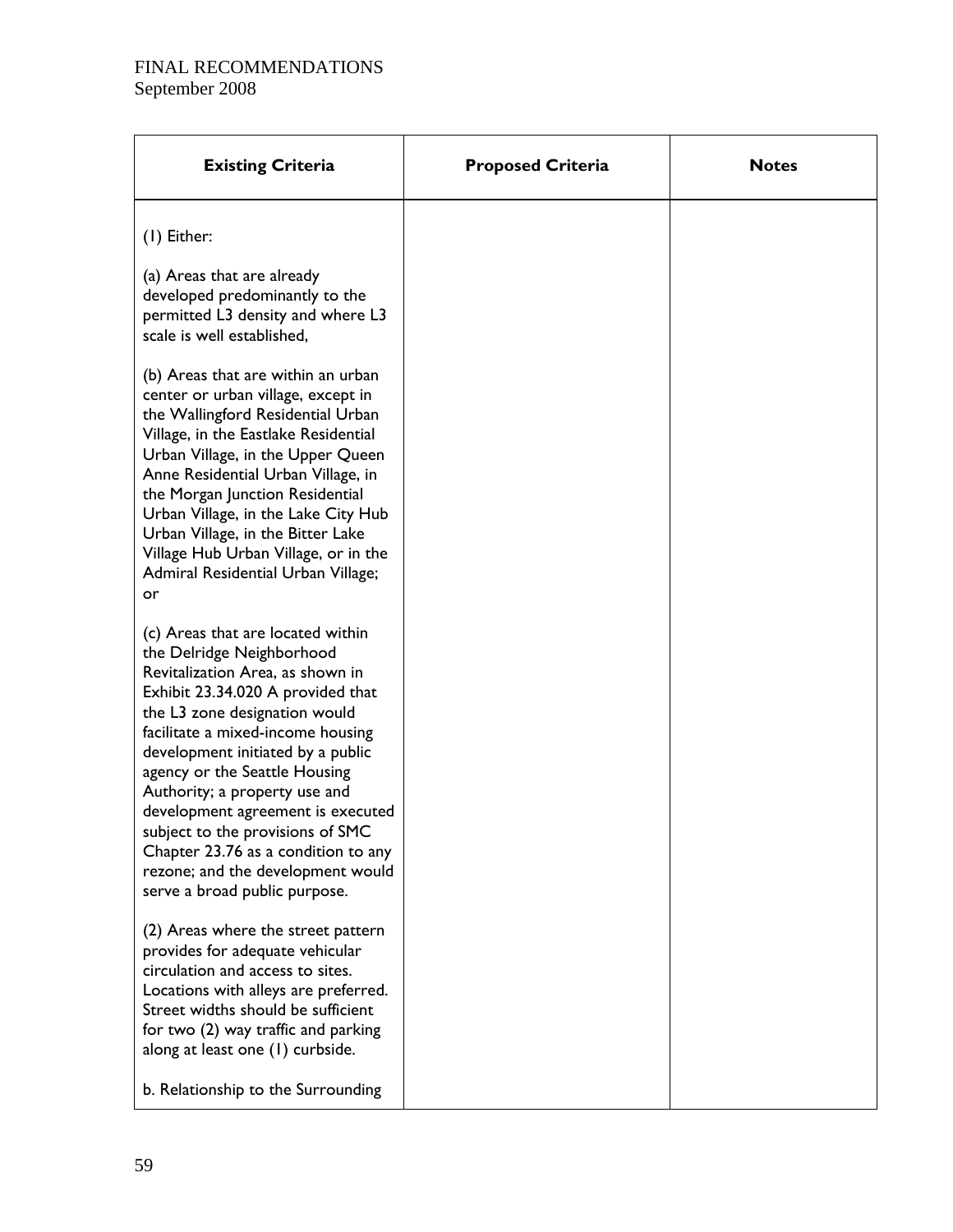| Existing Criteria | Proposed Criteria | Notes |
|---|---|---|
| (1) Either:<br><br>(a) Areas that are already developed predominantly to the permitted L3 density and where L3 scale is well established,<br><br>(b) Areas that are within an urban center or urban village, except in the Wallingford Residential Urban Village, in the Eastlake Residential Urban Village, in the Upper Queen Anne Residential Urban Village, in the Morgan Junction Residential Urban Village, in the Lake City Hub Urban Village, in the Bitter Lake Village Hub Urban Village, or in the Admiral Residential Urban Village; or<br><br>(c) Areas that are located within the Delridge Neighborhood Revitalization Area, as shown in Exhibit 23.34.020 A provided that the L3 zone designation would facilitate a mixed-income housing development initiated by a public agency or the Seattle Housing Authority; a property use and development agreement is executed subject to the provisions of SMC Chapter 23.76 as a condition to any rezone; and the development would serve a broad public purpose.<br><br>(2) Areas where the street pattern provides for adequate vehicular circulation and access to sites. Locations with alleys are preferred. Street widths should be sufficient for two (2) way traffic and parking along at least one (1) curbside.<br><br>b. Relationship to the Surrounding | | |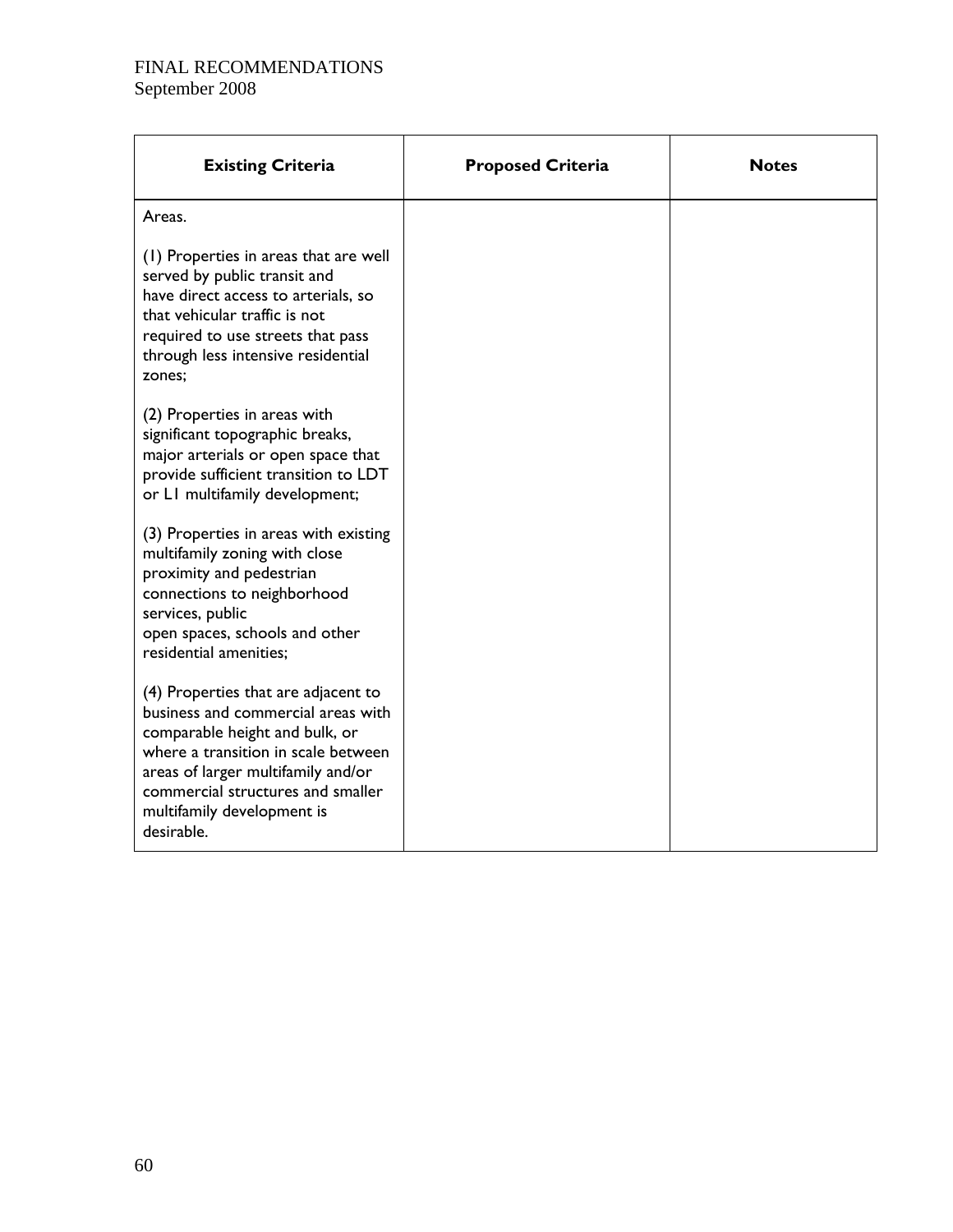| Existing Criteria | Proposed Criteria | Notes |
| --- | --- | --- |
| Areas.<br><br>(1) Properties in areas that are well served by public transit and have direct access to arterials, so that vehicular traffic is not required to use streets that pass through less intensive residential zones;<br><br>(2) Properties in areas with significant topographic breaks, major arterials or open space that provide sufficient transition to LDT or L1 multifamily development;<br><br>(3) Properties in areas with existing multifamily zoning with close proximity and pedestrian connections to neighborhood services, public open spaces, schools and other residential amenities;<br><br>(4) Properties that are adjacent to business and commercial areas with comparable height and bulk, or where a transition in scale between areas of larger multifamily and/or commercial structures and smaller multifamily development is desirable. | | |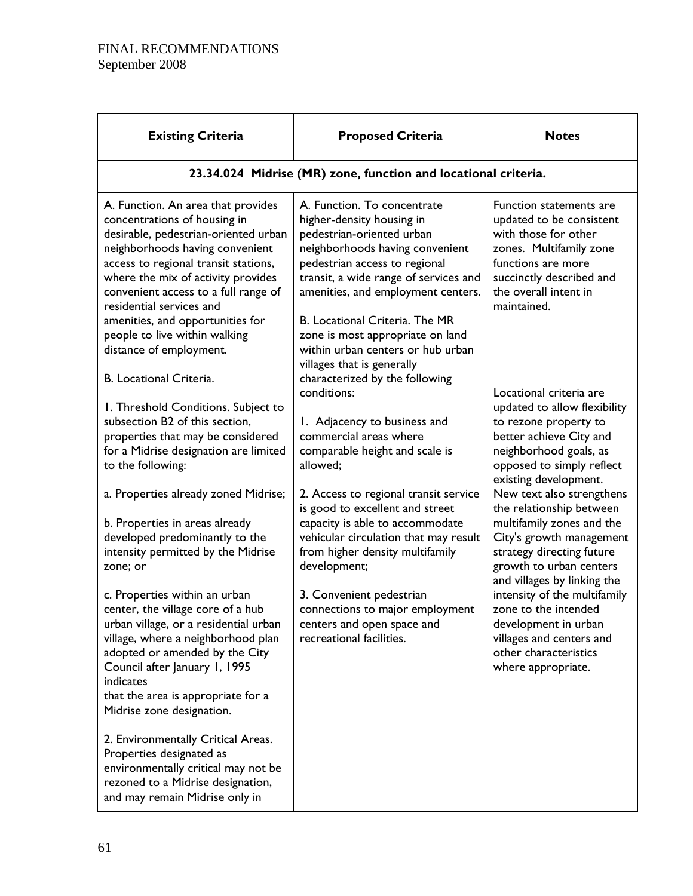| Existing Criteria | Proposed Criteria | Notes |
|---|---|---|
| **23.34.024 Midrise (MR) zone, function and locational criteria.** | | |
| A. Function. An area that provides concentrations of housing in desirable, pedestrian-oriented urban neighborhoods having convenient access to regional transit stations, where the mix of activity provides convenient access to a full range of residential services and amenities, and opportunities for people to live within walking distance of employment.<br><br>B. Locational Criteria.<br><br>1. Threshold Conditions. Subject to subsection B2 of this section, properties that may be considered for a Midrise designation are limited to the following:<br><br>a. Properties already zoned Midrise;<br><br>b. Properties in areas already developed predominantly to the intensity permitted by the Midrise zone; or<br><br>c. Properties within an urban center, the village core of a hub urban village, or a residential urban village, where a neighborhood plan adopted or amended by the City Council after January 1, 1995 indicates that the area is appropriate for a Midrise zone designation.<br><br>2. Environmentally Critical Areas. Properties designated as environmentally critical may not be rezoned to a Midrise designation, and may remain Midrise only in | A. Function. To concentrate higher-density housing in pedestrian-oriented urban neighborhoods having convenient pedestrian access to regional transit, a wide range of services and amenities, and employment centers.<br><br>B. Locational Criteria. The MR zone is most appropriate on land within urban centers or hub urban villages that is generally characterized by the following conditions:<br><br>1. Adjacency to business and commercial areas where comparable height and scale is allowed;<br><br>2. Access to regional transit service is good to excellent and street capacity is able to accommodate vehicular circulation that may result from higher density multifamily development;<br><br>3. Convenient pedestrian connections to major employment centers and open space and recreational facilities. | Function statements are updated to be consistent with those for other zones. Multifamily zone functions are more succinctly described and the overall intent in maintained.<br><br>Locational criteria are updated to allow flexibility to rezone property to better achieve City and neighborhood goals, as opposed to simply reflect existing development. New text also strengthens the relationship between multifamily zones and the City's growth management strategy directing future growth to urban centers and villages by linking the intensity of the multifamily zone to the intended development in urban villages and centers and other characteristics where appropriate. |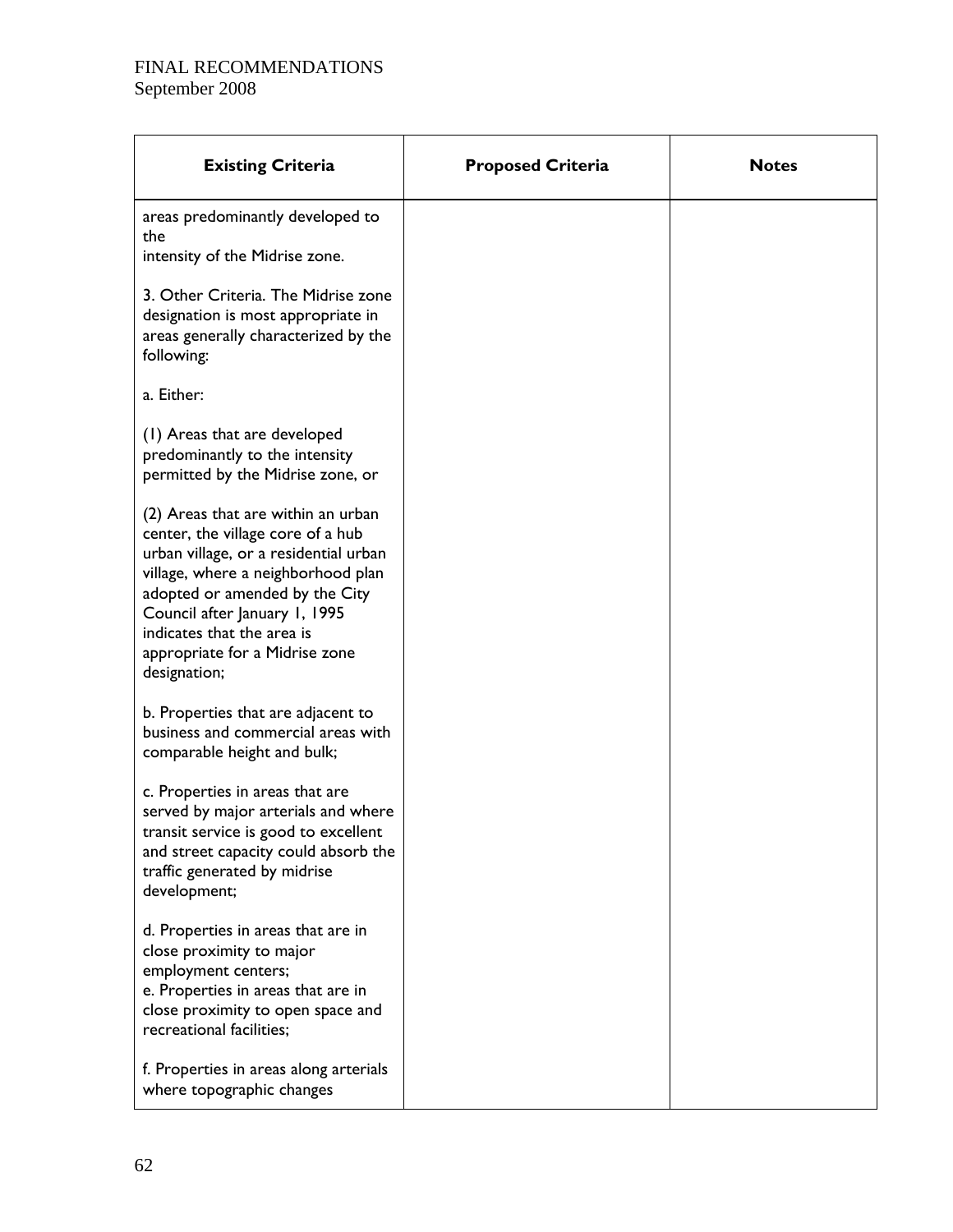| Existing Criteria | Proposed Criteria | Notes |
|---|---|---|
| areas predominantly developed to the intensity of the Midrise zone.<br><br>3. Other Criteria. The Midrise zone designation is most appropriate in areas generally characterized by the following:<br><br>a. Either:<br><br>(1) Areas that are developed predominantly to the intensity permitted by the Midrise zone, or<br><br>(2) Areas that are within an urban center, the village core of a hub urban village, or a residential urban village, where a neighborhood plan adopted or amended by the City Council after January 1, 1995 indicates that the area is appropriate for a Midrise zone designation;<br><br>b. Properties that are adjacent to business and commercial areas with comparable height and bulk;<br><br>c. Properties in areas that are served by major arterials and where transit service is good to excellent and street capacity could absorb the traffic generated by midrise development;<br><br>d. Properties in areas that are in close proximity to major employment centers;<br>e. Properties in areas that are in close proximity to open space and recreational facilities;<br><br>f. Properties in areas along arterials where topographic changes | | |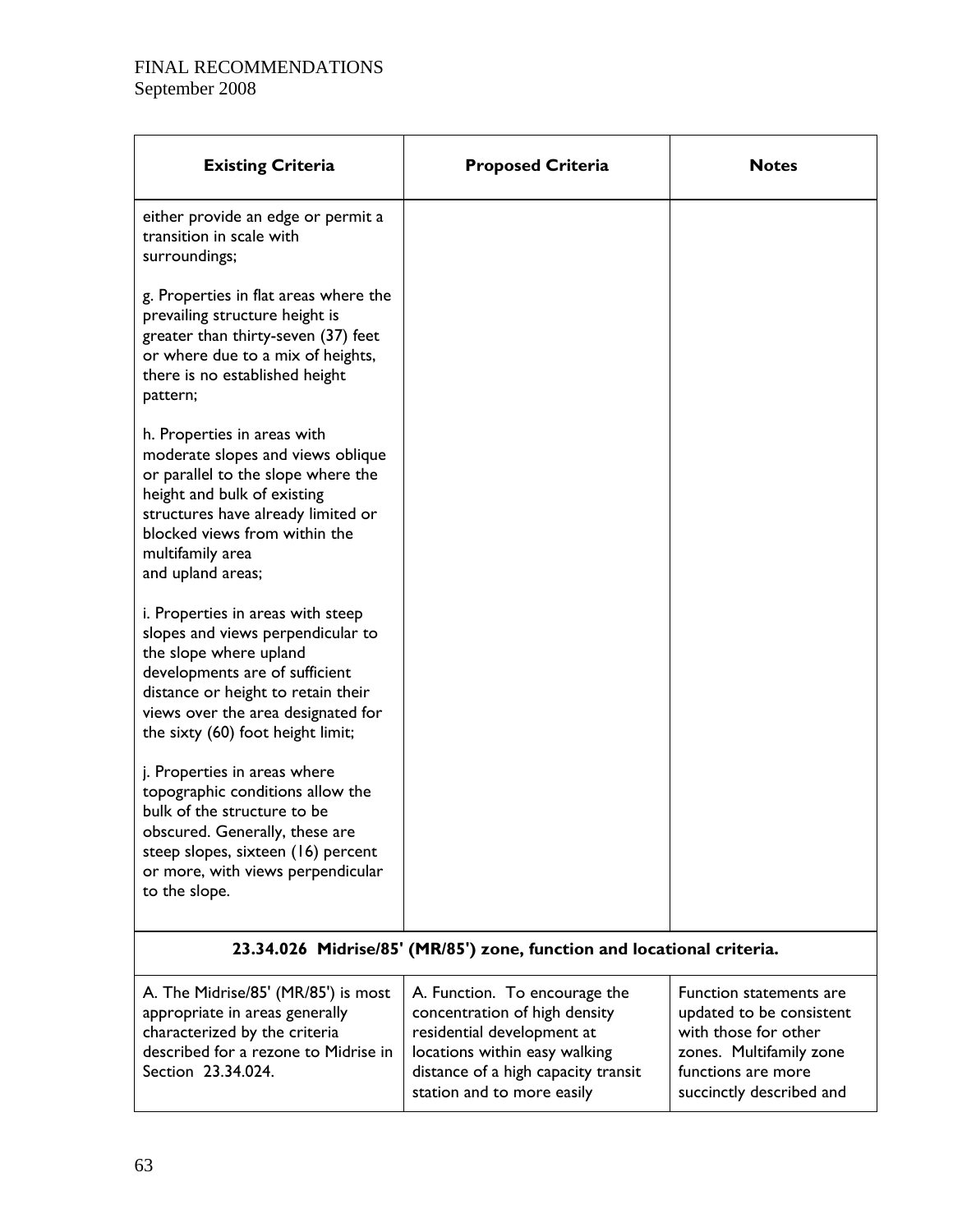| Existing Criteria | Proposed Criteria | Notes |
|---|---|---|
| either provide an edge or permit a transition in scale with surroundings;<br><br>g. Properties in flat areas where the prevailing structure height is greater than thirty-seven (37) feet or where due to a mix of heights, there is no established height pattern;<br><br>h. Properties in areas with moderate slopes and views oblique or parallel to the slope where the height and bulk of existing structures have already limited or blocked views from within the multifamily area and upland areas;<br><br>i. Properties in areas with steep slopes and views perpendicular to the slope where upland developments are of sufficient distance or height to retain their views over the area designated for the sixty (60) foot height limit;<br><br>j. Properties in areas where topographic conditions allow the bulk of the structure to be obscured. Generally, these are steep slopes, sixteen (16) percent or more, with views perpendicular to the slope. | | |
| **23.34.026 Midrise/85' (MR/85') zone, function and locational criteria.** | | |
| A. The Midrise/85' (MR/85') is most appropriate in areas generally characterized by the criteria described for a rezone to Midrise in Section 23.34.024. | A. Function. To encourage the concentration of high density residential development at locations within easy walking distance of a high capacity transit station and to more easily | Function statements are updated to be consistent with those for other zones. Multifamily zone functions are more succinctly described and |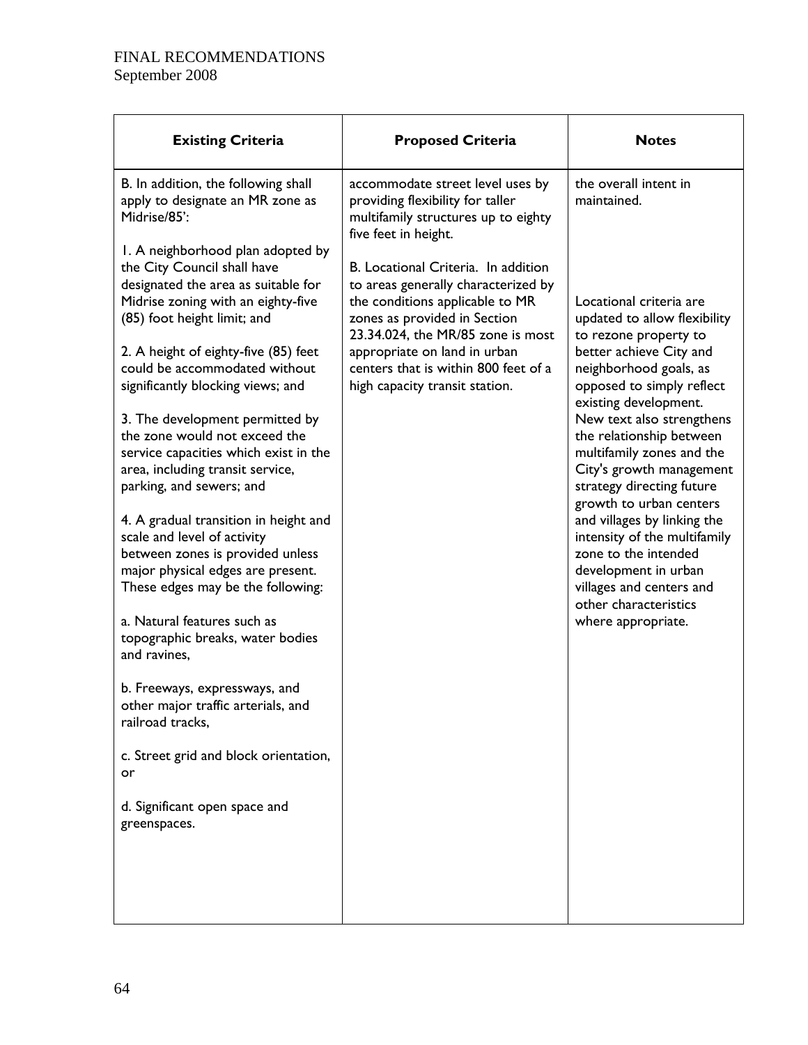| Existing Criteria | Proposed Criteria | Notes |
|---|---|---|
| B. In addition, the following shall apply to designate an MR zone as Midrise/85':<br><br>1. A neighborhood plan adopted by the City Council shall have designated the area as suitable for Midrise zoning with an eighty-five (85) foot height limit; and<br><br>2. A height of eighty-five (85) feet could be accommodated without significantly blocking views; and<br><br>3. The development permitted by the zone would not exceed the service capacities which exist in the area, including transit service, parking, and sewers; and<br><br>4. A gradual transition in height and scale and level of activity between zones is provided unless major physical edges are present. These edges may be the following:<br><br>a. Natural features such as topographic breaks, water bodies and ravines,<br><br>b. Freeways, expressways, and other major traffic arterials, and railroad tracks,<br><br>c. Street grid and block orientation, or<br><br>d. Significant open space and greenspaces. | accommodate street level uses by providing flexibility for taller multifamily structures up to eighty five feet in height.<br><br>B. Locational Criteria. In addition to areas generally characterized by the conditions applicable to MR zones as provided in Section 23.34.024, the MR/85 zone is most appropriate on land in urban centers that is within 800 feet of a high capacity transit station. | the overall intent in maintained.<br><br>Locational criteria are updated to allow flexibility to rezone property to better achieve City and neighborhood goals, as opposed to simply reflect existing development. New text also strengthens the relationship between multifamily zones and the City's growth management strategy directing future growth to urban centers and villages by linking the intensity of the multifamily zone to the intended development in urban villages and centers and other characteristics where appropriate. |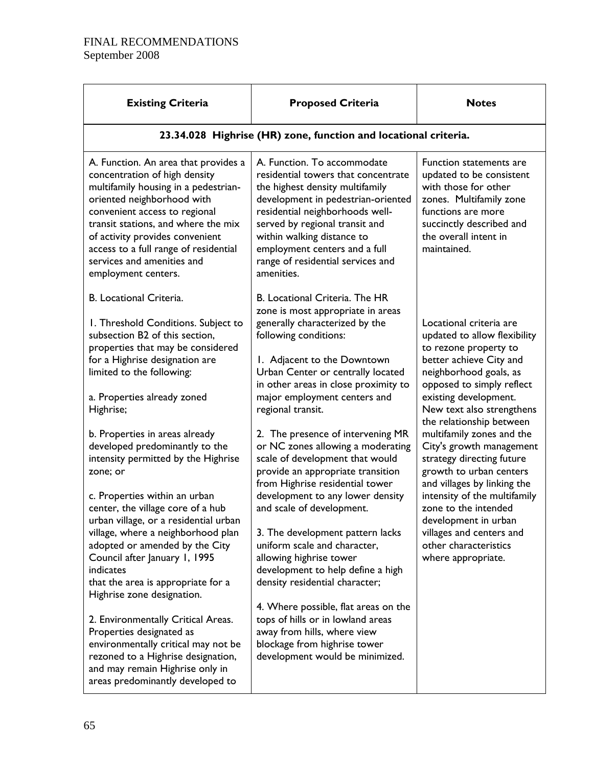| Existing Criteria | Proposed Criteria | Notes |
|---|---|---|
| **23.34.028 Highrise (HR) zone, function and locational criteria.** | | |
| A. Function. An area that provides a concentration of high density multifamily housing in a pedestrian-oriented neighborhood with convenient access to regional transit stations, and where the mix of activity provides convenient access to a full range of residential services and amenities and employment centers. | A. Function. To accommodate residential towers that concentrate the highest density multifamily development in pedestrian-oriented residential neighborhoods well-served by regional transit and within walking distance to employment centers and a full range of residential services and amenities. | Function statements are updated to be consistent with those for other zones. Multifamily zone functions are more succinctly described and the overall intent in maintained. |
| B. Locational Criteria.<br><br>1. Threshold Conditions. Subject to subsection B2 of this section, properties that may be considered for a Highrise designation are limited to the following:<br><br>a. Properties already zoned Highrise;<br><br>b. Properties in areas already developed predominantly to the intensity permitted by the Highrise zone; or<br><br>c. Properties within an urban center, the village core of a hub urban village, or a residential urban village, where a neighborhood plan adopted or amended by the City Council after January 1, 1995 indicates that the area is appropriate for a Highrise zone designation.<br><br>2. Environmentally Critical Areas. Properties designated as environmentally critical may not be rezoned to a Highrise designation, and may remain Highrise only in areas predominantly developed to | B. Locational Criteria. The HR zone is most appropriate in areas generally characterized by the following conditions:<br><br>1. Adjacent to the Downtown Urban Center or centrally located in other areas in close proximity to major employment centers and regional transit.<br><br>2. The presence of intervening MR or NC zones allowing a moderating scale of development that would provide an appropriate transition from Highrise residential tower development to any lower density and scale of development.<br><br>3. The development pattern lacks uniform scale and character, allowing highrise tower development to help define a high density residential character;<br><br>4. Where possible, flat areas on the tops of hills or in lowland areas away from hills, where view blockage from highrise tower development would be minimized. | Locational criteria are updated to allow flexibility to rezone property to better achieve City and neighborhood goals, as opposed to simply reflect existing development. New text also strengthens the relationship between multifamily zones and the City's growth management strategy directing future growth to urban centers and villages by linking the intensity of the multifamily zone to the intended development in urban villages and centers and other characteristics where appropriate. |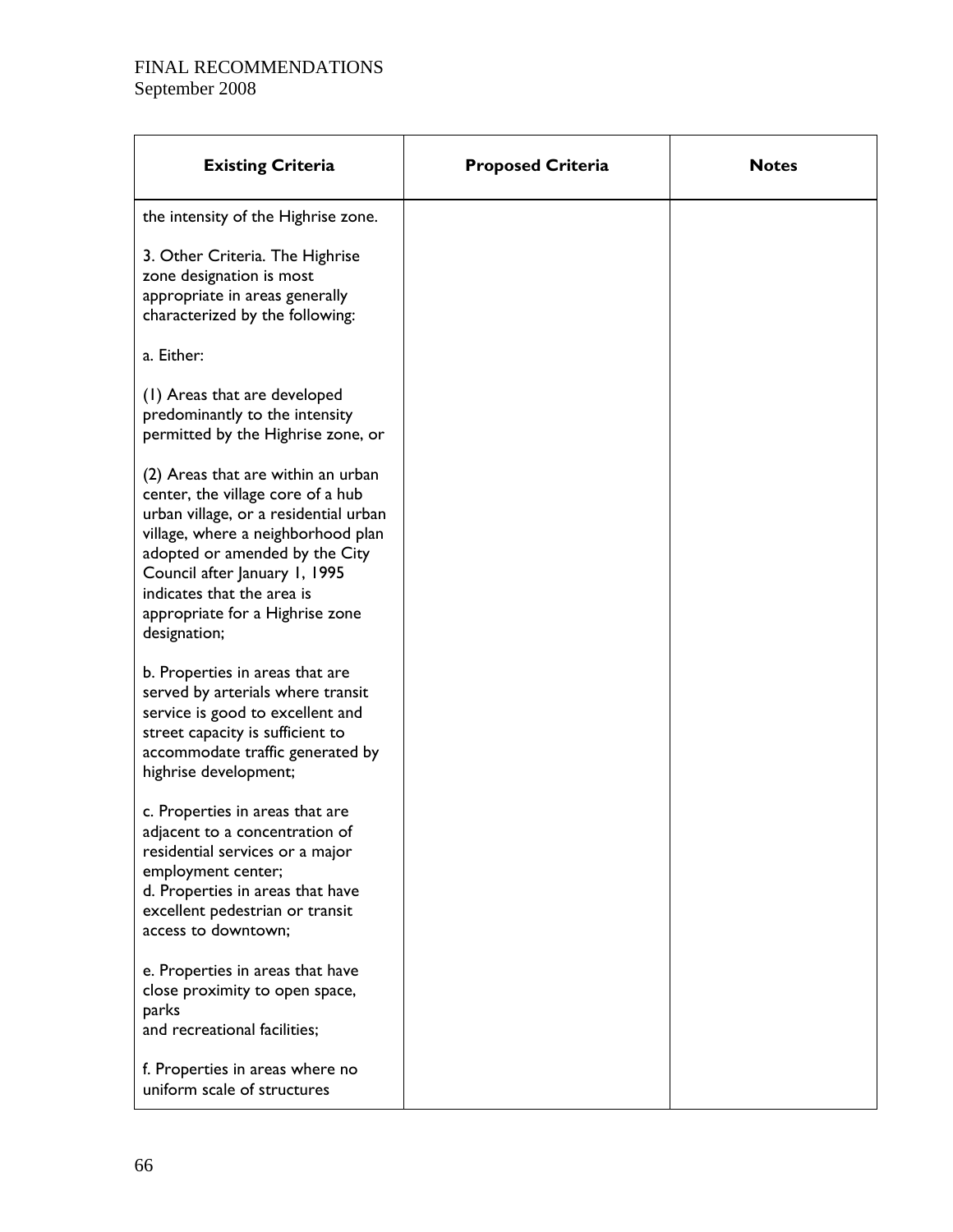| Existing Criteria | Proposed Criteria | Notes |
|---|---|---|
| the intensity of the Highrise zone.<br><br>3. Other Criteria. The Highrise zone designation is most appropriate in areas generally characterized by the following:<br><br>a. Either:<br><br>(1) Areas that are developed predominantly to the intensity permitted by the Highrise zone, or<br><br>(2) Areas that are within an urban center, the village core of a hub urban village, or a residential urban village, where a neighborhood plan adopted or amended by the City Council after January 1, 1995 indicates that the area is appropriate for a Highrise zone designation;<br><br>b. Properties in areas that are served by arterials where transit service is good to excellent and street capacity is sufficient to accommodate traffic generated by highrise development;<br><br>c. Properties in areas that are adjacent to a concentration of residential services or a major employment center;<br>d. Properties in areas that have excellent pedestrian or transit access to downtown;<br><br>e. Properties in areas that have close proximity to open space, parks<br>and recreational facilities;<br><br>f. Properties in areas where no uniform scale of structures | | |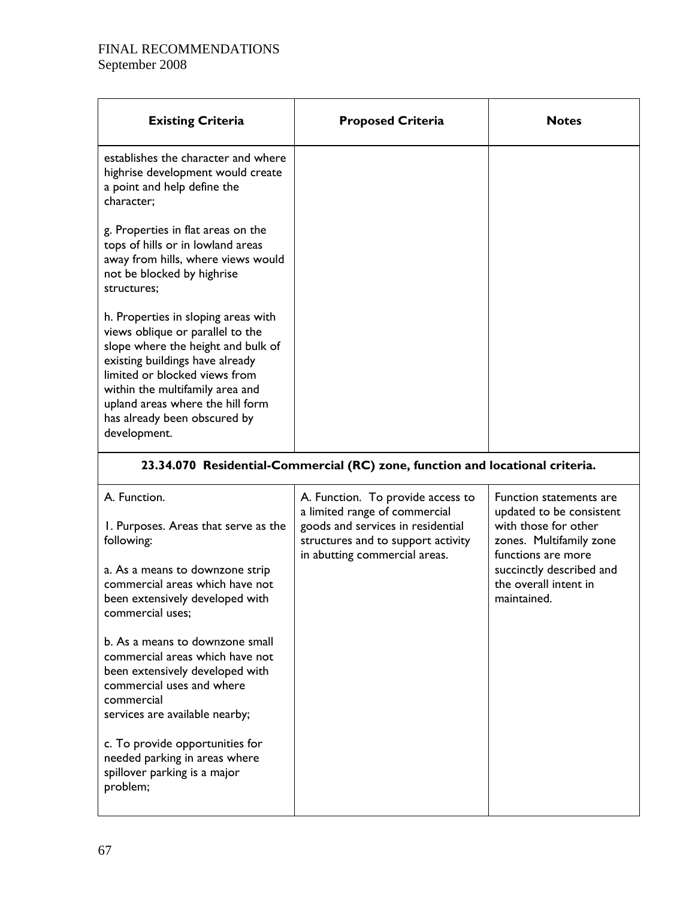| Existing Criteria | Proposed Criteria | Notes |
|---|---|---|
| establishes the character and where highrise development would create a point and help define the character;<br><br>g. Properties in flat areas on the tops of hills or in lowland areas away from hills, where views would not be blocked by highrise structures;<br><br>h. Properties in sloping areas with views oblique or parallel to the slope where the height and bulk of existing buildings have already limited or blocked views from within the multifamily area and upland areas where the hill form has already been obscured by development. | | |
| **23.34.070 Residential-Commercial (RC) zone, function and locational criteria.** | | |
| A. Function.<br><br>1. Purposes. Areas that serve as the following:<br><br>a. As a means to downzone strip commercial areas which have not been extensively developed with commercial uses;<br><br>b. As a means to downzone small commercial areas which have not been extensively developed with commercial uses and where commercial services are available nearby;<br><br>c. To provide opportunities for needed parking in areas where spillover parking is a major problem; | A. Function. To provide access to a limited range of commercial goods and services in residential structures and to support activity in abutting commercial areas. | Function statements are updated to be consistent with those for other zones. Multifamily zone functions are more succinctly described and the overall intent in maintained. |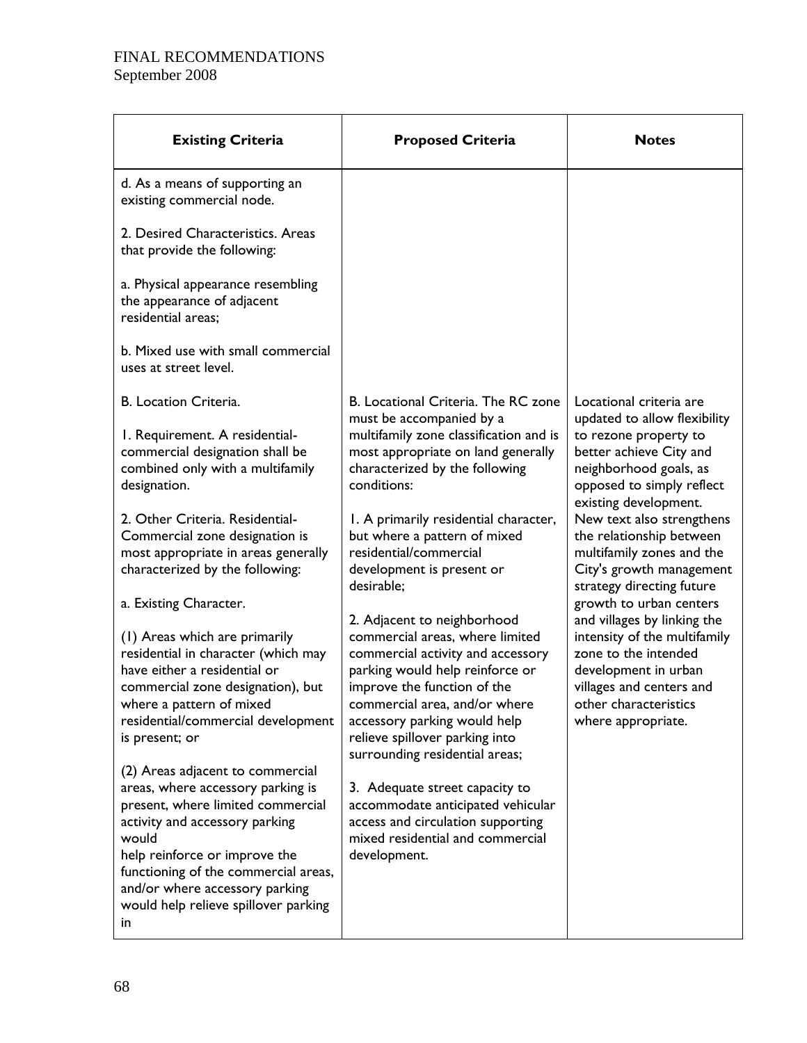| Existing Criteria | Proposed Criteria | Notes |
|---|---|---|
| d. As a means of supporting an existing commercial node.<br><br>2. Desired Characteristics. Areas that provide the following:<br><br>a. Physical appearance resembling the appearance of adjacent residential areas;<br><br>b. Mixed use with small commercial uses at street level. | | |
| B. Location Criteria.<br><br>1. Requirement. A residential-commercial designation shall be combined only with a multifamily designation.<br><br>2. Other Criteria. Residential-Commercial zone designation is most appropriate in areas generally characterized by the following:<br><br>a. Existing Character.<br><br>(1) Areas which are primarily residential in character (which may have either a residential or commercial zone designation), but where a pattern of mixed residential/commercial development is present; or<br><br>(2) Areas adjacent to commercial areas, where accessory parking is present, where limited commercial activity and accessory parking would help reinforce or improve the functioning of the commercial areas, and/or where accessory parking would help relieve spillover parking in | B. Locational Criteria. The RC zone must be accompanied by a multifamily zone classification and is most appropriate on land generally characterized by the following conditions:<br><br>1. A primarily residential character, but where a pattern of mixed residential/commercial development is present or desirable;<br><br>2. Adjacent to neighborhood commercial areas, where limited commercial activity and accessory parking would help reinforce or improve the function of the commercial area, and/or where accessory parking would help relieve spillover parking into surrounding residential areas;<br><br>3. Adequate street capacity to accommodate anticipated vehicular access and circulation supporting mixed residential and commercial development. | Locational criteria are updated to allow flexibility to rezone property to better achieve City and neighborhood goals, as opposed to simply reflect existing development. New text also strengthens the relationship between multifamily zones and the City's growth management strategy directing future growth to urban centers and villages by linking the intensity of the multifamily zone to the intended development in urban villages and centers and other characteristics where appropriate. |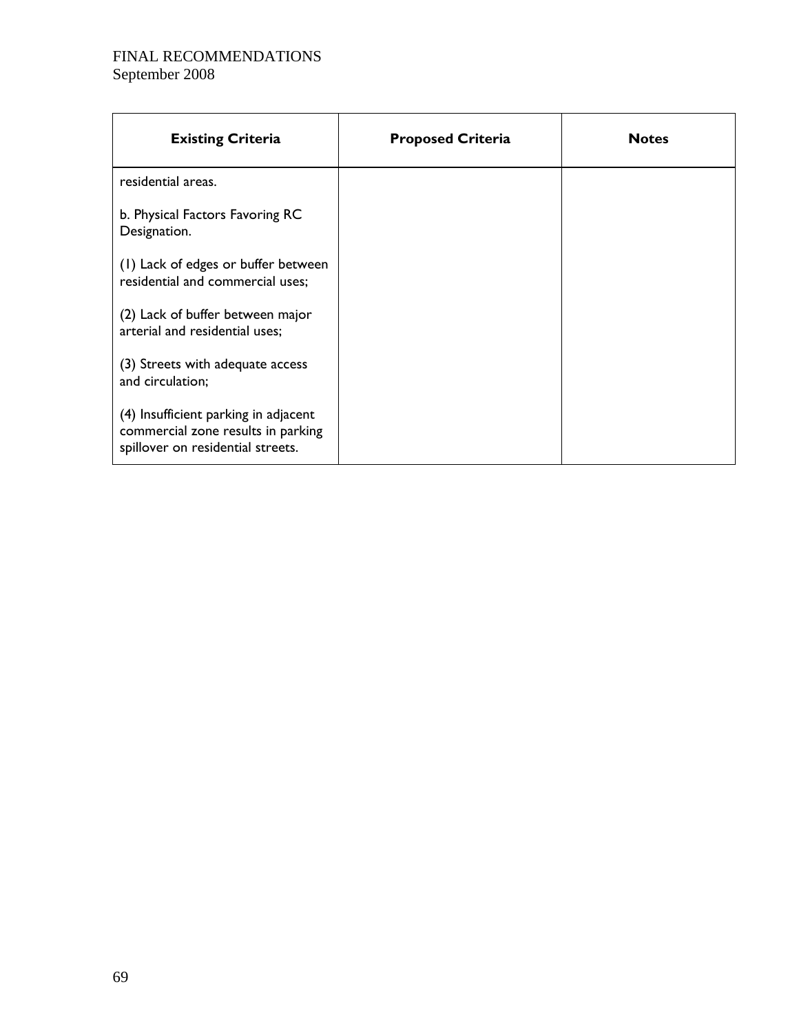| Existing Criteria | Proposed Criteria | Notes |
|---|---|---|
| residential areas.<br><br>b. Physical Factors Favoring RC Designation.<br><br>(1) Lack of edges or buffer between residential and commercial uses;<br><br>(2) Lack of buffer between major arterial and residential uses;<br><br>(3) Streets with adequate access and circulation;<br><br>(4) Insufficient parking in adjacent commercial zone results in parking spillover on residential streets. | | |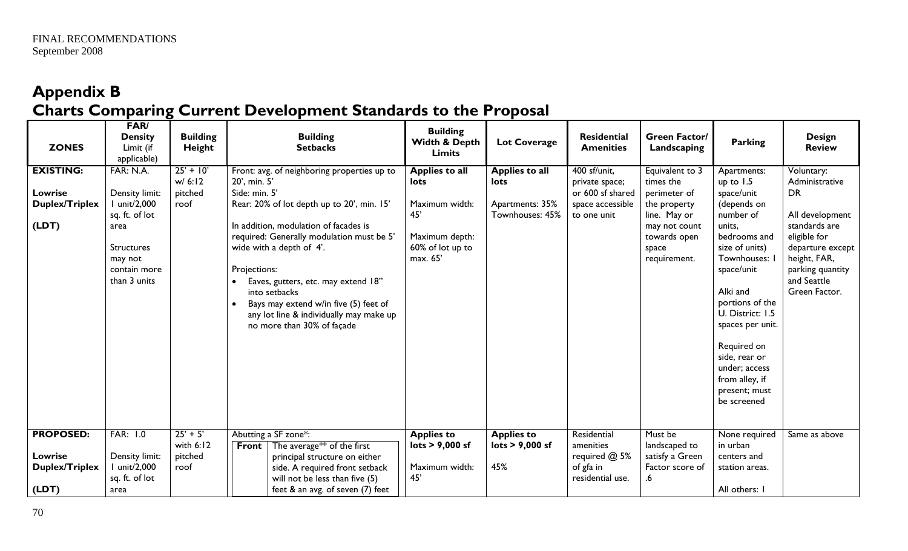FINAL RECOMMENDATIONS
September 2008

# Appendix B

## Charts Comparing Current Development Standards to the Proposal

| ZONES | FAR/ Density Limit (if applicable) | Building Height | Building Setbacks | Building Width & Depth Limits | Lot Coverage | Residential Amenities | Green Factor/ Landscaping | Parking | Design Review |
|---|---|---|---|---|---|---|---|---|---|
| **EXISTING:**<br><br>**Lowrise Duplex/Triplex**<br><br>**(LDT)** | FAR: N.A.<br><br>Density limit: 1 unit/2,000 sq. ft. of lot area<br><br>Structures may not contain more than 3 units | 25' + 10' w/ 6:12 pitched roof | Front: avg. of neighboring properties up to 20', min. 5'<br>Side: min. 5'<br>Rear: 20% of lot depth up to 20', min. 15'<br><br>In addition, modulation of facades is required: Generally modulation must be 5' wide with a depth of 4'.<br><br>Projections:<br>• Eaves, gutters, etc. may extend 18" into setbacks<br>• Bays may extend w/in five (5) feet of any lot line & individually may make up no more than 30% of façade | **Applies to all lots**<br><br>Maximum width: 45'<br><br>Maximum depth: 60% of lot up to max. 65' | **Applies to all lots**<br><br>Apartments: 35%<br>Townhouses: 45% | 400 sf/unit, private space; or 600 sf shared space accessible to one unit | Equivalent to 3 times the perimeter of the property line. May or may not count towards open space requirement. | Apartments: up to 1.5 space/unit (depends on number of units, bedrooms and size of units)<br>Townhouses: 1 space/unit<br><br>Alki and portions of the U. District: 1.5 spaces per unit.<br><br>Required on side, rear or under; access from alley, if present; must be screened | Voluntary: Administrative DR<br><br>All development standards are eligible for departure except height, FAR, parking quantity and Seattle Green Factor. |
| **PROPOSED:**<br><br>**Lowrise Duplex/Triplex**<br><br>**(LDT)** | FAR: 1.0<br><br>Density limit: 1 unit/2,000 sq. ft. of lot area | 25' + 5' with 6:12 pitched roof | Abutting a SF zone*:<br>**Front** – The average** of the first principal structure on either side. A required front setback will not be less than five (5) feet & an avg. of seven (7) feet | **Applies to lots > 9,000 sf**<br><br>Maximum width: 45' | **Applies to lots > 9,000 sf**<br><br>45% | Residential amenities required @ 5% of gfa in residential use. | Must be landscaped to satisfy a Green Factor score of .6 | None required in urban centers and station areas.<br><br>All others: 1 | Same as above |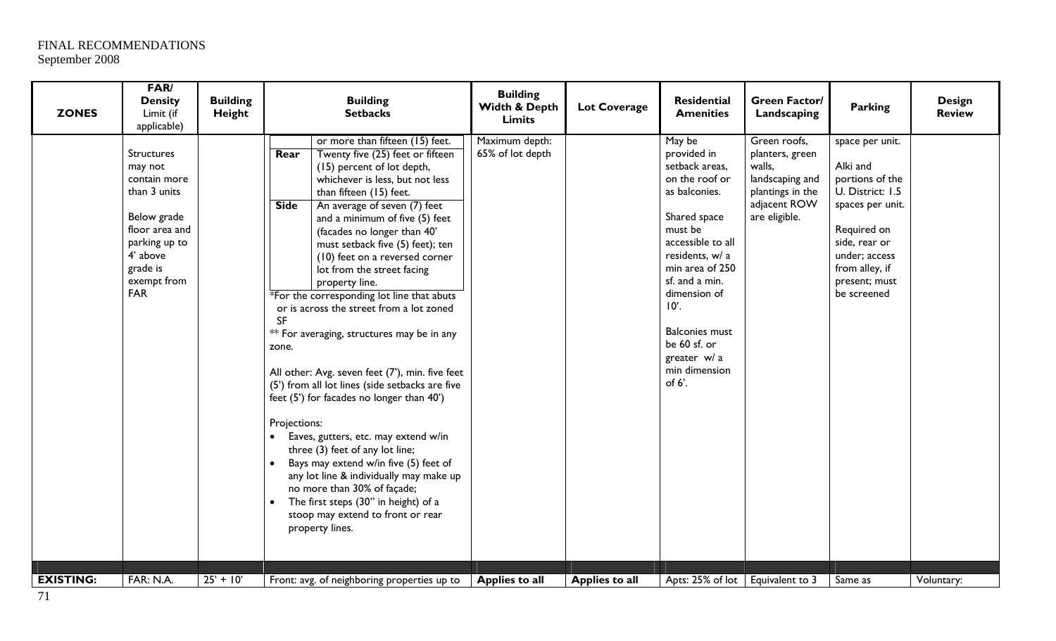FINAL RECOMMENDATIONS
September 2008

| ZONES | FAR/ Density Limit (if applicable) | Building Height | Building Setbacks | Building Width & Depth Limits | Lot Coverage | Residential Amenities | Green Factor/ Landscaping | Parking | Design Review |
|---|---|---|---|---|---|---|---|---|---|
| | Structures may not contain more than 3 units<br><br>Below grade floor area and parking up to 4' above grade is exempt from FAR | | or more than fifteen (15) feet.<br>**Rear**: Twenty five (25) feet or fifteen (15) percent of lot depth, whichever is less, but not less than fifteen (15) feet.<br>**Side**: An average of seven (7) feet and a minimum of five (5) feet (facades no longer than 40' must setback five (5) feet); ten (10) feet on a reversed corner lot from the street facing property line.<br>*For the corresponding lot line that abuts or is across the street from a lot zoned SF<br>** For averaging, structures may be in any zone.<br><br>All other: Avg. seven feet (7'), min. five feet (5') from all lot lines (side setbacks are five feet (5') for facades no longer than 40')<br><br>Projections:<br>• Eaves, gutters, etc. may extend w/in three (3) feet of any lot line;<br>• Bays may extend w/in five (5) feet of any lot line & individually may make up no more than 30% of façade;<br>• The first steps (30" in height) of a stoop may extend to front or rear property lines. | Maximum depth: 65% of lot depth | | May be provided in setback areas, on the roof or as balconies.<br><br>Shared space must be accessible to all residents, w/ a min area of 250 sf. and a min. dimension of 10'.<br><br>Balconies must be 60 sf. or greater w/ a min dimension of 6'. | Green roofs, planters, green walls, landscaping and plantings in the adjacent ROW are eligible. | space per unit.<br><br>Alki and portions of the U. District: 1.5 spaces per unit.<br><br>Required on side, rear or under; access from alley, if present; must be screened | |
| | | | | | | | | | |
| **EXISTING:** | FAR: N.A. | 25' + 10' | Front: avg. of neighboring properties up to | **Applies to all** | **Applies to all** | Apts: 25% of lot | Equivalent to 3 | Same as | Voluntary: |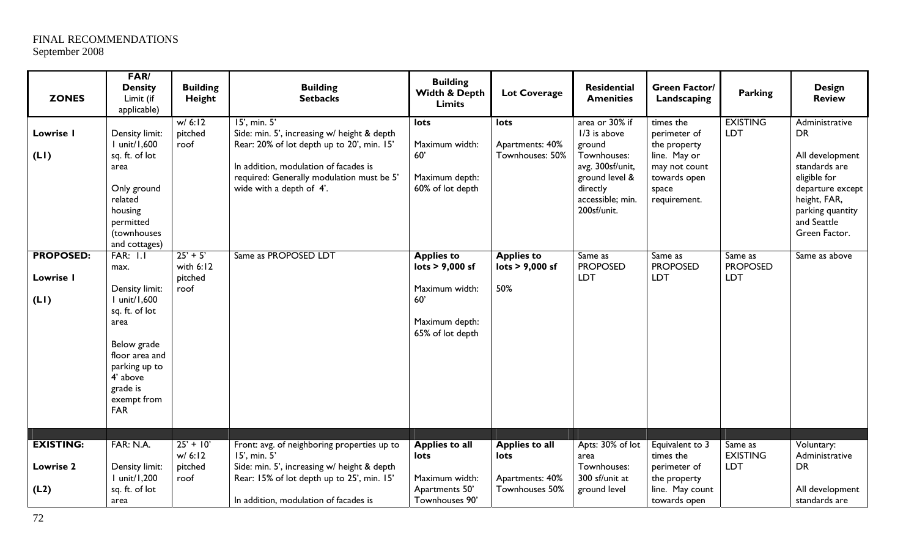FINAL RECOMMENDATIONS
September 2008

| ZONES | FAR/ Density Limit (if applicable) | Building Height | Building Setbacks | Building Width & Depth Limits | Lot Coverage | Residential Amenities | Green Factor/ Landscaping | Parking | Design Review |
|---|---|---|---|---|---|---|---|---|---|
| **Lowrise 1** (L1) | Density limit: 1 unit/1,600 sq. ft. of lot area<br><br>Only ground related housing permitted (townhouses and cottages) | w/ 6:12 pitched roof | 15', min. 5'<br>Side: min. 5', increasing w/ height & depth<br>Rear: 20% of lot depth up to 20', min. 15'<br><br>In addition, modulation of facades is required: Generally modulation must be 5' wide with a depth of 4'. | **lots**<br><br>Maximum width: 60'<br><br>Maximum depth: 60% of lot depth | **lots**<br><br>Apartments: 40%<br>Townhouses: 50% | area or 30% if 1/3 is above ground<br>Townhouses: avg. 300sf/unit, ground level & directly accessible; min. 200sf/unit. | times the perimeter of the property line. May or may not count towards open space requirement. | EXISTING LDT | Administrative DR<br><br>All development standards are eligible for departure except height, FAR, parking quantity and Seattle Green Factor. |
| **PROPOSED: Lowrise 1** (L1) | FAR: 1.1 max.<br><br>Density limit: 1 unit/1,600 sq. ft. of lot area<br><br>Below grade floor area and parking up to 4' above grade is exempt from FAR | 25' + 5' with 6:12 pitched roof | Same as PROPOSED LDT | **Applies to lots > 9,000 sf**<br><br>Maximum width: 60'<br><br>Maximum depth: 65% of lot depth | **Applies to lots > 9,000 sf**<br><br>50% | Same as PROPOSED LDT | Same as PROPOSED LDT | Same as PROPOSED LDT | Same as above |
| | | | | | | | | | |
| **EXISTING: Lowrise 2** (L2) | FAR: N.A.<br><br>Density limit: 1 unit/1,200 sq. ft. of lot area | 25' + 10' w/ 6:12 pitched roof | Front: avg. of neighboring properties up to 15', min. 5'<br>Side: min. 5', increasing w/ height & depth<br>Rear: 15% of lot depth up to 25', min. 15'<br><br>In addition, modulation of facades is | **Applies to all lots**<br><br>Maximum width: Apartments 50'<br>Townhouses 90' | **Applies to all lots**<br><br>Apartments: 40%<br>Townhouses 50% | Apts: 30% of lot area<br>Townhouses: 300 sf/unit at ground level | Equivalent to 3 times the perimeter of the property line. May count towards open | Same as EXISTING LDT | Voluntary: Administrative DR<br><br>All development standards are |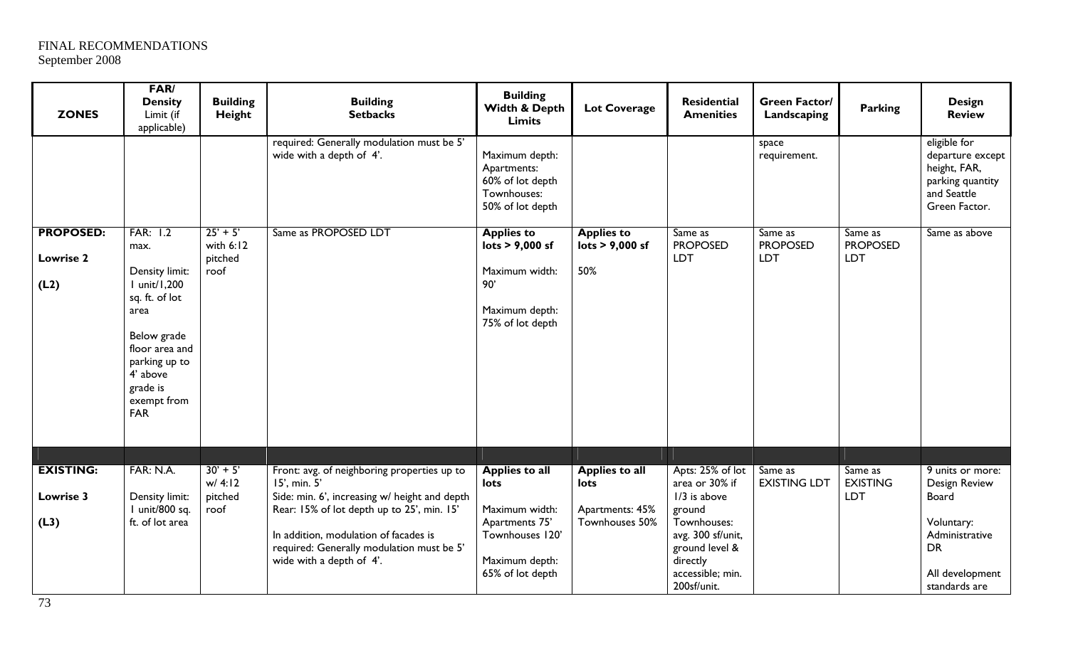FINAL RECOMMENDATIONS
September 2008

| ZONES | FAR/ Density Limit (if applicable) | Building Height | Building Setbacks | Building Width & Depth Limits | Lot Coverage | Residential Amenities | Green Factor/ Landscaping | Parking | Design Review |
|---|---|---|---|---|---|---|---|---|---|
| | | | required: Generally modulation must be 5' wide with a depth of 4'. | Maximum depth: Apartments: 60% of lot depth Townhouses: 50% of lot depth | | | space requirement. | | eligible for departure except height, FAR, parking quantity and Seattle Green Factor. |
| **PROPOSED: Lowrise 2 (L2)** | FAR: 1.2 max. Density limit: 1 unit/1,200 sq. ft. of lot area Below grade floor area and parking up to 4' above grade is exempt from FAR | 25' + 5' with 6:12 pitched roof | Same as PROPOSED LDT | **Applies to lots > 9,000 sf** Maximum width: 90' Maximum depth: 75% of lot depth | **Applies to lots > 9,000 sf** 50% | Same as PROPOSED LDT | Same as PROPOSED LDT | Same as PROPOSED LDT | Same as above |
| | | | | | | | | | |
| **EXISTING: Lowrise 3 (L3)** | FAR: N.A. Density limit: 1 unit/800 sq. ft. of lot area | 30' + 5' w/ 4:12 pitched roof | Front: avg. of neighboring properties up to 15', min. 5' Side: min. 6', increasing w/ height and depth Rear: 15% of lot depth up to 25', min. 15' In addition, modulation of facades is required: Generally modulation must be 5' wide with a depth of 4'. | **Applies to all lots** Maximum width: Apartments 75' Townhouses 120' Maximum depth: 65% of lot depth | **Applies to all lots** Apartments: 45% Townhouses 50% | Apts: 25% of lot area or 30% if 1/3 is above ground Townhouses: avg. 300 sf/unit, ground level & directly accessible; min. 200sf/unit. | Same as EXISTING LDT | Same as EXISTING LDT | 9 units or more: Design Review Board Voluntary: Administrative DR All development standards are |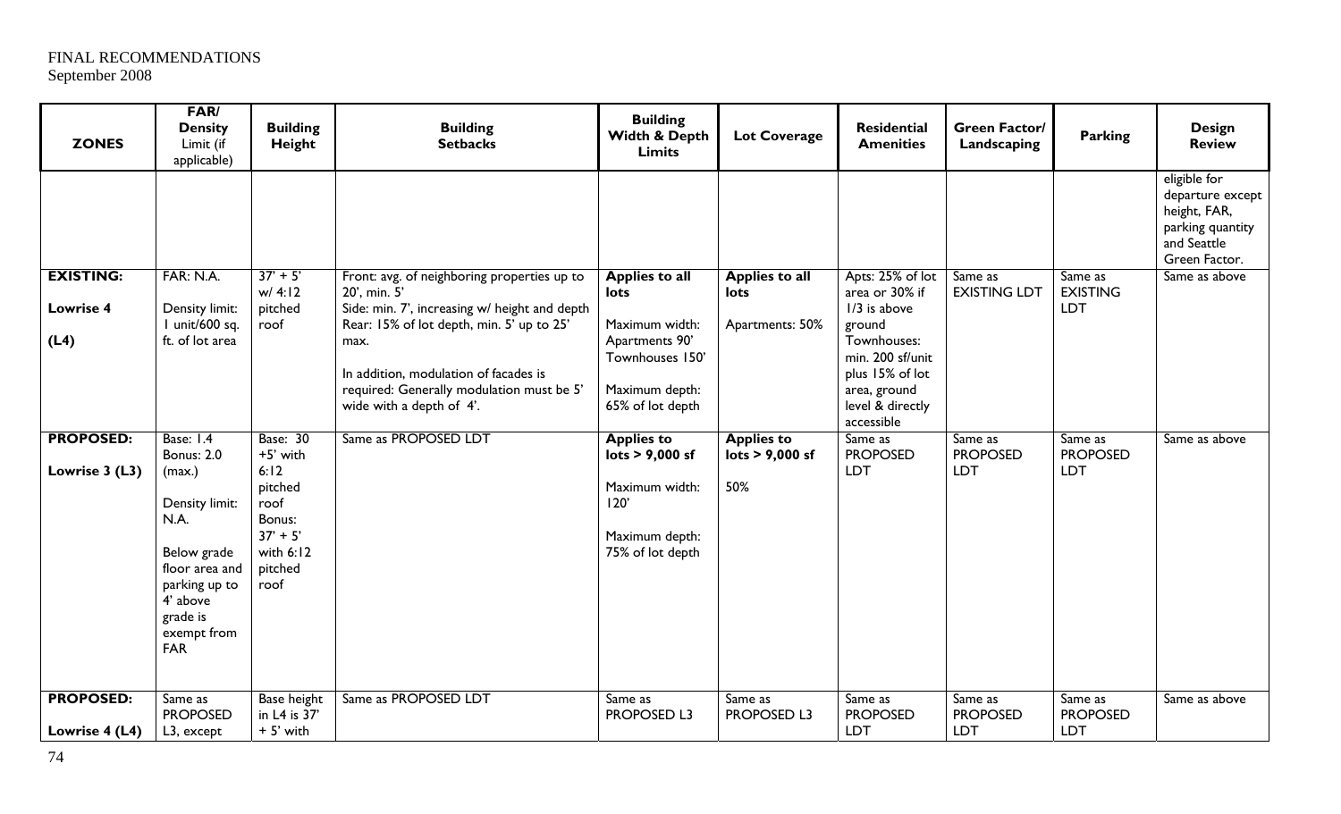FINAL RECOMMENDATIONS
September 2008

| ZONES | FAR/ Density Limit (if applicable) | Building Height | Building Setbacks | Building Width & Depth Limits | Lot Coverage | Residential Amenities | Green Factor/ Landscaping | Parking | Design Review |
|---|---|---|---|---|---|---|---|---|---|
| | | | | | | | | | eligible for departure except height, FAR, parking quantity and Seattle Green Factor. |
| **EXISTING:** **Lowrise 4** **(L4)** | FAR: N.A. Density limit: 1 unit/600 sq. ft. of lot area | 37' + 5' w/ 4:12 pitched roof | Front: avg. of neighboring properties up to 20', min. 5' Side: min. 7', increasing w/ height and depth Rear: 15% of lot depth, min. 5' up to 25' max. In addition, modulation of facades is required: Generally modulation must be 5' wide with a depth of 4'. | **Applies to all lots** Maximum width: Apartments 90' Townhouses 150' Maximum depth: 65% of lot depth | **Applies to all lots** Apartments: 50% | Apts: 25% of lot area or 30% if 1/3 is above ground Townhouses: min. 200 sf/unit plus 15% of lot area, ground level & directly accessible | Same as EXISTING LDT | Same as EXISTING LDT | Same as above |
| **PROPOSED:** **Lowrise 3 (L3)** | Base: 1.4 Bonus: 2.0 (max.) Density limit: N.A. Below grade floor area and parking up to 4' above grade is exempt from FAR | Base: 30 +5' with 6:12 pitched roof Bonus: 37' + 5' with 6:12 pitched roof | Same as PROPOSED LDT | **Applies to lots > 9,000 sf** Maximum width: 120' Maximum depth: 75% of lot depth | **Applies to lots > 9,000 sf** 50% | Same as PROPOSED LDT | Same as PROPOSED LDT | Same as PROPOSED LDT | Same as above |
| **PROPOSED:** **Lowrise 4 (L4)** | Same as PROPOSED L3, except | Base height in L4 is 37' + 5' with | Same as PROPOSED LDT | Same as PROPOSED L3 | Same as PROPOSED L3 | Same as PROPOSED LDT | Same as PROPOSED LDT | Same as PROPOSED LDT | Same as above |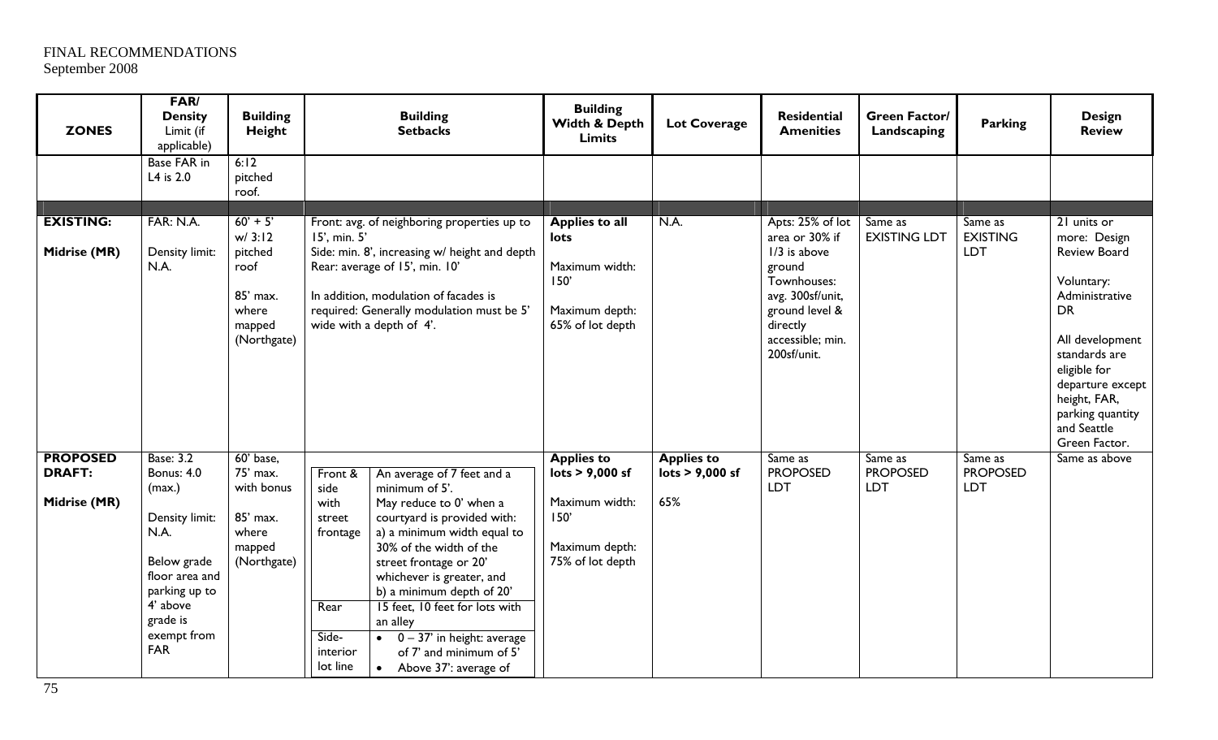FINAL RECOMMENDATIONS
September 2008

| ZONES | FAR/ Density Limit (if applicable) | Building Height | Building Setbacks | Building Width & Depth Limits | Lot Coverage | Residential Amenities | Green Factor/ Landscaping | Parking | Design Review |
|---|---|---|---|---|---|---|---|---|---|
| | Base FAR in L4 is 2.0 | 6:12 pitched roof. | | | | | | | |
| | | | | | | | | | |
| **EXISTING:** <br><br> **Midrise (MR)** | FAR: N.A. <br><br> Density limit: N.A. | 60' + 5' w/ 3:12 pitched roof <br><br> 85' max. where mapped (Northgate) | Front: avg. of neighboring properties up to 15', min. 5' <br> Side: min. 8', increasing w/ height and depth <br> Rear: average of 15', min. 10' <br><br> In addition, modulation of facades is required: Generally modulation must be 5' wide with a depth of 4'. | **Applies to all lots** <br><br> Maximum width: 150' <br><br> Maximum depth: 65% of lot depth | N.A. | Apts: 25% of lot area or 30% if 1/3 is above ground <br> Townhouses: avg. 300sf/unit, ground level & directly accessible; min. 200sf/unit. | Same as EXISTING LDT | Same as EXISTING LDT | 21 units or more: Design Review Board <br><br> Voluntary: Administrative DR <br><br> All development standards are eligible for departure except height, FAR, parking quantity and Seattle Green Factor. |
| **PROPOSED DRAFT:** <br><br> **Midrise (MR)** | Base: 3.2 <br> Bonus: 4.0 (max.) <br><br> Density limit: N.A. <br><br> Below grade floor area and parking up to 4' above grade is exempt from FAR | 60' base, 75' max. with bonus <br><br> 85' max. where mapped (Northgate) | Front & side with street frontage: An average of 7 feet and a minimum of 5'. May reduce to 0' when a courtyard is provided with: a) a minimum width equal to 30% of the width of the street frontage or 20' whichever is greater, and b) a minimum depth of 20' <br> Rear: 15 feet, 10 feet for lots with an alley <br> Side-interior lot line: • 0 – 37' in height: average of 7' and minimum of 5' • Above 37': average of | **Applies to lots > 9,000 sf** <br><br> Maximum width: 150' <br><br> Maximum depth: 75% of lot depth | **Applies to lots > 9,000 sf** <br><br> 65% | Same as PROPOSED LDT | Same as PROPOSED LDT | Same as PROPOSED LDT | Same as above |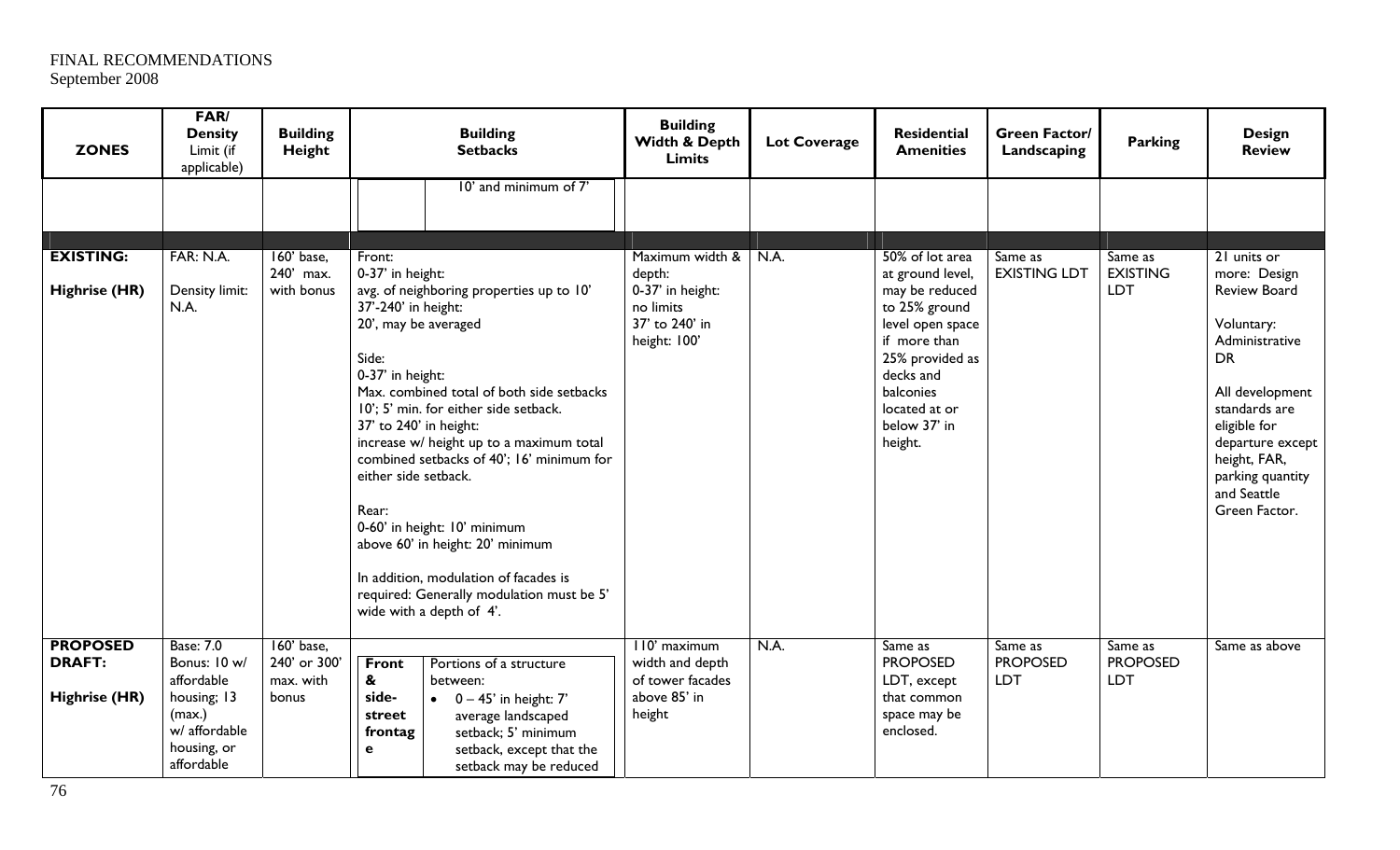FINAL RECOMMENDATIONS
September 2008

| ZONES | FAR/ Density Limit (if applicable) | Building Height | Building Setbacks | Building Width & Depth Limits | Lot Coverage | Residential Amenities | Green Factor/ Landscaping | Parking | Design Review |
|---|---|---|---|---|---|---|---|---|---|
| | | | 10' and minimum of 7' | | | | | | |
| | | | | | | | | | |
| **EXISTING:** **Highrise (HR)** | FAR: N.A. Density limit: N.A. | 160' base, 240' max. with bonus | Front: 0-37' in height: avg. of neighboring properties up to 10' 37'-240' in height: 20', may be averaged Side: 0-37' in height: Max. combined total of both side setbacks 10'; 5' min. for either side setback. 37' to 240' in height: increase w/ height up to a maximum total combined setbacks of 40'; 16' minimum for either side setback. Rear: 0-60' in height: 10' minimum above 60' in height: 20' minimum In addition, modulation of facades is required: Generally modulation must be 5' wide with a depth of 4'. | Maximum width & depth: 0-37' in height: no limits 37' to 240' in height: 100' | N.A. | 50% of lot area at ground level, may be reduced to 25% ground level open space if more than 25% provided as decks and balconies located at or below 37' in height. | Same as EXISTING LDT | Same as EXISTING LDT | 21 units or more: Design Review Board Voluntary: Administrative DR All development standards are eligible for departure except height, FAR, parking quantity and Seattle Green Factor. |
| **PROPOSED DRAFT:** **Highrise (HR)** | Base: 7.0 Bonus: 10 w/ affordable housing; 13 (max.) w/ affordable housing, or affordable | 160' base, 240' or 300' max. with bonus | **Front & side-street frontage**: Portions of a structure between: • 0 – 45' in height: 7' average landscaped setback; 5' minimum setback, except that the setback may be reduced | 110' maximum width and depth of tower facades above 85' in height | N.A. | Same as PROPOSED LDT, except that common space may be enclosed. | Same as PROPOSED LDT | Same as PROPOSED LDT | Same as above |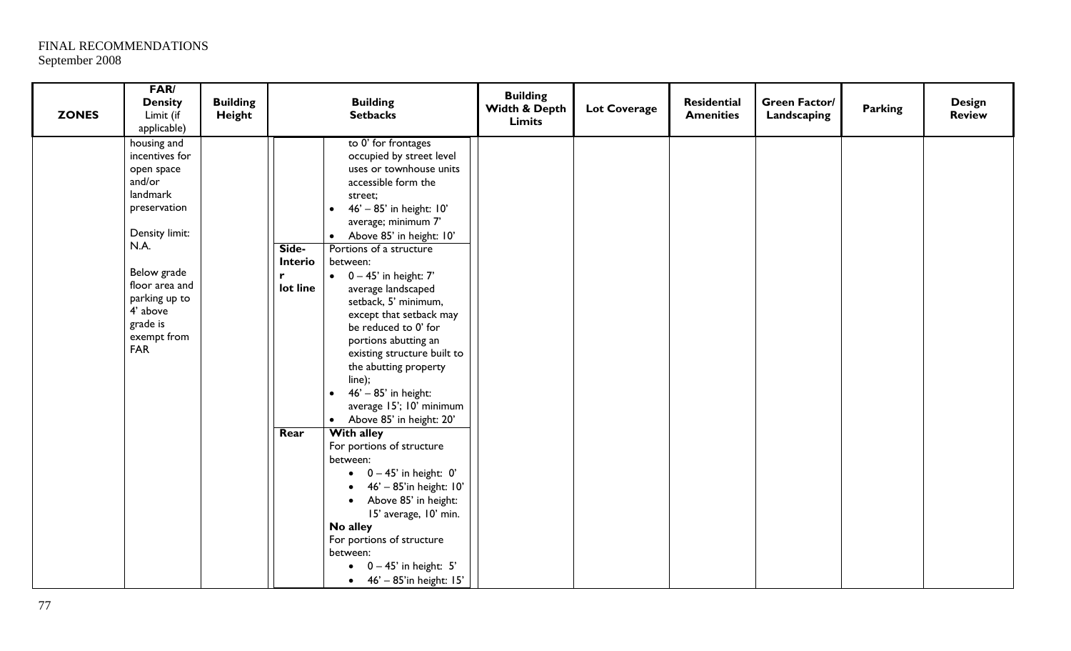FINAL RECOMMENDATIONS
September 2008

| ZONES | FAR/ Density Limit (if applicable) | Building Height | Building Setbacks | | Building Width & Depth Limits | Lot Coverage | Residential Amenities | Green Factor/ Landscaping | Parking | Design Review |
|---|---|---|---|---|---|---|---|---|---|---|
| | housing and incentives for open space and/or landmark preservation<br><br>Density limit: N.A.<br><br>Below grade floor area and parking up to 4' above grade is exempt from FAR | | | to 0' for frontages occupied by street level uses or townhouse units accessible form the street;<br>• 46' – 85' in height: 10' average; minimum 7'<br>• Above 85' in height: 10' | | | | | | |
| | | | Side-Interior lot line | Portions of a structure between:<br>• 0 – 45' in height: 7' average landscaped setback, 5' minimum, except that setback may be reduced to 0' for portions abutting an existing structure built to the abutting property line);<br>• 46' – 85' in height: average 15'; 10' minimum<br>• Above 85' in height: 20' | | | | | | |
| | | | Rear | **With alley**<br>For portions of structure between:<br>• 0 – 45' in height: 0'<br>• 46' – 85'in height: 10'<br>• Above 85' in height: 15' average, 10' min.<br>**No alley**<br>For portions of structure between:<br>• 0 – 45' in height: 5'<br>• 46' – 85'in height: 15' | | | | | | |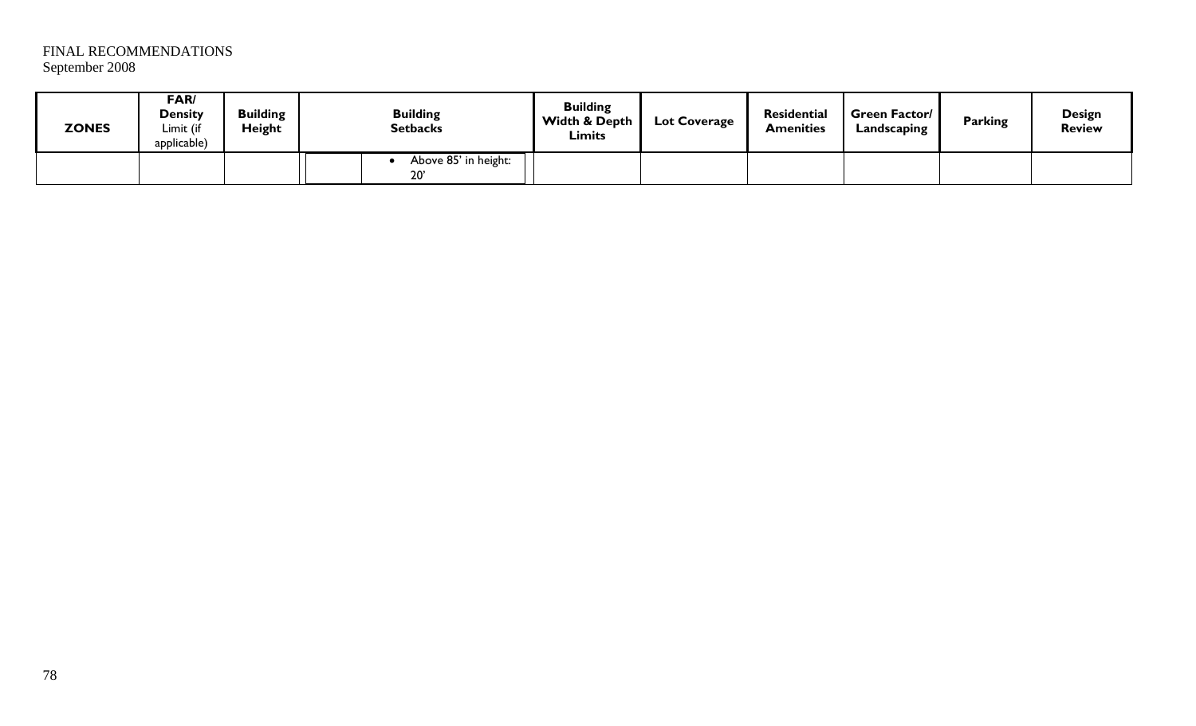FINAL RECOMMENDATIONS
September 2008

| ZONES | FAR/ Density Limit (if applicable) | Building Height | Building Setbacks | Building Width & Depth Limits | Lot Coverage | Residential Amenities | Green Factor/ Landscaping | Parking | Design Review |
| --- | --- | --- | --- | --- | --- | --- | --- | --- | --- |
| | | | • Above 85' in height: 20' | | | | | | |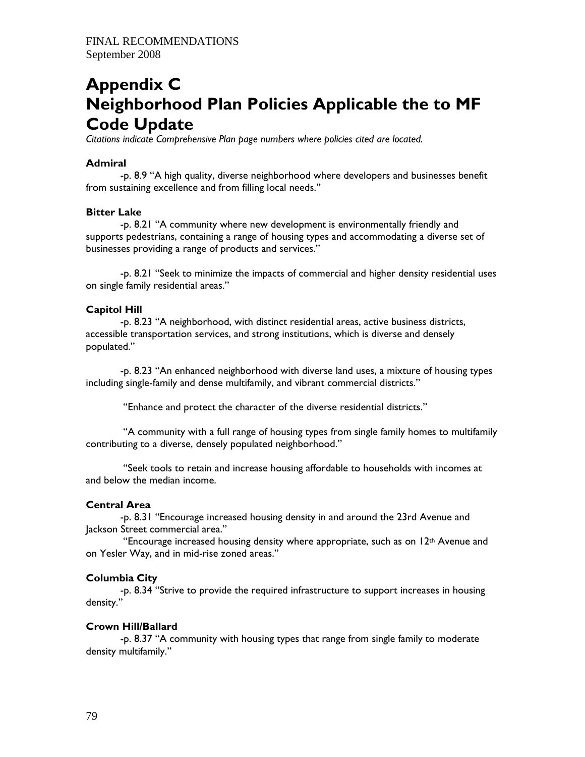FINAL RECOMMENDATIONS
September 2008

# Appendix C
# Neighborhood Plan Policies Applicable the to MF Code Update

*Citations indicate Comprehensive Plan page numbers where policies cited are located.*

**Admiral**

-p. 8.9 "A high quality, diverse neighborhood where developers and businesses benefit from sustaining excellence and from filling local needs."

**Bitter Lake**

-p. 8.21 "A community where new development is environmentally friendly and supports pedestrians, containing a range of housing types and accommodating a diverse set of businesses providing a range of products and services."

-p. 8.21 "Seek to minimize the impacts of commercial and higher density residential uses on single family residential areas."

**Capitol Hill**

-p. 8.23 "A neighborhood, with distinct residential areas, active business districts, accessible transportation services, and strong institutions, which is diverse and densely populated."

-p. 8.23 "An enhanced neighborhood with diverse land uses, a mixture of housing types including single-family and dense multifamily, and vibrant commercial districts."

"Enhance and protect the character of the diverse residential districts."

"A community with a full range of housing types from single family homes to multifamily contributing to a diverse, densely populated neighborhood."

"Seek tools to retain and increase housing affordable to households with incomes at and below the median income.

**Central Area**

-p. 8.31 "Encourage increased housing density in and around the 23rd Avenue and Jackson Street commercial area."

"Encourage increased housing density where appropriate, such as on 12th Avenue and on Yesler Way, and in mid-rise zoned areas."

**Columbia City**

-p. 8.34 "Strive to provide the required infrastructure to support increases in housing density."

**Crown Hill/Ballard**

-p. 8.37 "A community with housing types that range from single family to moderate density multifamily."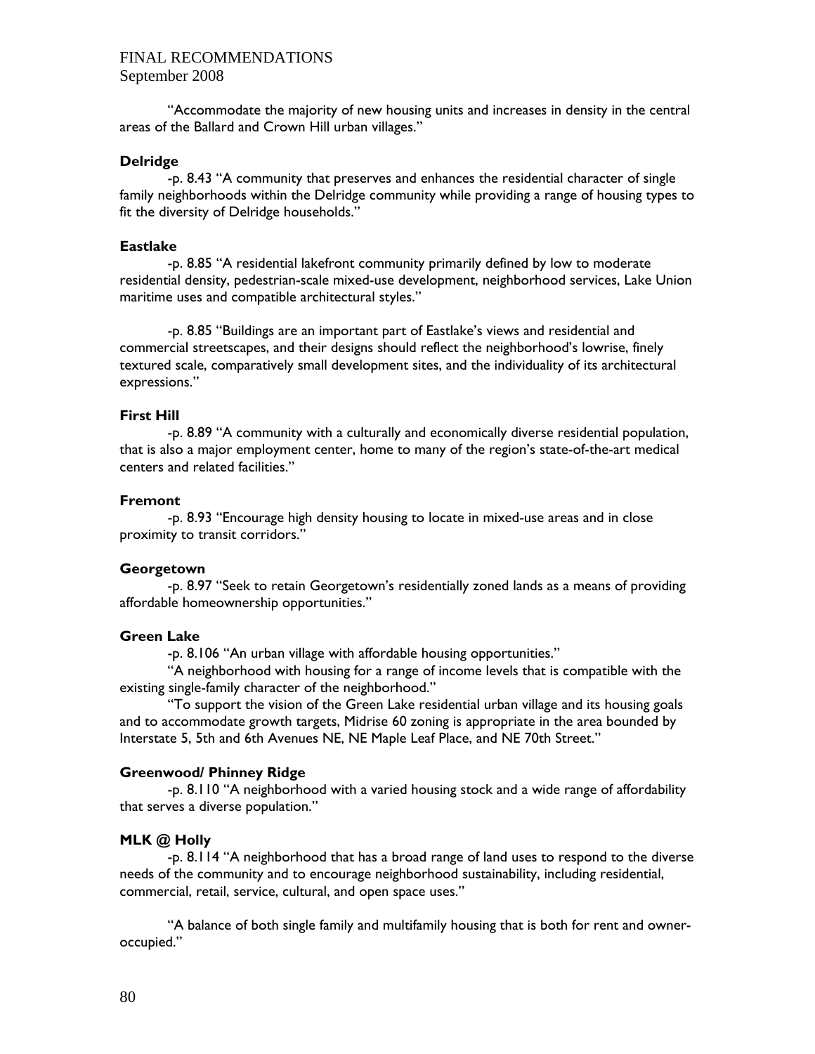"Accommodate the majority of new housing units and increases in density in the central areas of the Ballard and Crown Hill urban villages."

**Delridge**

-p. 8.43 "A community that preserves and enhances the residential character of single family neighborhoods within the Delridge community while providing a range of housing types to fit the diversity of Delridge households."

**Eastlake**

-p. 8.85 "A residential lakefront community primarily defined by low to moderate residential density, pedestrian-scale mixed-use development, neighborhood services, Lake Union maritime uses and compatible architectural styles."

-p. 8.85 "Buildings are an important part of Eastlake's views and residential and commercial streetscapes, and their designs should reflect the neighborhood's lowrise, finely textured scale, comparatively small development sites, and the individuality of its architectural expressions."

**First Hill**

-p. 8.89 "A community with a culturally and economically diverse residential population, that is also a major employment center, home to many of the region's state-of-the-art medical centers and related facilities."

**Fremont**

-p. 8.93 "Encourage high density housing to locate in mixed-use areas and in close proximity to transit corridors."

**Georgetown**

-p. 8.97 "Seek to retain Georgetown's residentially zoned lands as a means of providing affordable homeownership opportunities."

**Green Lake**

-p. 8.106 "An urban village with affordable housing opportunities."

"A neighborhood with housing for a range of income levels that is compatible with the existing single-family character of the neighborhood."

"To support the vision of the Green Lake residential urban village and its housing goals and to accommodate growth targets, Midrise 60 zoning is appropriate in the area bounded by Interstate 5, 5th and 6th Avenues NE, NE Maple Leaf Place, and NE 70th Street."

**Greenwood/ Phinney Ridge**

-p. 8.110 "A neighborhood with a varied housing stock and a wide range of affordability that serves a diverse population."

**MLK @ Holly**

-p. 8.114 "A neighborhood that has a broad range of land uses to respond to the diverse needs of the community and to encourage neighborhood sustainability, including residential, commercial, retail, service, cultural, and open space uses."

"A balance of both single family and multifamily housing that is both for rent and owner-occupied."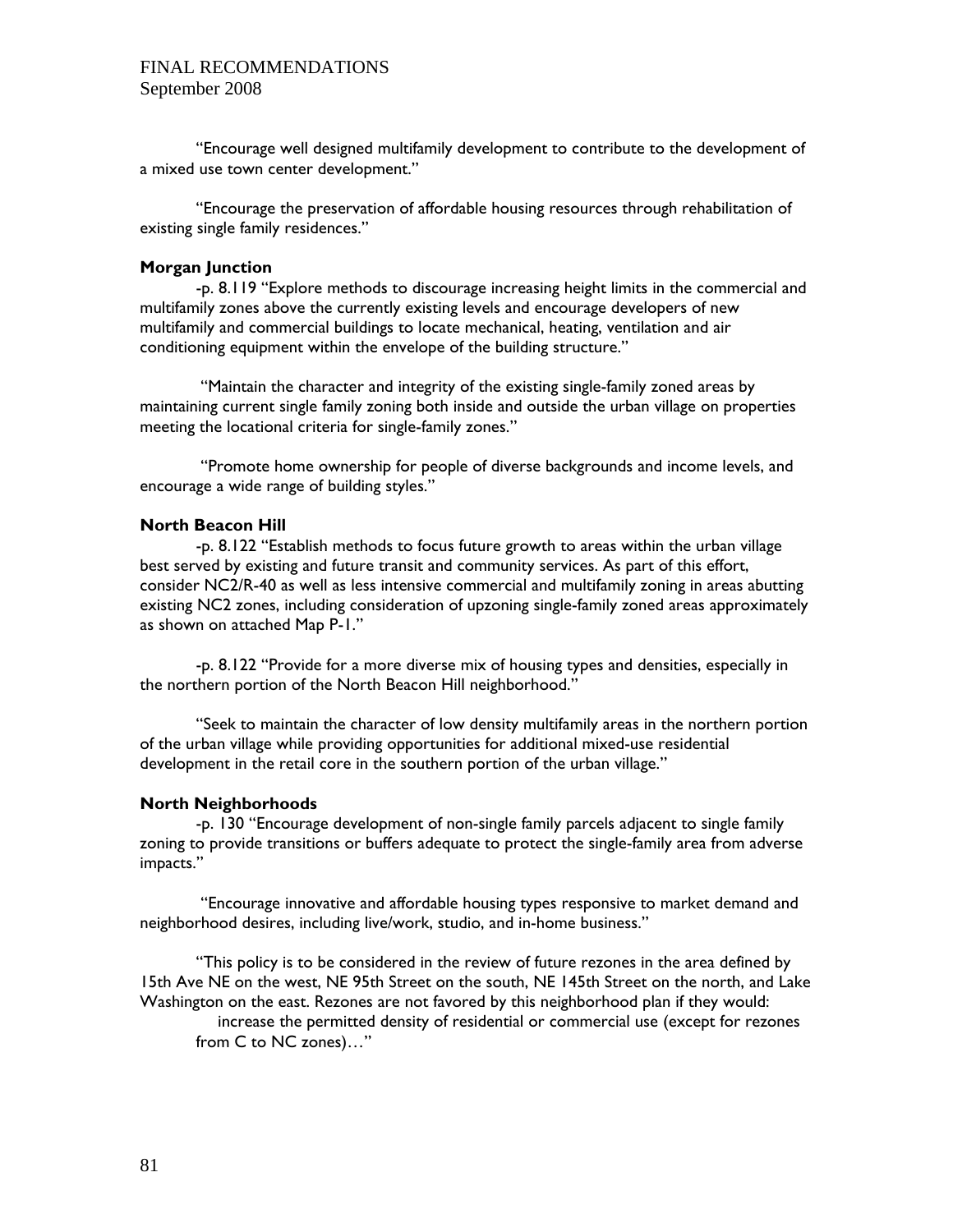"Encourage well designed multifamily development to contribute to the development of a mixed use town center development."

"Encourage the preservation of affordable housing resources through rehabilitation of existing single family residences."

**Morgan Junction**

-p. 8.119 "Explore methods to discourage increasing height limits in the commercial and multifamily zones above the currently existing levels and encourage developers of new multifamily and commercial buildings to locate mechanical, heating, ventilation and air conditioning equipment within the envelope of the building structure."

"Maintain the character and integrity of the existing single-family zoned areas by maintaining current single family zoning both inside and outside the urban village on properties meeting the locational criteria for single-family zones."

"Promote home ownership for people of diverse backgrounds and income levels, and encourage a wide range of building styles."

**North Beacon Hill**

-p. 8.122 "Establish methods to focus future growth to areas within the urban village best served by existing and future transit and community services. As part of this effort, consider NC2/R-40 as well as less intensive commercial and multifamily zoning in areas abutting existing NC2 zones, including consideration of upzoning single-family zoned areas approximately as shown on attached Map P-1."

-p. 8.122 "Provide for a more diverse mix of housing types and densities, especially in the northern portion of the North Beacon Hill neighborhood."

"Seek to maintain the character of low density multifamily areas in the northern portion of the urban village while providing opportunities for additional mixed-use residential development in the retail core in the southern portion of the urban village."

**North Neighborhoods**

-p. 130 "Encourage development of non-single family parcels adjacent to single family zoning to provide transitions or buffers adequate to protect the single-family area from adverse impacts."

"Encourage innovative and affordable housing types responsive to market demand and neighborhood desires, including live/work, studio, and in-home business."

"This policy is to be considered in the review of future rezones in the area defined by 15th Ave NE on the west, NE 95th Street on the south, NE 145th Street on the north, and Lake Washington on the east. Rezones are not favored by this neighborhood plan if they would:

increase the permitted density of residential or commercial use (except for rezones from C to NC zones)…"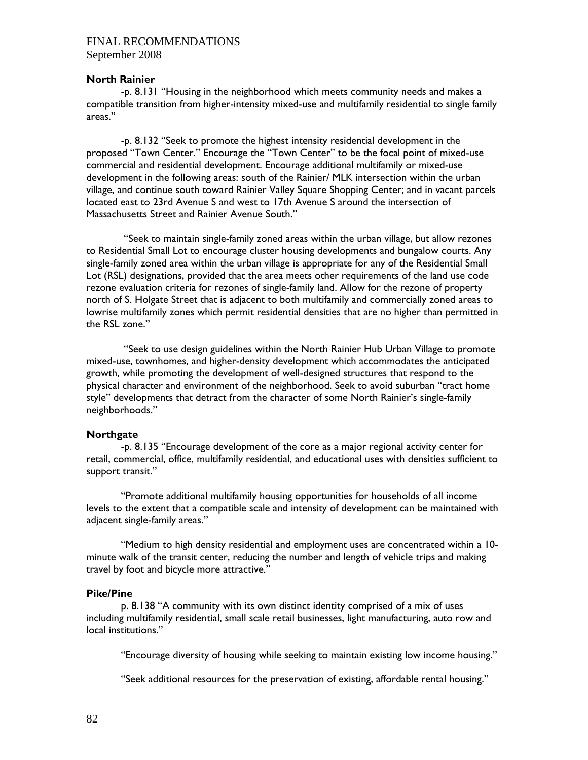**North Rainier**

-p. 8.131 "Housing in the neighborhood which meets community needs and makes a compatible transition from higher-intensity mixed-use and multifamily residential to single family areas."

-p. 8.132 "Seek to promote the highest intensity residential development in the proposed "Town Center." Encourage the "Town Center" to be the focal point of mixed-use commercial and residential development. Encourage additional multifamily or mixed-use development in the following areas: south of the Rainier/ MLK intersection within the urban village, and continue south toward Rainier Valley Square Shopping Center; and in vacant parcels located east to 23rd Avenue S and west to 17th Avenue S around the intersection of Massachusetts Street and Rainier Avenue South."

"Seek to maintain single-family zoned areas within the urban village, but allow rezones to Residential Small Lot to encourage cluster housing developments and bungalow courts. Any single-family zoned area within the urban village is appropriate for any of the Residential Small Lot (RSL) designations, provided that the area meets other requirements of the land use code rezone evaluation criteria for rezones of single-family land. Allow for the rezone of property north of S. Holgate Street that is adjacent to both multifamily and commercially zoned areas to lowrise multifamily zones which permit residential densities that are no higher than permitted in the RSL zone."

"Seek to use design guidelines within the North Rainier Hub Urban Village to promote mixed-use, townhomes, and higher-density development which accommodates the anticipated growth, while promoting the development of well-designed structures that respond to the physical character and environment of the neighborhood. Seek to avoid suburban "tract home style" developments that detract from the character of some North Rainier's single-family neighborhoods."

**Northgate**

-p. 8.135 "Encourage development of the core as a major regional activity center for retail, commercial, office, multifamily residential, and educational uses with densities sufficient to support transit."

"Promote additional multifamily housing opportunities for households of all income levels to the extent that a compatible scale and intensity of development can be maintained with adjacent single-family areas."

"Medium to high density residential and employment uses are concentrated within a 10-minute walk of the transit center, reducing the number and length of vehicle trips and making travel by foot and bicycle more attractive."

**Pike/Pine**

p. 8.138 "A community with its own distinct identity comprised of a mix of uses including multifamily residential, small scale retail businesses, light manufacturing, auto row and local institutions."

"Encourage diversity of housing while seeking to maintain existing low income housing."

"Seek additional resources for the preservation of existing, affordable rental housing."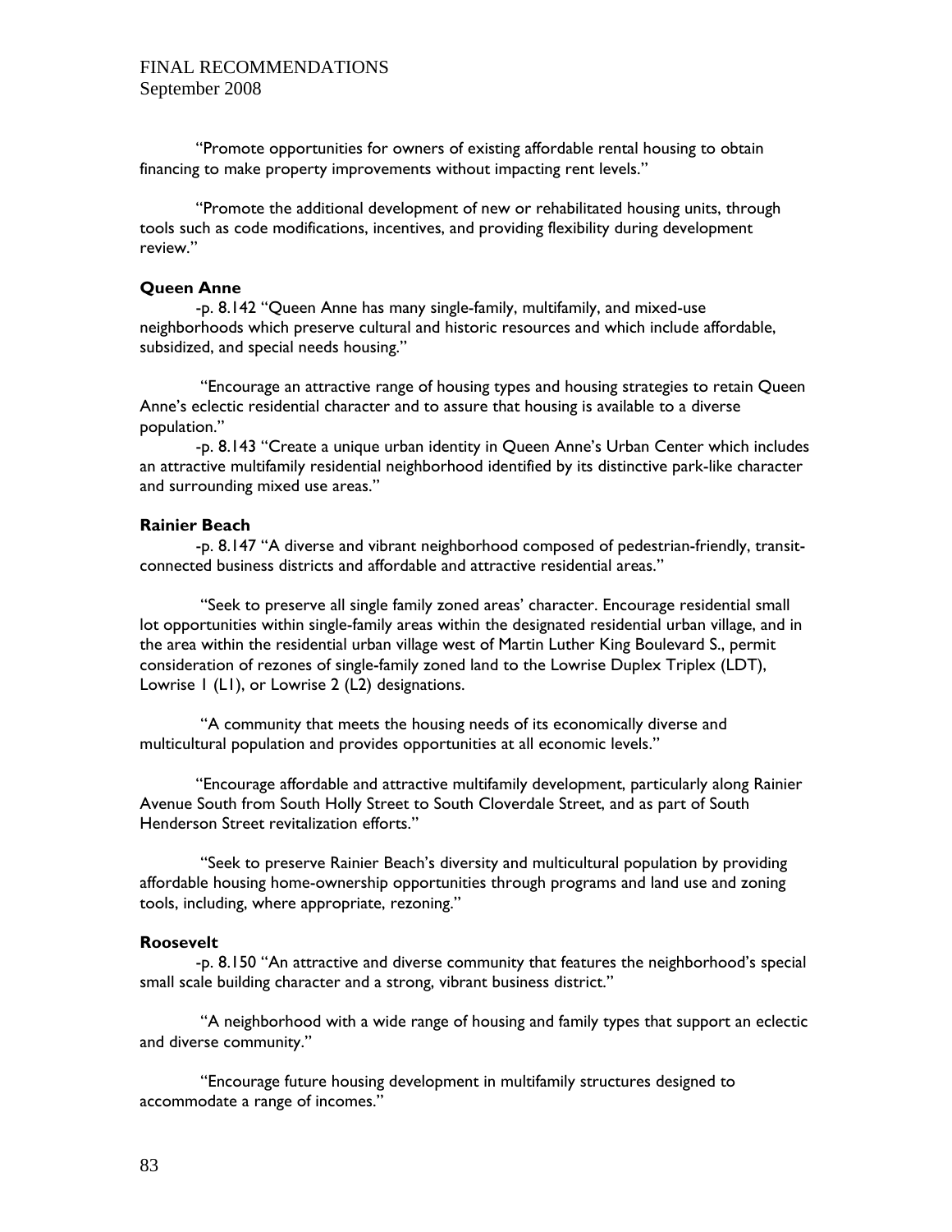"Promote opportunities for owners of existing affordable rental housing to obtain financing to make property improvements without impacting rent levels."

"Promote the additional development of new or rehabilitated housing units, through tools such as code modifications, incentives, and providing flexibility during development review."

**Queen Anne**

-p. 8.142 "Queen Anne has many single-family, multifamily, and mixed-use neighborhoods which preserve cultural and historic resources and which include affordable, subsidized, and special needs housing."

"Encourage an attractive range of housing types and housing strategies to retain Queen Anne's eclectic residential character and to assure that housing is available to a diverse population."

-p. 8.143 "Create a unique urban identity in Queen Anne's Urban Center which includes an attractive multifamily residential neighborhood identified by its distinctive park-like character and surrounding mixed use areas."

**Rainier Beach**

-p. 8.147 "A diverse and vibrant neighborhood composed of pedestrian-friendly, transit-connected business districts and affordable and attractive residential areas."

"Seek to preserve all single family zoned areas' character. Encourage residential small lot opportunities within single-family areas within the designated residential urban village, and in the area within the residential urban village west of Martin Luther King Boulevard S., permit consideration of rezones of single-family zoned land to the Lowrise Duplex Triplex (LDT), Lowrise 1 (L1), or Lowrise 2 (L2) designations.

"A community that meets the housing needs of its economically diverse and multicultural population and provides opportunities at all economic levels."

"Encourage affordable and attractive multifamily development, particularly along Rainier Avenue South from South Holly Street to South Cloverdale Street, and as part of South Henderson Street revitalization efforts."

"Seek to preserve Rainier Beach's diversity and multicultural population by providing affordable housing home-ownership opportunities through programs and land use and zoning tools, including, where appropriate, rezoning."

**Roosevelt**

-p. 8.150 "An attractive and diverse community that features the neighborhood's special small scale building character and a strong, vibrant business district."

"A neighborhood with a wide range of housing and family types that support an eclectic and diverse community."

"Encourage future housing development in multifamily structures designed to accommodate a range of incomes."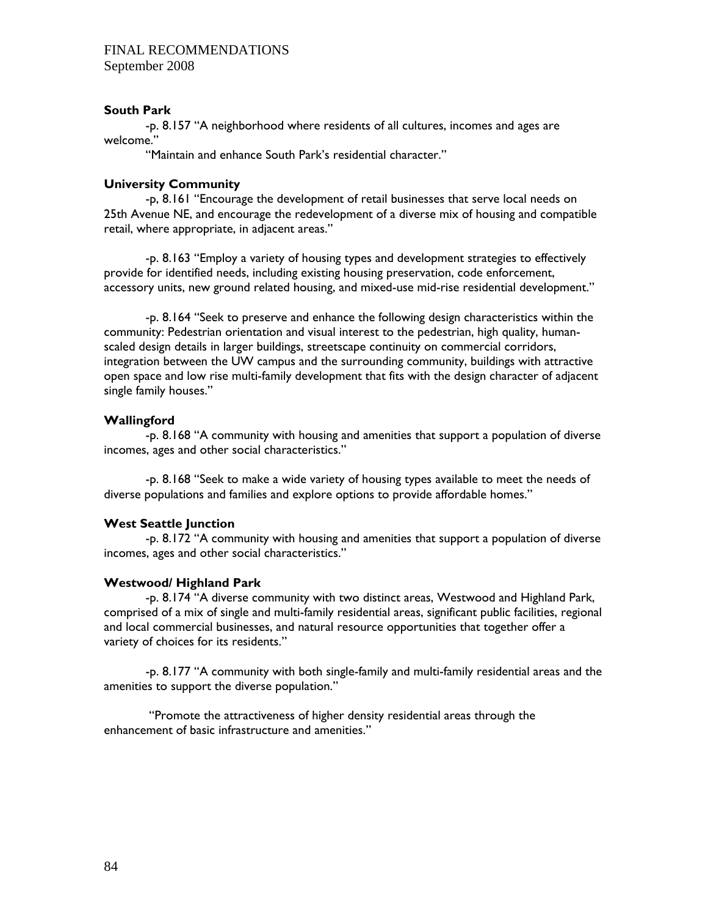**South Park**

-p. 8.157 "A neighborhood where residents of all cultures, incomes and ages are welcome."

"Maintain and enhance South Park's residential character."

**University Community**

-p, 8.161 "Encourage the development of retail businesses that serve local needs on 25th Avenue NE, and encourage the redevelopment of a diverse mix of housing and compatible retail, where appropriate, in adjacent areas."

-p. 8.163 "Employ a variety of housing types and development strategies to effectively provide for identified needs, including existing housing preservation, code enforcement, accessory units, new ground related housing, and mixed-use mid-rise residential development."

-p. 8.164 "Seek to preserve and enhance the following design characteristics within the community: Pedestrian orientation and visual interest to the pedestrian, high quality, human-scaled design details in larger buildings, streetscape continuity on commercial corridors, integration between the UW campus and the surrounding community, buildings with attractive open space and low rise multi-family development that fits with the design character of adjacent single family houses."

**Wallingford**

-p. 8.168 "A community with housing and amenities that support a population of diverse incomes, ages and other social characteristics."

-p. 8.168 "Seek to make a wide variety of housing types available to meet the needs of diverse populations and families and explore options to provide affordable homes."

**West Seattle Junction**

-p. 8.172 "A community with housing and amenities that support a population of diverse incomes, ages and other social characteristics."

**Westwood/ Highland Park**

-p. 8.174 "A diverse community with two distinct areas, Westwood and Highland Park, comprised of a mix of single and multi-family residential areas, significant public facilities, regional and local commercial businesses, and natural resource opportunities that together offer a variety of choices for its residents."

-p. 8.177 "A community with both single-family and multi-family residential areas and the amenities to support the diverse population."

"Promote the attractiveness of higher density residential areas through the enhancement of basic infrastructure and amenities."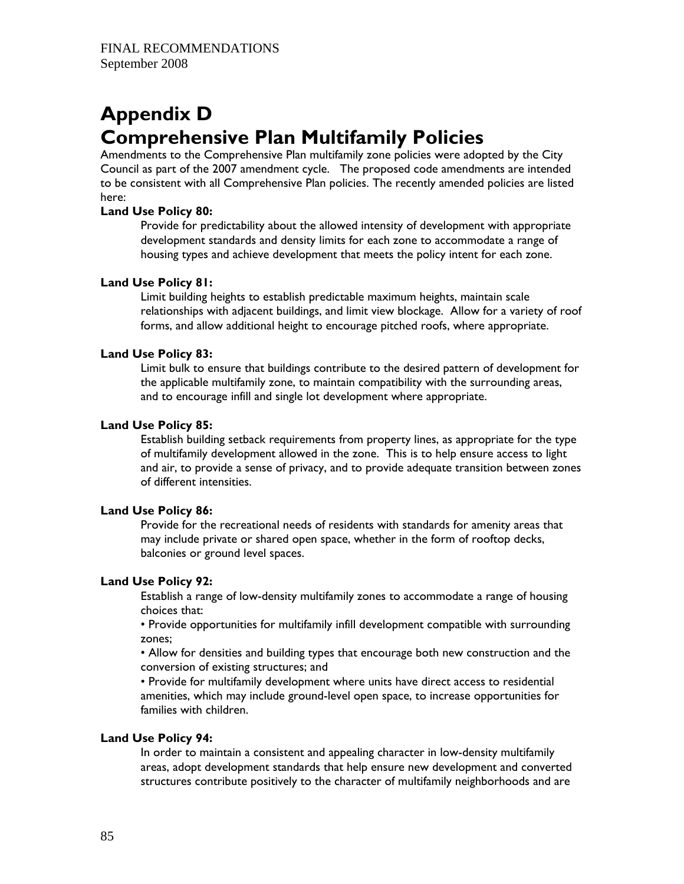# Appendix D
# Comprehensive Plan Multifamily Policies

Amendments to the Comprehensive Plan multifamily zone policies were adopted by the City Council as part of the 2007 amendment cycle. The proposed code amendments are intended to be consistent with all Comprehensive Plan policies. The recently amended policies are listed here:

**Land Use Policy 80:**

Provide for predictability about the allowed intensity of development with appropriate development standards and density limits for each zone to accommodate a range of housing types and achieve development that meets the policy intent for each zone.

**Land Use Policy 81:**

Limit building heights to establish predictable maximum heights, maintain scale relationships with adjacent buildings, and limit view blockage. Allow for a variety of roof forms, and allow additional height to encourage pitched roofs, where appropriate.

**Land Use Policy 83:**

Limit bulk to ensure that buildings contribute to the desired pattern of development for the applicable multifamily zone, to maintain compatibility with the surrounding areas, and to encourage infill and single lot development where appropriate.

**Land Use Policy 85:**

Establish building setback requirements from property lines, as appropriate for the type of multifamily development allowed in the zone. This is to help ensure access to light and air, to provide a sense of privacy, and to provide adequate transition between zones of different intensities.

**Land Use Policy 86:**

Provide for the recreational needs of residents with standards for amenity areas that may include private or shared open space, whether in the form of rooftop decks, balconies or ground level spaces.

**Land Use Policy 92:**

Establish a range of low-density multifamily zones to accommodate a range of housing choices that:

- Provide opportunities for multifamily infill development compatible with surrounding zones;
- Allow for densities and building types that encourage both new construction and the conversion of existing structures; and
- Provide for multifamily development where units have direct access to residential amenities, which may include ground-level open space, to increase opportunities for families with children.

**Land Use Policy 94:**

In order to maintain a consistent and appealing character in low-density multifamily areas, adopt development standards that help ensure new development and converted structures contribute positively to the character of multifamily neighborhoods and are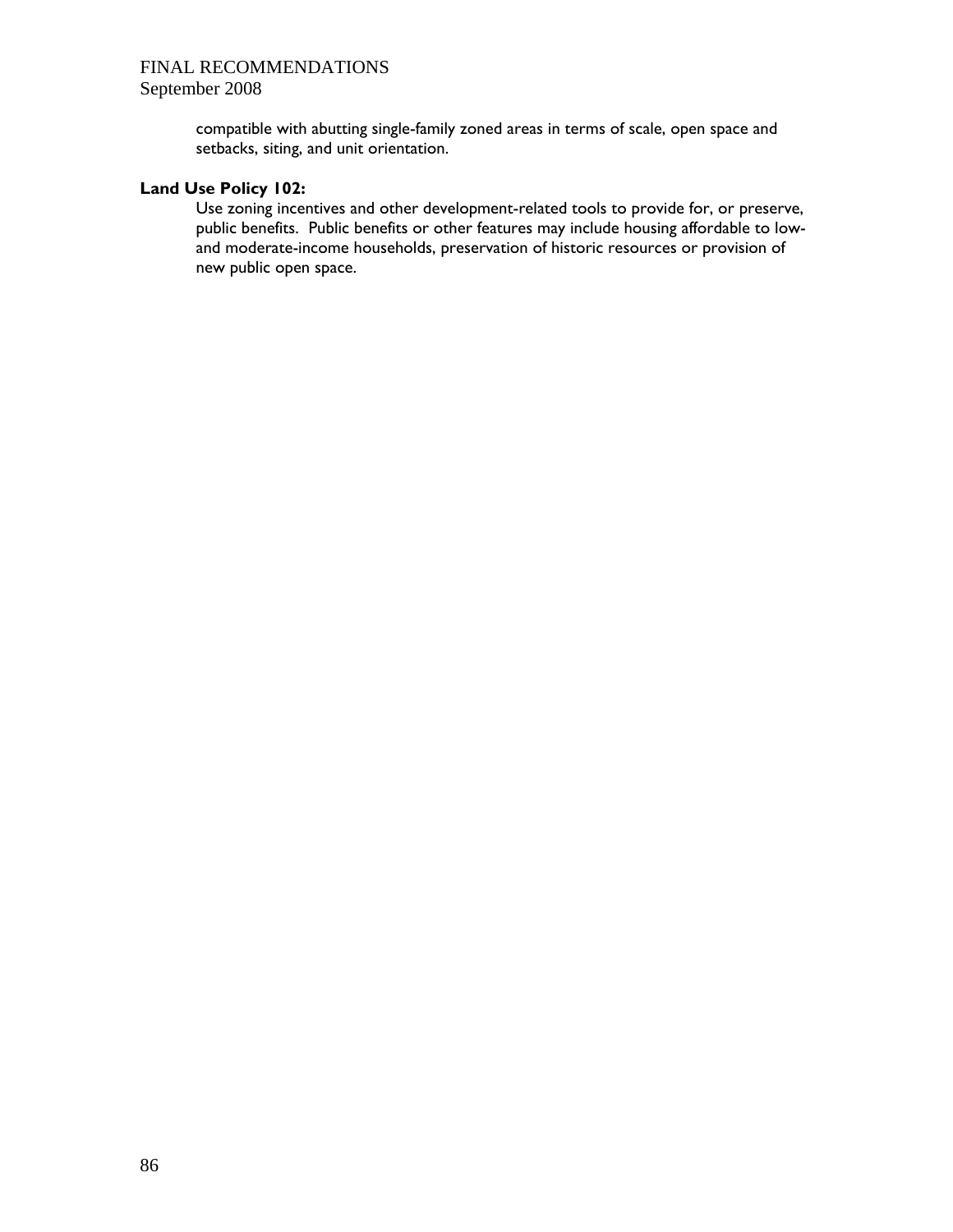compatible with abutting single-family zoned areas in terms of scale, open space and setbacks, siting, and unit orientation.

**Land Use Policy 102:**

Use zoning incentives and other development-related tools to provide for, or preserve, public benefits. Public benefits or other features may include housing affordable to low- and moderate-income households, preservation of historic resources or provision of new public open space.